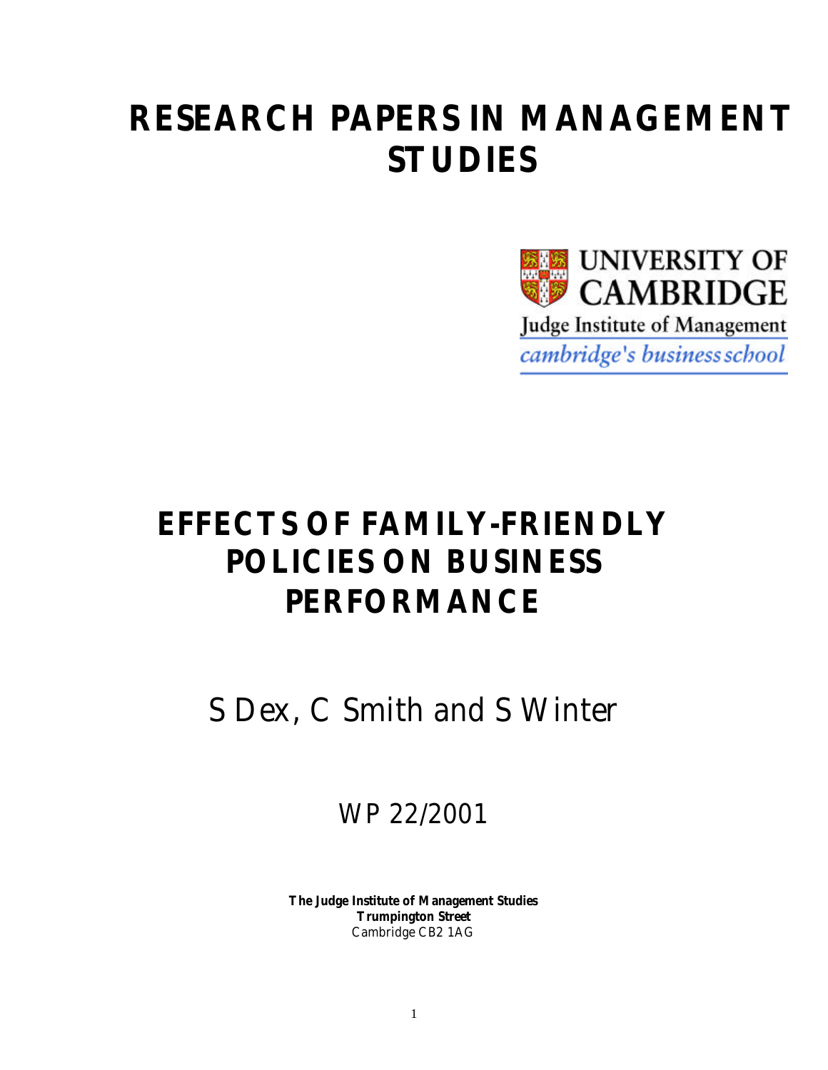# RESEARCH PAPERS IN MANAGEMENT STUDIES

UNIVERSITY OF CAMBRIDGE

Judge Institute of Management

*cambridge's business school*

# EFFECTS OF FAMILY-FRIENDLY POLICIES ON BUSINESS PERFORMANCE

S Dex, C Smith and S Winter

WP 22/2001

**The Judge Institute of Management Studies**
**Trumpington Street**
Cambridge CB2 1AG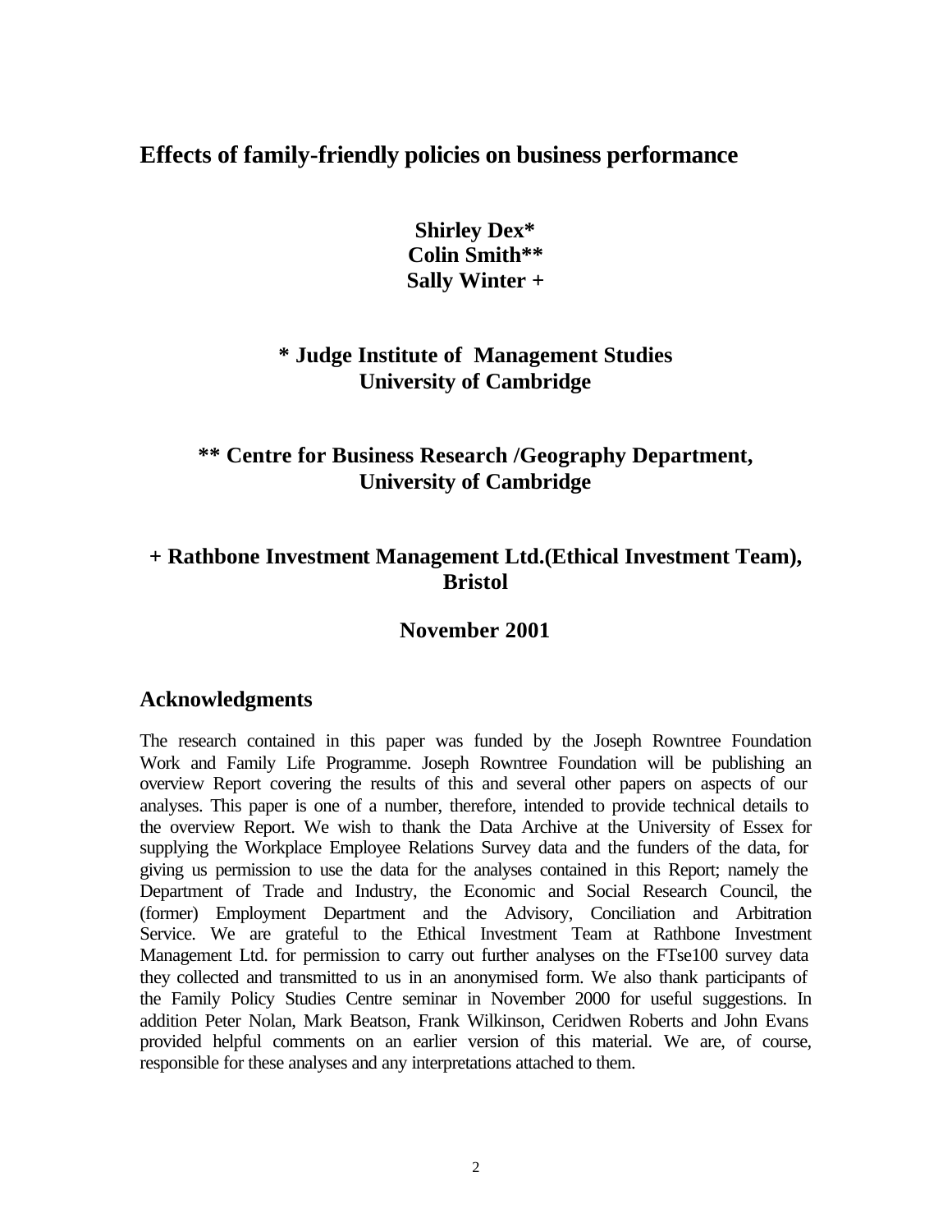# Effects of family-friendly policies on business performance

**Shirley Dex\***
**Colin Smith\*\***
**Sally Winter +**

**\* Judge Institute of Management Studies**
**University of Cambridge**

**\*\* Centre for Business Research /Geography Department,**
**University of Cambridge**

**+ Rathbone Investment Management Ltd.(Ethical Investment Team),**
**Bristol**

**November 2001**

## Acknowledgments

The research contained in this paper was funded by the Joseph Rowntree Foundation Work and Family Life Programme. Joseph Rowntree Foundation will be publishing an overview Report covering the results of this and several other papers on aspects of our analyses. This paper is one of a number, therefore, intended to provide technical details to the overview Report. We wish to thank the Data Archive at the University of Essex for supplying the Workplace Employee Relations Survey data and the funders of the data, for giving us permission to use the data for the analyses contained in this Report; namely the Department of Trade and Industry, the Economic and Social Research Council, the (former) Employment Department and the Advisory, Conciliation and Arbitration Service. We are grateful to the Ethical Investment Team at Rathbone Investment Management Ltd. for permission to carry out further analyses on the FTse100 survey data they collected and transmitted to us in an anonymised form. We also thank participants of the Family Policy Studies Centre seminar in November 2000 for useful suggestions. In addition Peter Nolan, Mark Beatson, Frank Wilkinson, Ceridwen Roberts and John Evans provided helpful comments on an earlier version of this material. We are, of course, responsible for these analyses and any interpretations attached to them.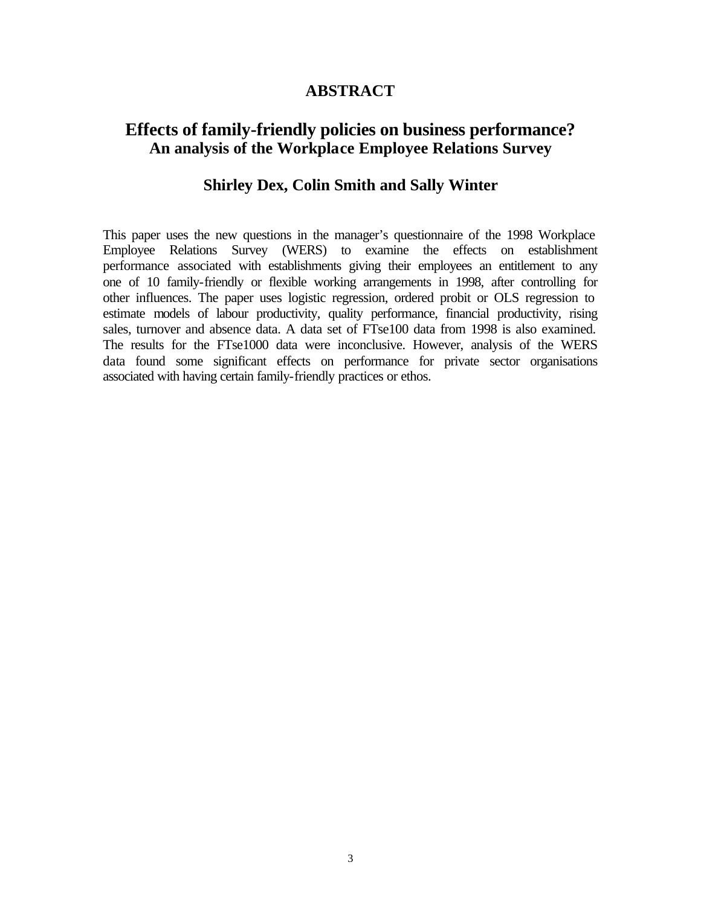# ABSTRACT

## Effects of family-friendly policies on business performance?
### An analysis of the Workplace Employee Relations Survey

### Shirley Dex, Colin Smith and Sally Winter

This paper uses the new questions in the manager's questionnaire of the 1998 Workplace Employee Relations Survey (WERS) to examine the effects on establishment performance associated with establishments giving their employees an entitlement to any one of 10 family-friendly or flexible working arrangements in 1998, after controlling for other influences. The paper uses logistic regression, ordered probit or OLS regression to estimate models of labour productivity, quality performance, financial productivity, rising sales, turnover and absence data. A data set of FTse100 data from 1998 is also examined. The results for the FTse1000 data were inconclusive. However, analysis of the WERS data found some significant effects on performance for private sector organisations associated with having certain family-friendly practices or ethos.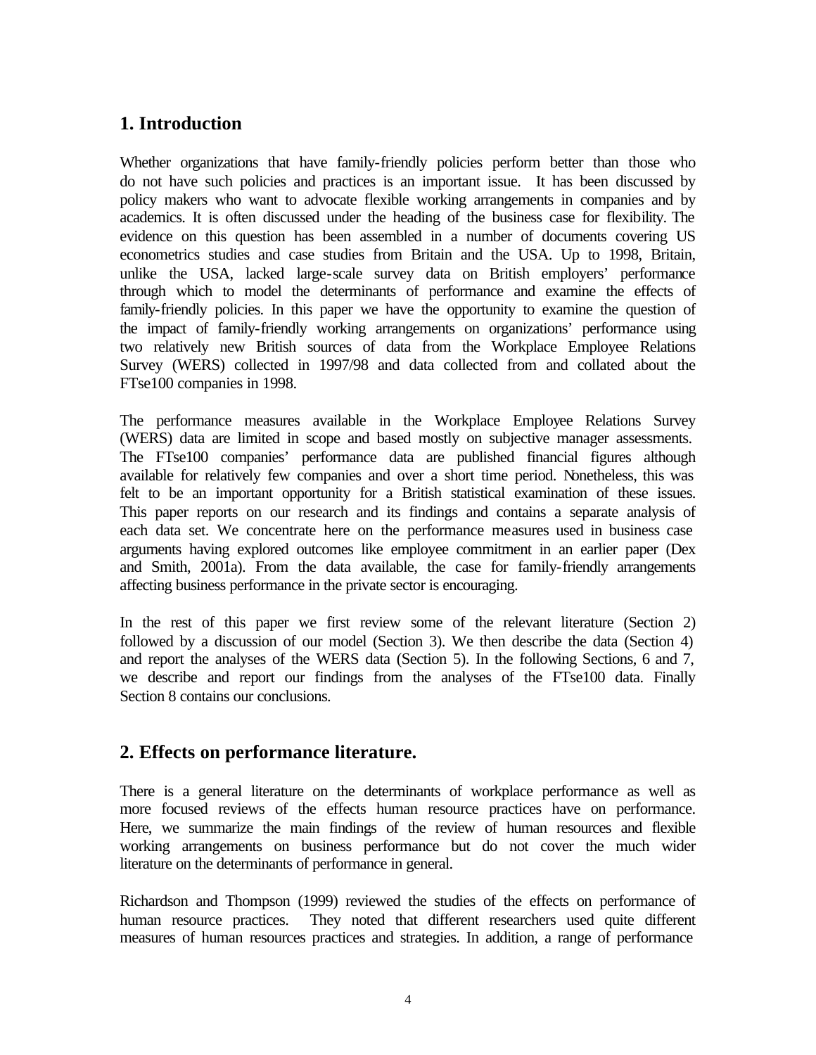## 1. Introduction

Whether organizations that have family-friendly policies perform better than those who do not have such policies and practices is an important issue. It has been discussed by policy makers who want to advocate flexible working arrangements in companies and by academics. It is often discussed under the heading of the business case for flexibility. The evidence on this question has been assembled in a number of documents covering US econometrics studies and case studies from Britain and the USA. Up to 1998, Britain, unlike the USA, lacked large-scale survey data on British employers' performance through which to model the determinants of performance and examine the effects of family-friendly policies. In this paper we have the opportunity to examine the question of the impact of family-friendly working arrangements on organizations' performance using two relatively new British sources of data from the Workplace Employee Relations Survey (WERS) collected in 1997/98 and data collected from and collated about the FTse100 companies in 1998.

The performance measures available in the Workplace Employee Relations Survey (WERS) data are limited in scope and based mostly on subjective manager assessments. The FTse100 companies' performance data are published financial figures although available for relatively few companies and over a short time period. Nonetheless, this was felt to be an important opportunity for a British statistical examination of these issues. This paper reports on our research and its findings and contains a separate analysis of each data set. We concentrate here on the performance measures used in business case arguments having explored outcomes like employee commitment in an earlier paper (Dex and Smith, 2001a). From the data available, the case for family-friendly arrangements affecting business performance in the private sector is encouraging.

In the rest of this paper we first review some of the relevant literature (Section 2) followed by a discussion of our model (Section 3). We then describe the data (Section 4) and report the analyses of the WERS data (Section 5). In the following Sections, 6 and 7, we describe and report our findings from the analyses of the FTse100 data. Finally Section 8 contains our conclusions.

## 2. Effects on performance literature.

There is a general literature on the determinants of workplace performance as well as more focused reviews of the effects human resource practices have on performance. Here, we summarize the main findings of the review of human resources and flexible working arrangements on business performance but do not cover the much wider literature on the determinants of performance in general.

Richardson and Thompson (1999) reviewed the studies of the effects on performance of human resource practices. They noted that different researchers used quite different measures of human resources practices and strategies. In addition, a range of performance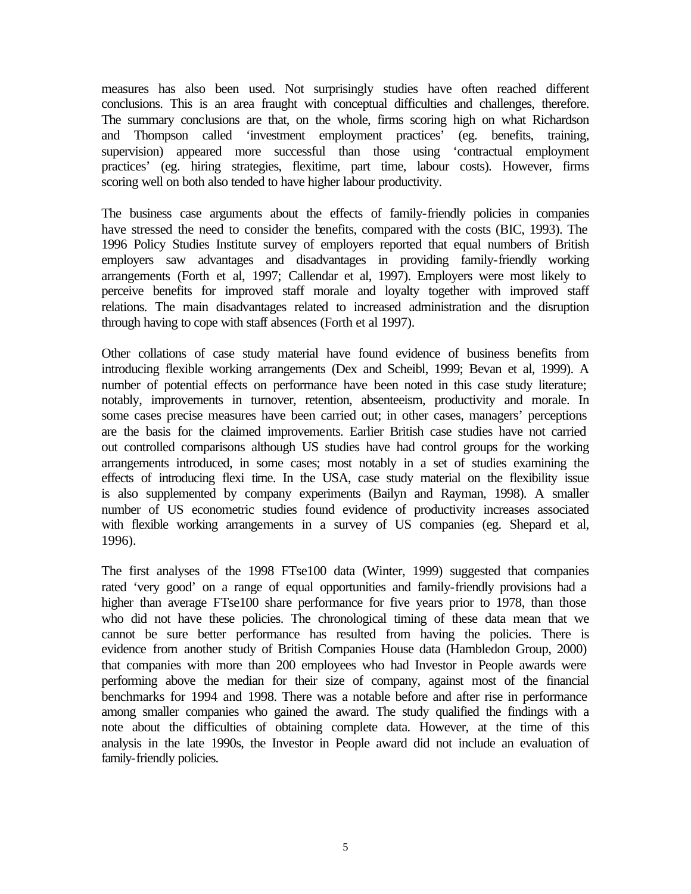measures has also been used. Not surprisingly studies have often reached different conclusions. This is an area fraught with conceptual difficulties and challenges, therefore. The summary conclusions are that, on the whole, firms scoring high on what Richardson and Thompson called 'investment employment practices' (eg. benefits, training, supervision) appeared more successful than those using 'contractual employment practices' (eg. hiring strategies, flexitime, part time, labour costs). However, firms scoring well on both also tended to have higher labour productivity.

The business case arguments about the effects of family-friendly policies in companies have stressed the need to consider the benefits, compared with the costs (BIC, 1993). The 1996 Policy Studies Institute survey of employers reported that equal numbers of British employers saw advantages and disadvantages in providing family-friendly working arrangements (Forth et al, 1997; Callendar et al, 1997). Employers were most likely to perceive benefits for improved staff morale and loyalty together with improved staff relations. The main disadvantages related to increased administration and the disruption through having to cope with staff absences (Forth et al 1997).

Other collations of case study material have found evidence of business benefits from introducing flexible working arrangements (Dex and Scheibl, 1999; Bevan et al, 1999). A number of potential effects on performance have been noted in this case study literature; notably, improvements in turnover, retention, absenteeism, productivity and morale. In some cases precise measures have been carried out; in other cases, managers' perceptions are the basis for the claimed improvements. Earlier British case studies have not carried out controlled comparisons although US studies have had control groups for the working arrangements introduced, in some cases; most notably in a set of studies examining the effects of introducing flexi time. In the USA, case study material on the flexibility issue is also supplemented by company experiments (Bailyn and Rayman, 1998). A smaller number of US econometric studies found evidence of productivity increases associated with flexible working arrangements in a survey of US companies (eg. Shepard et al, 1996).

The first analyses of the 1998 FTse100 data (Winter, 1999) suggested that companies rated 'very good' on a range of equal opportunities and family-friendly provisions had a higher than average FTse100 share performance for five years prior to 1978, than those who did not have these policies. The chronological timing of these data mean that we cannot be sure better performance has resulted from having the policies. There is evidence from another study of British Companies House data (Hambledon Group, 2000) that companies with more than 200 employees who had Investor in People awards were performing above the median for their size of company, against most of the financial benchmarks for 1994 and 1998. There was a notable before and after rise in performance among smaller companies who gained the award. The study qualified the findings with a note about the difficulties of obtaining complete data. However, at the time of this analysis in the late 1990s, the Investor in People award did not include an evaluation of family-friendly policies.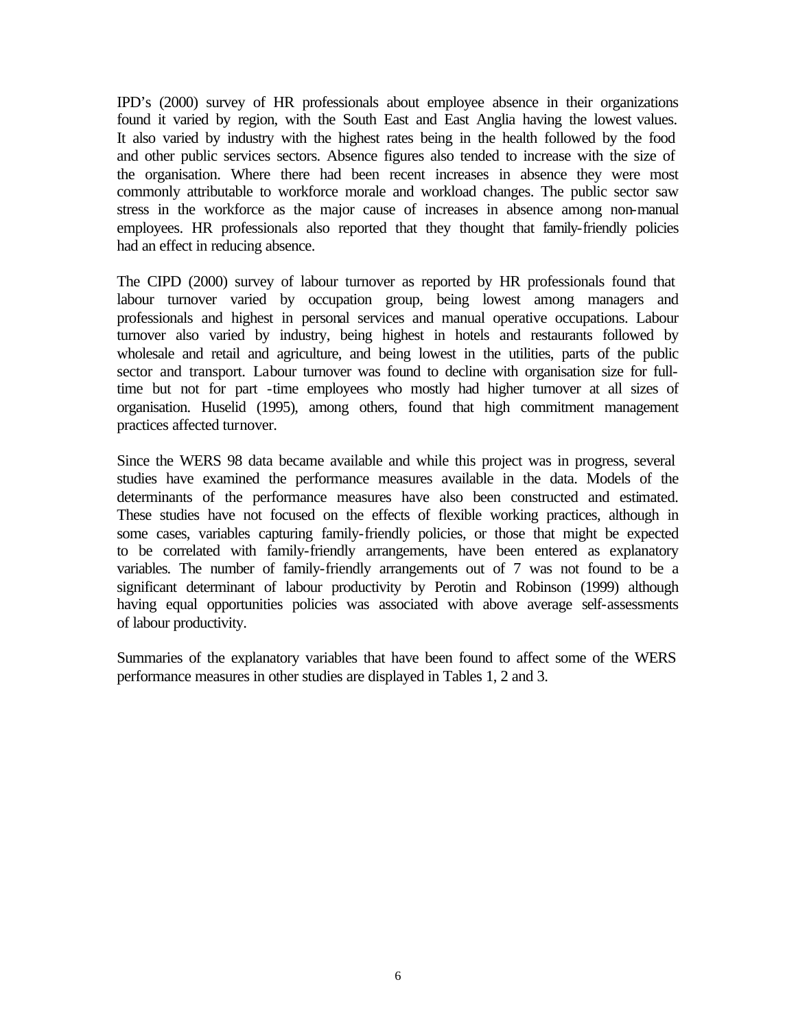IPD's (2000) survey of HR professionals about employee absence in their organizations found it varied by region, with the South East and East Anglia having the lowest values. It also varied by industry with the highest rates being in the health followed by the food and other public services sectors. Absence figures also tended to increase with the size of the organisation. Where there had been recent increases in absence they were most commonly attributable to workforce morale and workload changes. The public sector saw stress in the workforce as the major cause of increases in absence among non-manual employees. HR professionals also reported that they thought that family-friendly policies had an effect in reducing absence.

The CIPD (2000) survey of labour turnover as reported by HR professionals found that labour turnover varied by occupation group, being lowest among managers and professionals and highest in personal services and manual operative occupations. Labour turnover also varied by industry, being highest in hotels and restaurants followed by wholesale and retail and agriculture, and being lowest in the utilities, parts of the public sector and transport. Labour turnover was found to decline with organisation size for full-time but not for part -time employees who mostly had higher turnover at all sizes of organisation. Huselid (1995), among others, found that high commitment management practices affected turnover.

Since the WERS 98 data became available and while this project was in progress, several studies have examined the performance measures available in the data. Models of the determinants of the performance measures have also been constructed and estimated. These studies have not focused on the effects of flexible working practices, although in some cases, variables capturing family-friendly policies, or those that might be expected to be correlated with family-friendly arrangements, have been entered as explanatory variables. The number of family-friendly arrangements out of 7 was not found to be a significant determinant of labour productivity by Perotin and Robinson (1999) although having equal opportunities policies was associated with above average self-assessments of labour productivity.

Summaries of the explanatory variables that have been found to affect some of the WERS performance measures in other studies are displayed in Tables 1, 2 and 3.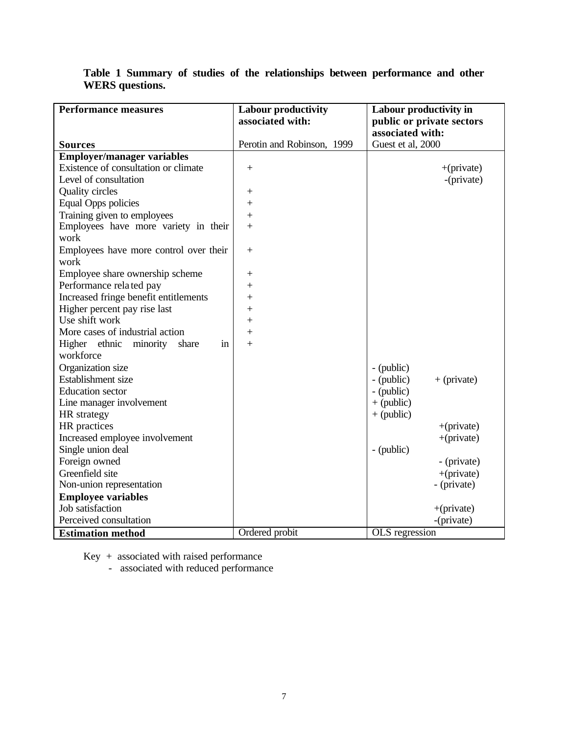**Table 1 Summary of studies of the relationships between performance and other WERS questions.**

| **Performance measures** | **Labour productivity associated with:** | **Labour productivity in public or private sectors associated with:** |
|---|---|---|
| **Sources** | Perotin and Robinson, 1999 | Guest et al, 2000 |
| **Employer/manager variables** | | |
| Existence of consultation or climate | + | +(private) |
| Level of consultation | | -(private) |
| Quality circles | + | |
| Equal Opps policies | + | |
| Training given to employees | + | |
| Employees have more variety in their work | + | |
| Employees have more control over their work | + | |
| Employee share ownership scheme | + | |
| Performance related pay | + | |
| Increased fringe benefit entitlements | + | |
| Higher percent pay rise last | + | |
| Use shift work | + | |
| More cases of industrial action | + | |
| Higher ethnic minority share in workforce | + | |
| Organization size | | - (public) |
| Establishment size | | - (public) + (private) |
| Education sector | | - (public) |
| Line manager involvement | | + (public) |
| HR strategy | | + (public) |
| HR practices | | +(private) |
| Increased employee involvement | | +(private) |
| Single union deal | | - (public) |
| Foreign owned | | - (private) |
| Greenfield site | | +(private) |
| Non-union representation | | - (private) |
| **Employee variables** | | |
| Job satisfaction | | +(private) |
| Perceived consultation | | -(private) |
| **Estimation method** | Ordered probit | OLS regression |

Key + associated with raised performance
- associated with reduced performance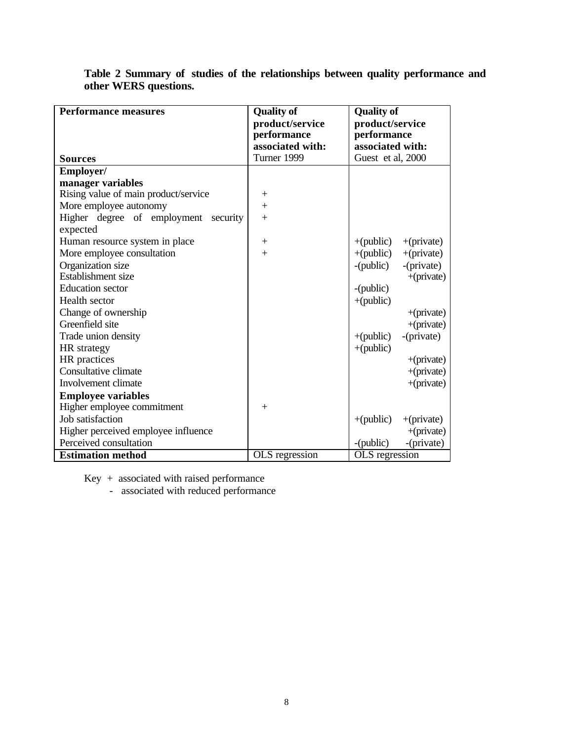**Table 2 Summary of studies of the relationships between quality performance and other WERS questions.**

| Performance measures<br><br>Sources | Quality of product/service performance associated with: Turner 1999 | Quality of product/service performance associated with: Guest et al, 2000 | |
|---|---|---|---|
| **Employer/ manager variables** | | | |
| Rising value of main product/service | + | | |
| More employee autonomy | + | | |
| Higher degree of employment security expected | + | | |
| Human resource system in place | + | +(public) | +(private) |
| More employee consultation | + | +(public) | +(private) |
| Organization size | | -(public) | -(private) |
| Establishment size | | | +(private) |
| Education sector | | -(public) | |
| Health sector | | +(public) | |
| Change of ownership | | | +(private) |
| Greenfield site | | | +(private) |
| Trade union density | | +(public) | -(private) |
| HR strategy | | +(public) | |
| HR practices | | | +(private) |
| Consultative climate | | | +(private) |
| Involvement climate | | | +(private) |
| **Employee variables** | | | |
| Higher employee commitment | + | | |
| Job satisfaction | | +(public) | +(private) |
| Higher perceived employee influence | | | +(private) |
| Perceived consultation | | -(public) | -(private) |
| **Estimation method** | OLS regression | OLS regression | |

Key + associated with raised performance
- associated with reduced performance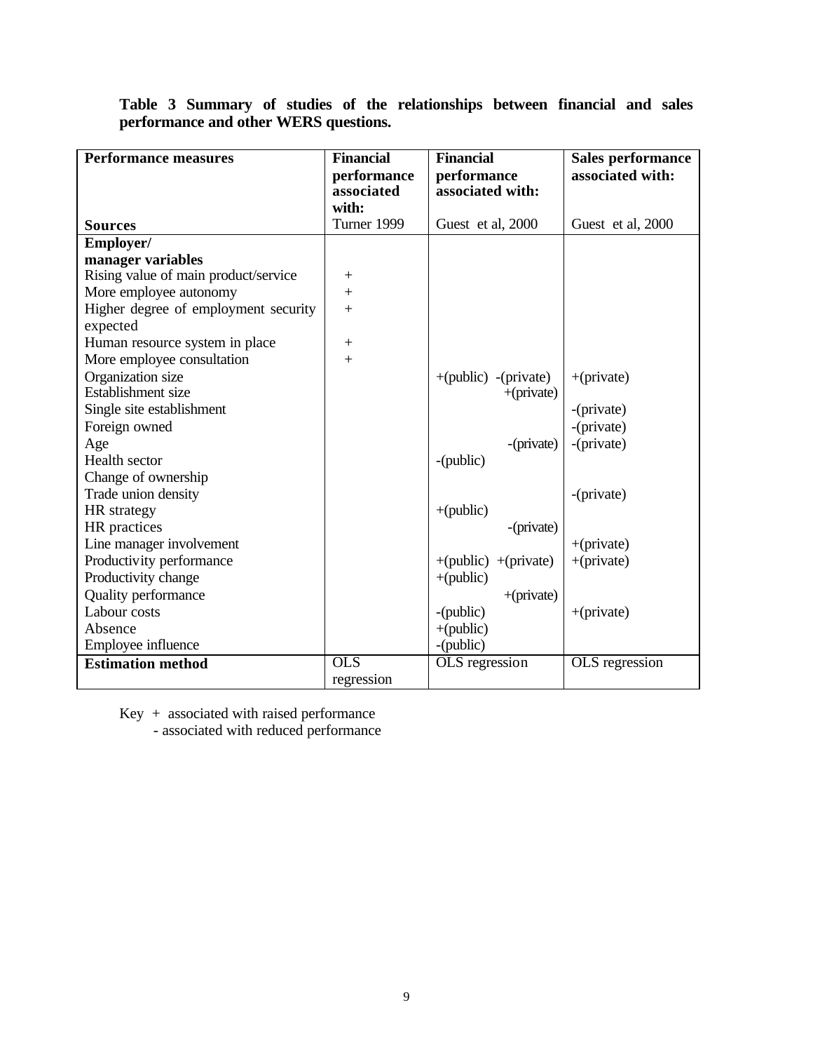**Table 3 Summary of studies of the relationships between financial and sales performance and other WERS questions.**

| Performance measures | Financial performance associated with: | Financial performance associated with: | Sales performance associated with: |
|---|---|---|---|
| **Sources** | Turner 1999 | Guest et al, 2000 | Guest et al, 2000 |
| **Employer/ manager variables** | | | |
| Rising value of main product/service | + | | |
| More employee autonomy | + | | |
| Higher degree of employment security expected | + | | |
| Human resource system in place | + | | |
| More employee consultation | + | | |
| Organization size | | +(public) -(private) | +(private) |
| Establishment size | | +(private) | |
| Single site establishment | | | -(private) |
| Foreign owned | | | -(private) |
| Age | | -(private) | -(private) |
| Health sector | | -(public) | |
| Change of ownership | | | |
| Trade union density | | | -(private) |
| HR strategy | | +(public) | |
| HR practices | | -(private) | |
| Line manager involvement | | | +(private) |
| Productivity performance | | +(public) +(private) | +(private) |
| Productivity change | | +(public) | |
| Quality performance | | +(private) | |
| Labour costs | | -(public) | +(private) |
| Absence | | +(public) | |
| Employee influence | | -(public) | |
| **Estimation method** | OLS regression | OLS regression | OLS regression |

Key + associated with raised performance
- associated with reduced performance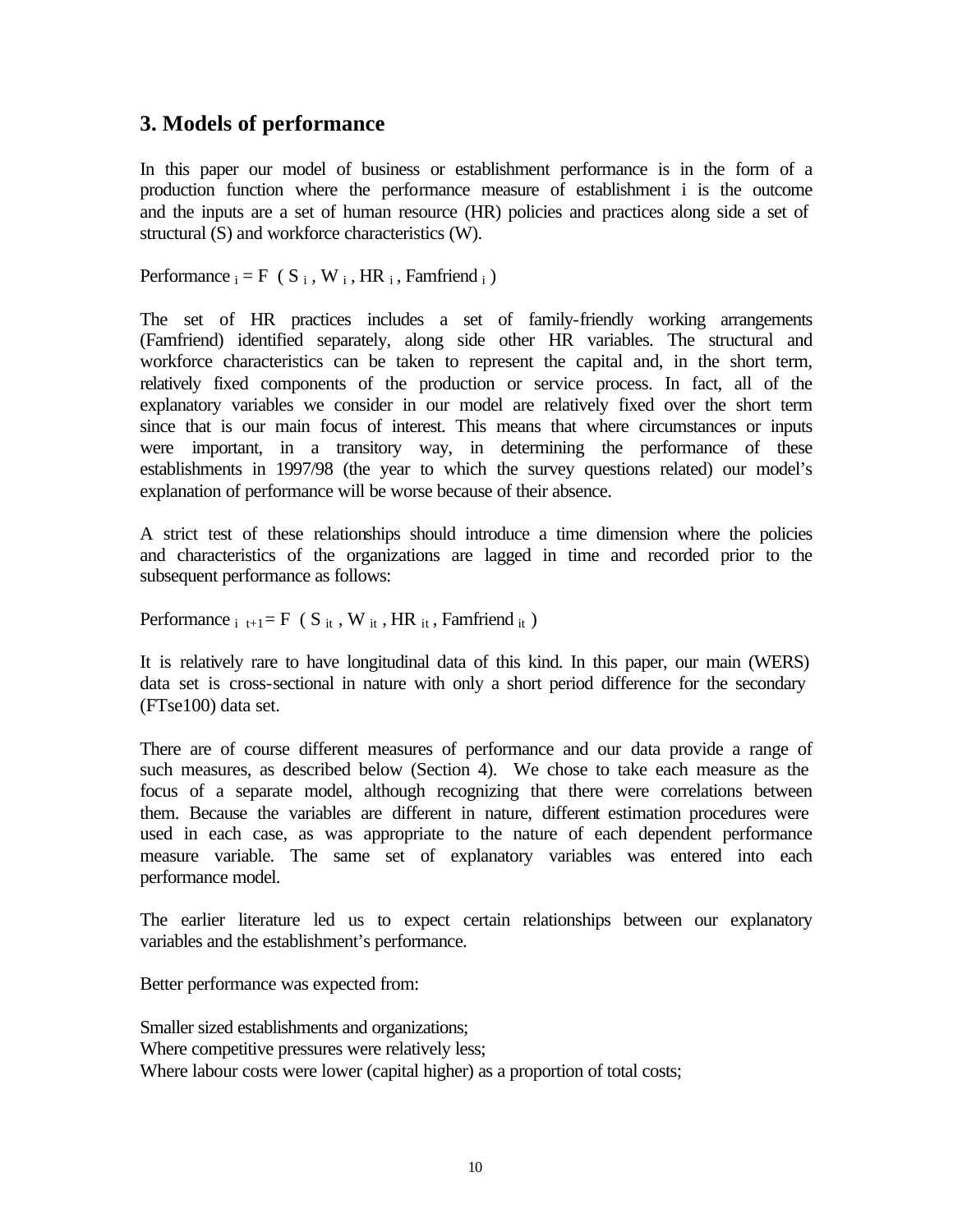## 3. Models of performance

In this paper our model of business or establishment performance is in the form of a production function where the performance measure of establishment i is the outcome and the inputs are a set of human resource (HR) policies and practices along side a set of structural (S) and workforce characteristics (W).

$$\text{Performance}_i = F\ (S_i, W_i, HR_i, \text{Famfriend}_i)$$

The set of HR practices includes a set of family-friendly working arrangements (Famfriend) identified separately, along side other HR variables. The structural and workforce characteristics can be taken to represent the capital and, in the short term, relatively fixed components of the production or service process. In fact, all of the explanatory variables we consider in our model are relatively fixed over the short term since that is our main focus of interest. This means that where circumstances or inputs were important, in a transitory way, in determining the performance of these establishments in 1997/98 (the year to which the survey questions related) our model's explanation of performance will be worse because of their absence.

A strict test of these relationships should introduce a time dimension where the policies and characteristics of the organizations are lagged in time and recorded prior to the subsequent performance as follows:

$$\text{Performance}_{i\ t+1} = F\ (S_{it}, W_{it}, HR_{it}, \text{Famfriend}_{it})$$

It is relatively rare to have longitudinal data of this kind. In this paper, our main (WERS) data set is cross-sectional in nature with only a short period difference for the secondary (FTse100) data set.

There are of course different measures of performance and our data provide a range of such measures, as described below (Section 4). We chose to take each measure as the focus of a separate model, although recognizing that there were correlations between them. Because the variables are different in nature, different estimation procedures were used in each case, as was appropriate to the nature of each dependent performance measure variable. The same set of explanatory variables was entered into each performance model.

The earlier literature led us to expect certain relationships between our explanatory variables and the establishment's performance.

Better performance was expected from:

Smaller sized establishments and organizations;
Where competitive pressures were relatively less;
Where labour costs were lower (capital higher) as a proportion of total costs;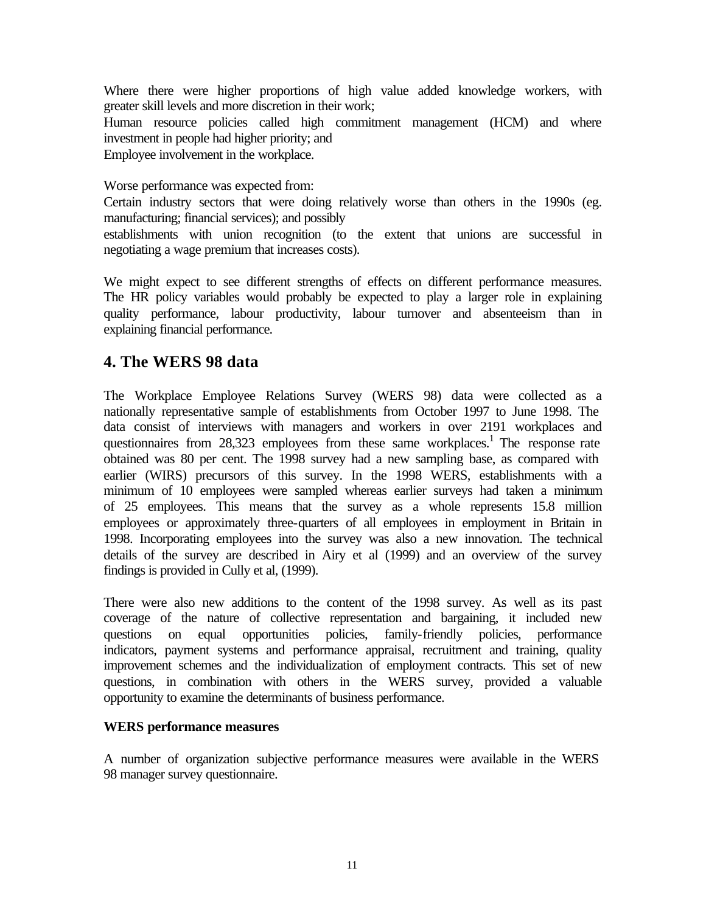Where there were higher proportions of high value added knowledge workers, with greater skill levels and more discretion in their work;

Human resource policies called high commitment management (HCM) and where investment in people had higher priority; and

Employee involvement in the workplace.

Worse performance was expected from:

Certain industry sectors that were doing relatively worse than others in the 1990s (eg. manufacturing; financial services); and possibly

establishments with union recognition (to the extent that unions are successful in negotiating a wage premium that increases costs).

We might expect to see different strengths of effects on different performance measures. The HR policy variables would probably be expected to play a larger role in explaining quality performance, labour productivity, labour turnover and absenteeism than in explaining financial performance.

## 4. The WERS 98 data

The Workplace Employee Relations Survey (WERS 98) data were collected as a nationally representative sample of establishments from October 1997 to June 1998. The data consist of interviews with managers and workers in over 2191 workplaces and questionnaires from 28,323 employees from these same workplaces.[1] The response rate obtained was 80 per cent. The 1998 survey had a new sampling base, as compared with earlier (WIRS) precursors of this survey. In the 1998 WERS, establishments with a minimum of 10 employees were sampled whereas earlier surveys had taken a minimum of 25 employees. This means that the survey as a whole represents 15.8 million employees or approximately three-quarters of all employees in employment in Britain in 1998. Incorporating employees into the survey was also a new innovation. The technical details of the survey are described in Airy et al (1999) and an overview of the survey findings is provided in Cully et al, (1999).

There were also new additions to the content of the 1998 survey. As well as its past coverage of the nature of collective representation and bargaining, it included new questions on equal opportunities policies, family-friendly policies, performance indicators, payment systems and performance appraisal, recruitment and training, quality improvement schemes and the individualization of employment contracts. This set of new questions, in combination with others in the WERS survey, provided a valuable opportunity to examine the determinants of business performance.

**WERS performance measures**

A number of organization subjective performance measures were available in the WERS 98 manager survey questionnaire.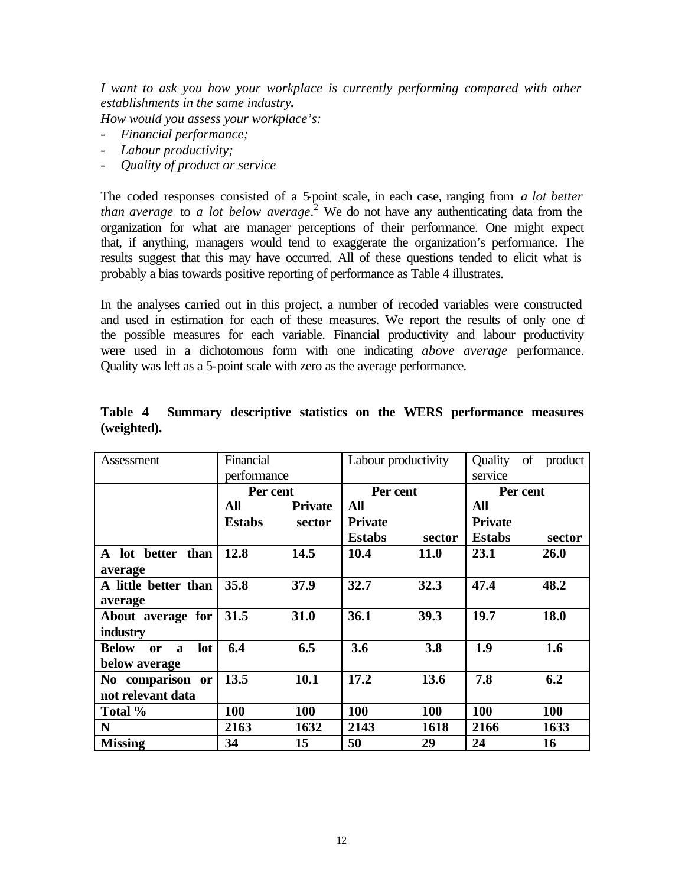*I want to ask you how your workplace is currently performing compared with other establishments in the same industry.*
*How would you assess your workplace's:*

- *Financial performance;*
- *Labour productivity;*
- *Quality of product or service*

The coded responses consisted of a 5-point scale, in each case, ranging from *a lot better than average* to *a lot below average*.[2] We do not have any authenticating data from the organization for what are manager perceptions of their performance. One might expect that, if anything, managers would tend to exaggerate the organization's performance. The results suggest that this may have occurred. All of these questions tended to elicit what is probably a bias towards positive reporting of performance as Table 4 illustrates.

In the analyses carried out in this project, a number of recoded variables were constructed and used in estimation for each of these measures. We report the results of only one of the possible measures for each variable. Financial productivity and labour productivity were used in a dichotomous form with one indicating *above average* performance. Quality was left as a 5-point scale with zero as the average performance.

**Table 4 Summary descriptive statistics on the WERS performance measures (weighted).**

| Assessment | Financial performance | | Labour productivity | | Quality of product service | |
|---|---|---|---|---|---|---|
| | **Per cent** | | **Per cent** | | **Per cent** | |
| | **All Estabs** | **Private sector** | **All Private Estabs** | **sector** | **All Private Estabs** | **sector** |
| **A lot better than average** | **12.8** | **14.5** | **10.4** | **11.0** | **23.1** | **26.0** |
| **A little better than average** | **35.8** | **37.9** | **32.7** | **32.3** | **47.4** | **48.2** |
| **About average for industry** | **31.5** | **31.0** | **36.1** | **39.3** | **19.7** | **18.0** |
| **Below or a lot below average** | **6.4** | **6.5** | **3.6** | **3.8** | **1.9** | **1.6** |
| **No comparison or not relevant data** | **13.5** | **10.1** | **17.2** | **13.6** | **7.8** | **6.2** |
| **Total %** | **100** | **100** | **100** | **100** | **100** | **100** |
| **N** | **2163** | **1632** | **2143** | **1618** | **2166** | **1633** |
| **Missing** | **34** | **15** | **50** | **29** | **24** | **16** |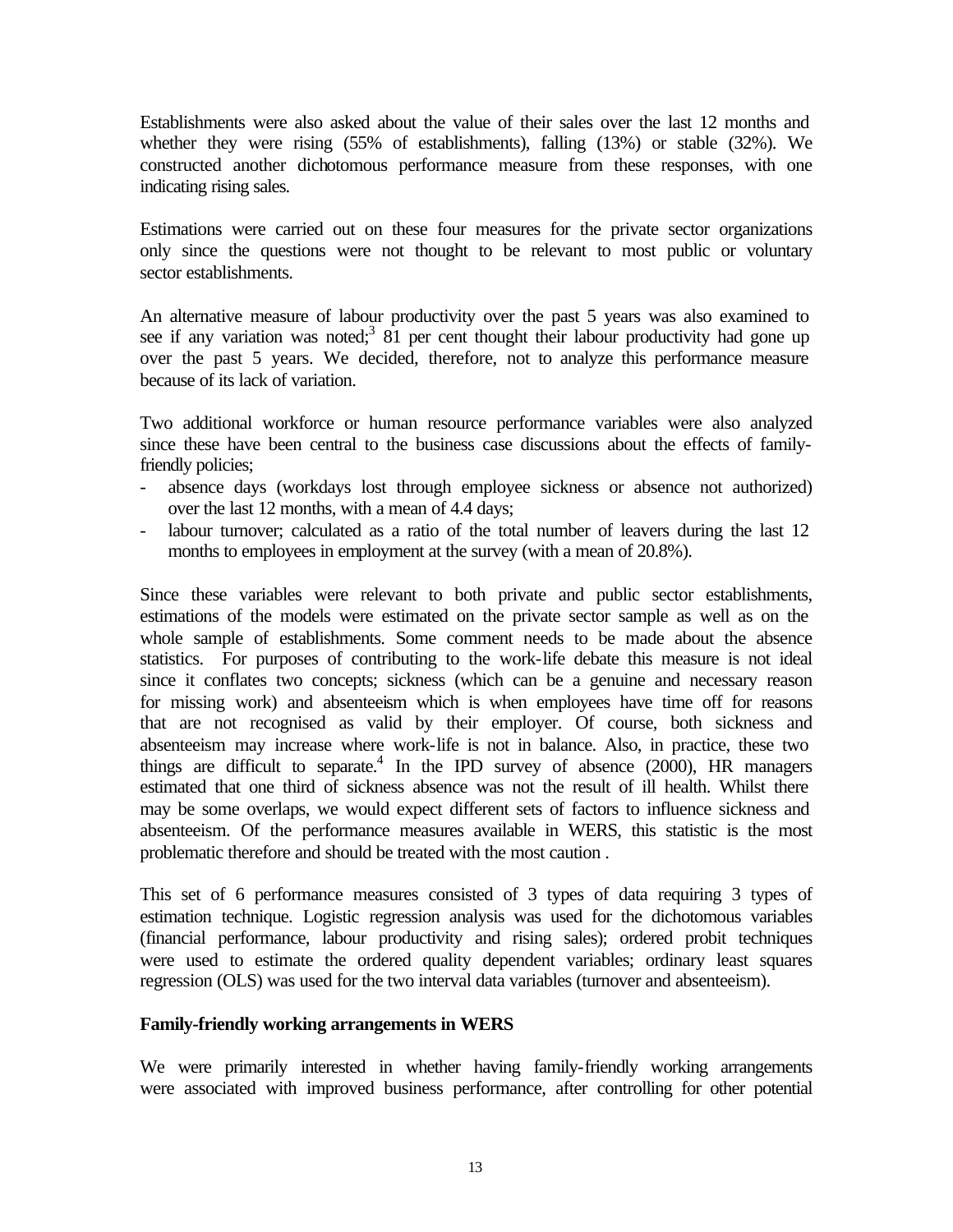Establishments were also asked about the value of their sales over the last 12 months and whether they were rising (55% of establishments), falling (13%) or stable (32%). We constructed another dichotomous performance measure from these responses, with one indicating rising sales.

Estimations were carried out on these four measures for the private sector organizations only since the questions were not thought to be relevant to most public or voluntary sector establishments.

An alternative measure of labour productivity over the past 5 years was also examined to see if any variation was noted;[3] 81 per cent thought their labour productivity had gone up over the past 5 years. We decided, therefore, not to analyze this performance measure because of its lack of variation.

Two additional workforce or human resource performance variables were also analyzed since these have been central to the business case discussions about the effects of family-friendly policies;

- absence days (workdays lost through employee sickness or absence not authorized) over the last 12 months, with a mean of 4.4 days;
- labour turnover; calculated as a ratio of the total number of leavers during the last 12 months to employees in employment at the survey (with a mean of 20.8%).

Since these variables were relevant to both private and public sector establishments, estimations of the models were estimated on the private sector sample as well as on the whole sample of establishments. Some comment needs to be made about the absence statistics. For purposes of contributing to the work-life debate this measure is not ideal since it conflates two concepts; sickness (which can be a genuine and necessary reason for missing work) and absenteeism which is when employees have time off for reasons that are not recognised as valid by their employer. Of course, both sickness and absenteeism may increase where work-life is not in balance. Also, in practice, these two things are difficult to separate.[4] In the IPD survey of absence (2000), HR managers estimated that one third of sickness absence was not the result of ill health. Whilst there may be some overlaps, we would expect different sets of factors to influence sickness and absenteeism. Of the performance measures available in WERS, this statistic is the most problematic therefore and should be treated with the most caution .

This set of 6 performance measures consisted of 3 types of data requiring 3 types of estimation technique. Logistic regression analysis was used for the dichotomous variables (financial performance, labour productivity and rising sales); ordered probit techniques were used to estimate the ordered quality dependent variables; ordinary least squares regression (OLS) was used for the two interval data variables (turnover and absenteeism).

**Family-friendly working arrangements in WERS**

We were primarily interested in whether having family-friendly working arrangements were associated with improved business performance, after controlling for other potential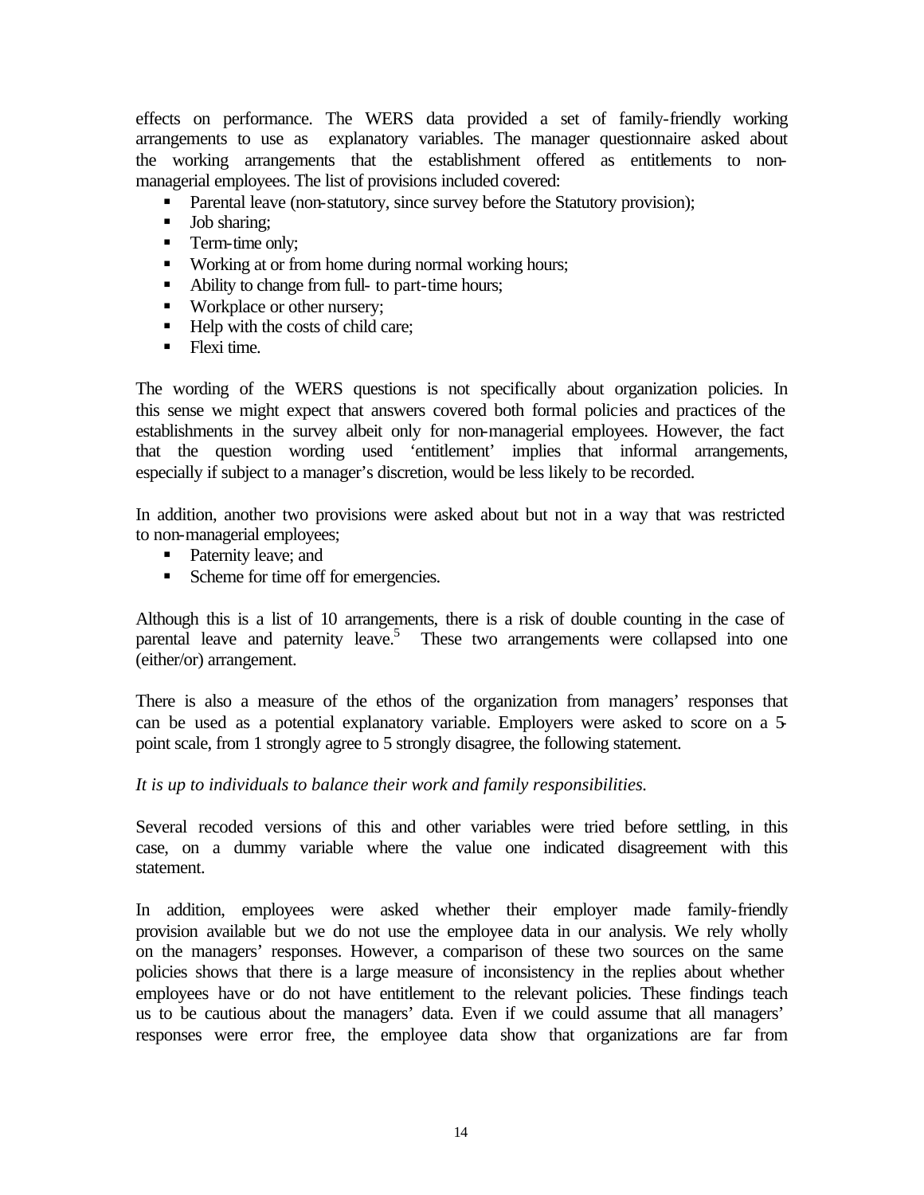effects on performance. The WERS data provided a set of family-friendly working arrangements to use as explanatory variables. The manager questionnaire asked about the working arrangements that the establishment offered as entitlements to non-managerial employees. The list of provisions included covered:

- Parental leave (non-statutory, since survey before the Statutory provision);
- Job sharing;
- Term-time only;
- Working at or from home during normal working hours;
- Ability to change from full- to part-time hours;
- Workplace or other nursery;
- Help with the costs of child care;
- Flexi time.

The wording of the WERS questions is not specifically about organization policies. In this sense we might expect that answers covered both formal policies and practices of the establishments in the survey albeit only for non-managerial employees. However, the fact that the question wording used 'entitlement' implies that informal arrangements, especially if subject to a manager's discretion, would be less likely to be recorded.

In addition, another two provisions were asked about but not in a way that was restricted to non-managerial employees;

- Paternity leave; and
- Scheme for time off for emergencies.

Although this is a list of 10 arrangements, there is a risk of double counting in the case of parental leave and paternity leave.[5] These two arrangements were collapsed into one (either/or) arrangement.

There is also a measure of the ethos of the organization from managers' responses that can be used as a potential explanatory variable. Employers were asked to score on a 5-point scale, from 1 strongly agree to 5 strongly disagree, the following statement.

*It is up to individuals to balance their work and family responsibilities.*

Several recoded versions of this and other variables were tried before settling, in this case, on a dummy variable where the value one indicated disagreement with this statement.

In addition, employees were asked whether their employer made family-friendly provision available but we do not use the employee data in our analysis. We rely wholly on the managers' responses. However, a comparison of these two sources on the same policies shows that there is a large measure of inconsistency in the replies about whether employees have or do not have entitlement to the relevant policies. These findings teach us to be cautious about the managers' data. Even if we could assume that all managers' responses were error free, the employee data show that organizations are far from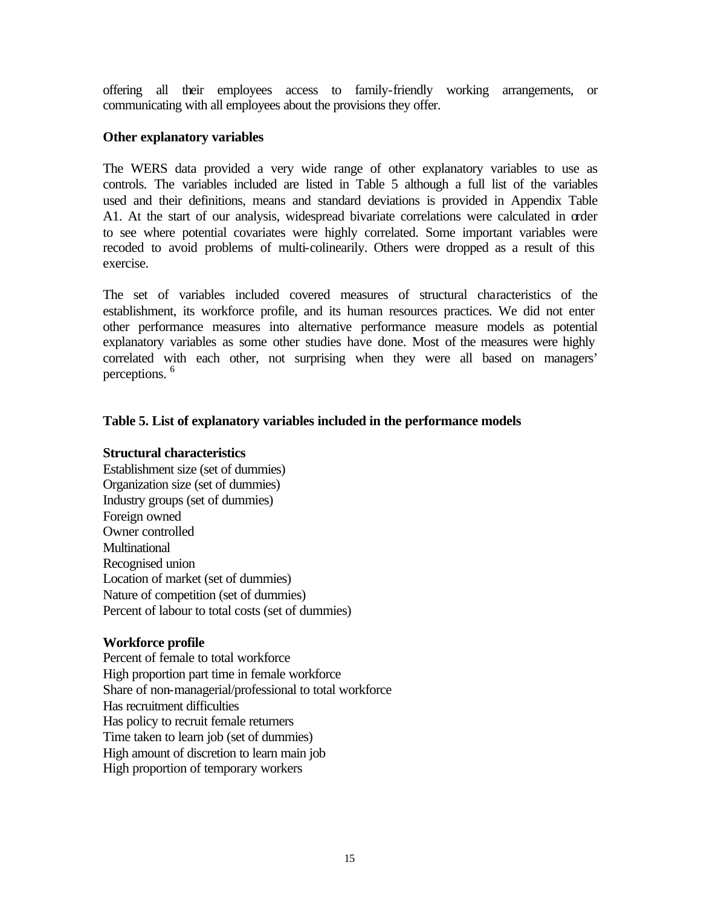offering all their employees access to family-friendly working arrangements, or communicating with all employees about the provisions they offer.

**Other explanatory variables**

The WERS data provided a very wide range of other explanatory variables to use as controls. The variables included are listed in Table 5 although a full list of the variables used and their definitions, means and standard deviations is provided in Appendix Table A1. At the start of our analysis, widespread bivariate correlations were calculated in order to see where potential covariates were highly correlated. Some important variables were recoded to avoid problems of multi-colinearily. Others were dropped as a result of this exercise.

The set of variables included covered measures of structural characteristics of the establishment, its workforce profile, and its human resources practices. We did not enter other performance measures into alternative performance measure models as potential explanatory variables as some other studies have done. Most of the measures were highly correlated with each other, not surprising when they were all based on managers' perceptions. [6]

**Table 5. List of explanatory variables included in the performance models**

**Structural characteristics**

Establishment size (set of dummies)
Organization size (set of dummies)
Industry groups (set of dummies)
Foreign owned
Owner controlled
Multinational
Recognised union
Location of market (set of dummies)
Nature of competition (set of dummies)
Percent of labour to total costs (set of dummies)

**Workforce profile**

Percent of female to total workforce
High proportion part time in female workforce
Share of non-managerial/professional to total workforce
Has recruitment difficulties
Has policy to recruit female returners
Time taken to learn job (set of dummies)
High amount of discretion to learn main job
High proportion of temporary workers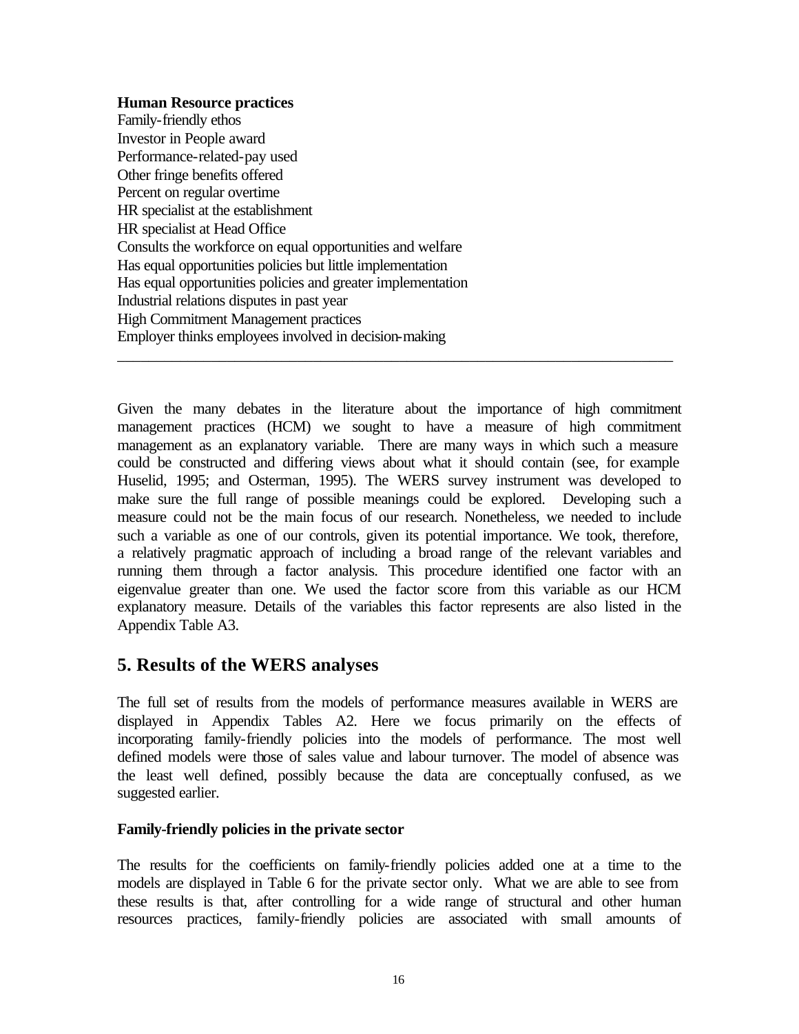**Human Resource practices**
Family-friendly ethos
Investor in People award
Performance-related-pay used
Other fringe benefits offered
Percent on regular overtime
HR specialist at the establishment
HR specialist at Head Office
Consults the workforce on equal opportunities and welfare
Has equal opportunities policies but little implementation
Has equal opportunities policies and greater implementation
Industrial relations disputes in past year
High Commitment Management practices
Employer thinks employees involved in decision-making

---

Given the many debates in the literature about the importance of high commitment management practices (HCM) we sought to have a measure of high commitment management as an explanatory variable. There are many ways in which such a measure could be constructed and differing views about what it should contain (see, for example Huselid, 1995; and Osterman, 1995). The WERS survey instrument was developed to make sure the full range of possible meanings could be explored. Developing such a measure could not be the main focus of our research. Nonetheless, we needed to include such a variable as one of our controls, given its potential importance. We took, therefore, a relatively pragmatic approach of including a broad range of the relevant variables and running them through a factor analysis. This procedure identified one factor with an eigenvalue greater than one. We used the factor score from this variable as our HCM explanatory measure. Details of the variables this factor represents are also listed in the Appendix Table A3.

## 5. Results of the WERS analyses

The full set of results from the models of performance measures available in WERS are displayed in Appendix Tables A2. Here we focus primarily on the effects of incorporating family-friendly policies into the models of performance. The most well defined models were those of sales value and labour turnover. The model of absence was the least well defined, possibly because the data are conceptually confused, as we suggested earlier.

**Family-friendly policies in the private sector**

The results for the coefficients on family-friendly policies added one at a time to the models are displayed in Table 6 for the private sector only. What we are able to see from these results is that, after controlling for a wide range of structural and other human resources practices, family-friendly policies are associated with small amounts of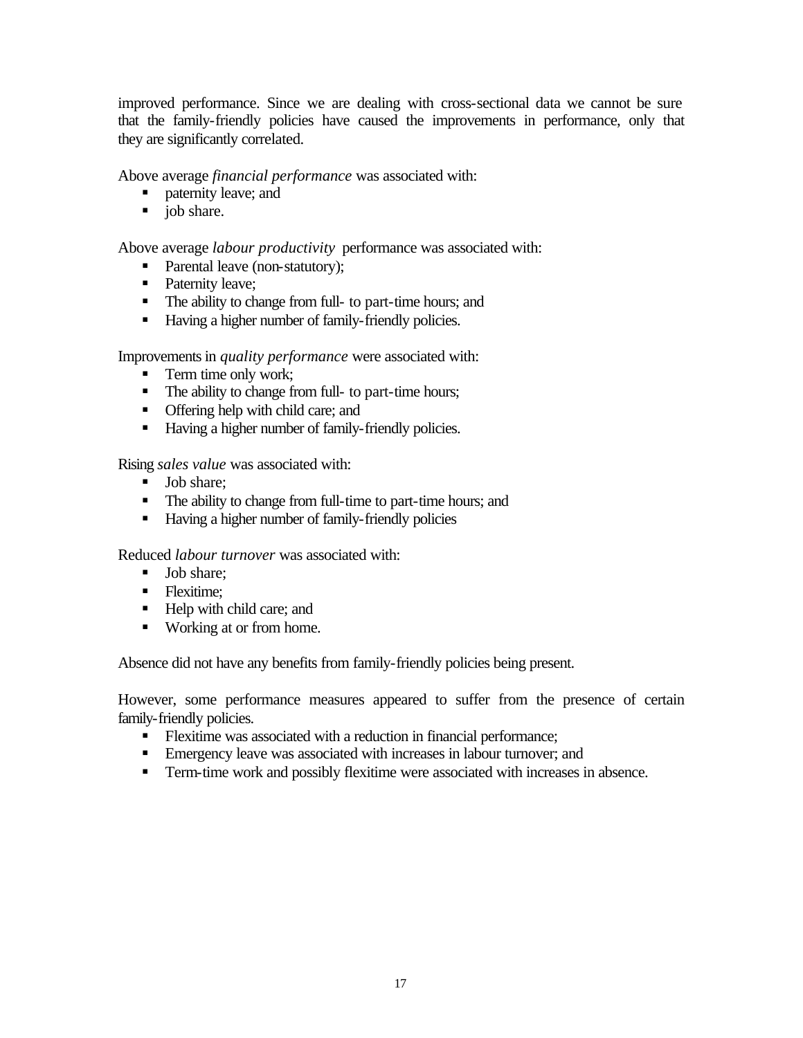improved performance. Since we are dealing with cross-sectional data we cannot be sure that the family-friendly policies have caused the improvements in performance, only that they are significantly correlated.

Above average *financial performance* was associated with:

- paternity leave; and
- job share.

Above average *labour productivity* performance was associated with:

- Parental leave (non-statutory);
- Paternity leave;
- The ability to change from full- to part-time hours; and
- Having a higher number of family-friendly policies.

Improvements in *quality performance* were associated with:

- Term time only work;
- The ability to change from full- to part-time hours;
- Offering help with child care; and
- Having a higher number of family-friendly policies.

Rising *sales value* was associated with:

- Job share;
- The ability to change from full-time to part-time hours; and
- Having a higher number of family-friendly policies

Reduced *labour turnover* was associated with:

- Job share;
- Flexitime;
- Help with child care; and
- Working at or from home.

Absence did not have any benefits from family-friendly policies being present.

However, some performance measures appeared to suffer from the presence of certain family-friendly policies.

- Flexitime was associated with a reduction in financial performance;
- Emergency leave was associated with increases in labour turnover; and
- Term-time work and possibly flexitime were associated with increases in absence.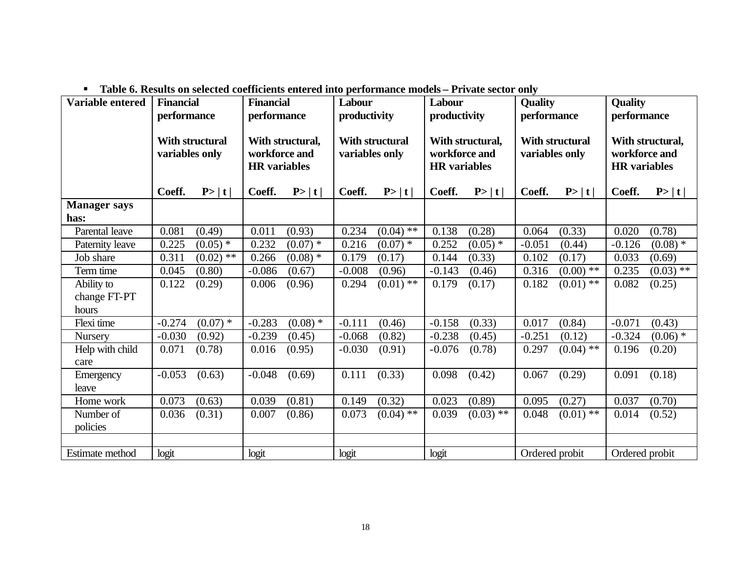- **Table 6. Results on selected coefficients entered into performance models – Private sector only**

| Variable entered | Financial performance<br><br>With structural variables only | | Financial performance<br><br>With structural, workforce and HR variables | | Labour productivity<br><br>With structural variables only | | Labour productivity<br><br>With structural, workforce and HR variables | | Quality performance<br><br>With structural variables only | | Quality performance<br><br>With structural, workforce and HR variables | |
|---|---|---|---|---|---|---|---|---|---|---|---|---|
| | **Coeff.** | **P> \| t \|** | **Coeff.** | **P> \| t \|** | **Coeff.** | **P> \| t \|** | **Coeff.** | **P> \| t \|** | **Coeff.** | **P> \| t \|** | **Coeff.** | **P> \| t \|** |
| **Manager says has:** | | | | | | | | | | | | |
| Parental leave | 0.081 | (0.49) | 0.011 | (0.93) | 0.234 | (0.04) ** | 0.138 | (0.28) | 0.064 | (0.33) | 0.020 | (0.78) |
| Paternity leave | 0.225 | (0.05) * | 0.232 | (0.07) * | 0.216 | (0.07) * | 0.252 | (0.05) * | -0.051 | (0.44) | -0.126 | (0.08) * |
| Job share | 0.311 | (0.02) ** | 0.266 | (0.08) * | 0.179 | (0.17) | 0.144 | (0.33) | 0.102 | (0.17) | 0.033 | (0.69) |
| Term time | 0.045 | (0.80) | -0.086 | (0.67) | -0.008 | (0.96) | -0.143 | (0.46) | 0.316 | (0.00) ** | 0.235 | (0.03) ** |
| Ability to change FT-PT hours | 0.122 | (0.29) | 0.006 | (0.96) | 0.294 | (0.01) ** | 0.179 | (0.17) | 0.182 | (0.01) ** | 0.082 | (0.25) |
| Flexi time | -0.274 | (0.07) * | -0.283 | (0.08) * | -0.111 | (0.46) | -0.158 | (0.33) | 0.017 | (0.84) | -0.071 | (0.43) |
| Nursery | -0.030 | (0.92) | -0.239 | (0.45) | -0.068 | (0.82) | -0.238 | (0.45) | -0.251 | (0.12) | -0.324 | (0.06) * |
| Help with child care | 0.071 | (0.78) | 0.016 | (0.95) | -0.030 | (0.91) | -0.076 | (0.78) | 0.297 | (0.04) ** | 0.196 | (0.20) |
| Emergency leave | -0.053 | (0.63) | -0.048 | (0.69) | 0.111 | (0.33) | 0.098 | (0.42) | 0.067 | (0.29) | 0.091 | (0.18) |
| Home work | 0.073 | (0.63) | 0.039 | (0.81) | 0.149 | (0.32) | 0.023 | (0.89) | 0.095 | (0.27) | 0.037 | (0.70) |
| Number of policies | 0.036 | (0.31) | 0.007 | (0.86) | 0.073 | (0.04) ** | 0.039 | (0.03) ** | 0.048 | (0.01) ** | 0.014 | (0.52) |
| | | | | | | | | | | | | |
| Estimate method | logit | | logit | | logit | | logit | | Ordered probit | | Ordered probit | |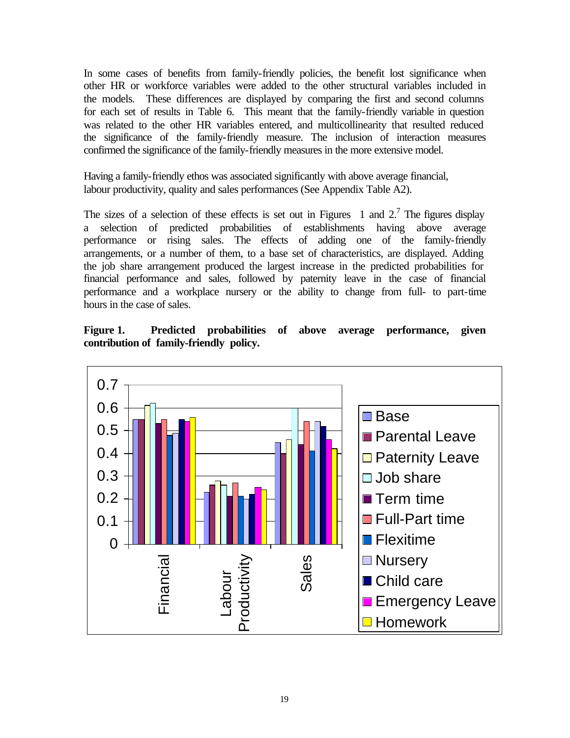In some cases of benefits from family-friendly policies, the benefit lost significance when other HR or workforce variables were added to the other structural variables included in the models. These differences are displayed by comparing the first and second columns for each set of results in Table 6. This meant that the family-friendly variable in question was related to the other HR variables entered, and multicollinearity that resulted reduced the significance of the family-friendly measure. The inclusion of interaction measures confirmed the significance of the family-friendly measures in the more extensive model.

Having a family-friendly ethos was associated significantly with above average financial, labour productivity, quality and sales performances (See Appendix Table A2).

The sizes of a selection of these effects is set out in Figures 1 and 2.[7] The figures display a selection of predicted probabilities of establishments having above average performance or rising sales. The effects of adding one of the family-friendly arrangements, or a number of them, to a base set of characteristics, are displayed. Adding the job share arrangement produced the largest increase in the predicted probabilities for financial performance and sales, followed by paternity leave in the case of financial performance and a workplace nursery or the ability to change from full- to part-time hours in the case of sales.

**Figure 1. Predicted probabilities of above average performance, given contribution of family-friendly policy.**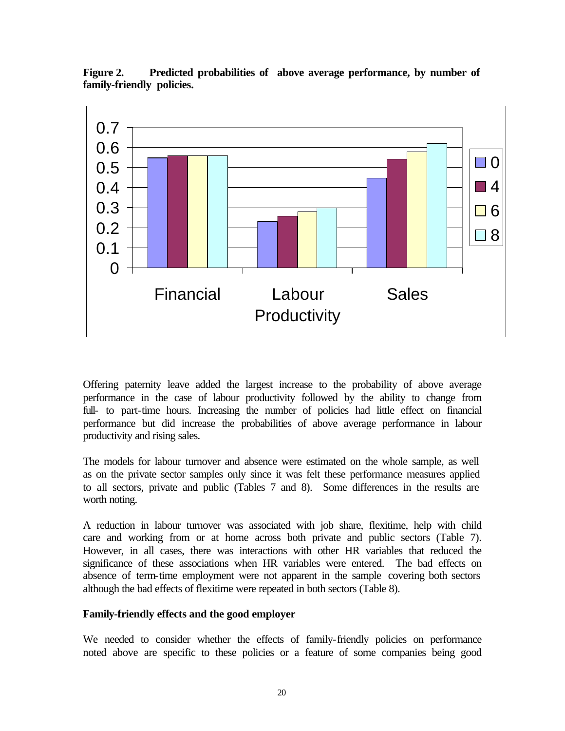**Figure 2. Predicted probabilities of above average performance, by number of family-friendly policies.**

Offering paternity leave added the largest increase to the probability of above average performance in the case of labour productivity followed by the ability to change from full- to part-time hours. Increasing the number of policies had little effect on financial performance but did increase the probabilities of above average performance in labour productivity and rising sales.

The models for labour turnover and absence were estimated on the whole sample, as well as on the private sector samples only since it was felt these performance measures applied to all sectors, private and public (Tables 7 and 8). Some differences in the results are worth noting.

A reduction in labour turnover was associated with job share, flexitime, help with child care and working from or at home across both private and public sectors (Table 7). However, in all cases, there was interactions with other HR variables that reduced the significance of these associations when HR variables were entered. The bad effects on absence of term-time employment were not apparent in the sample covering both sectors although the bad effects of flexitime were repeated in both sectors (Table 8).

**Family-friendly effects and the good employer**

We needed to consider whether the effects of family-friendly policies on performance noted above are specific to these policies or a feature of some companies being good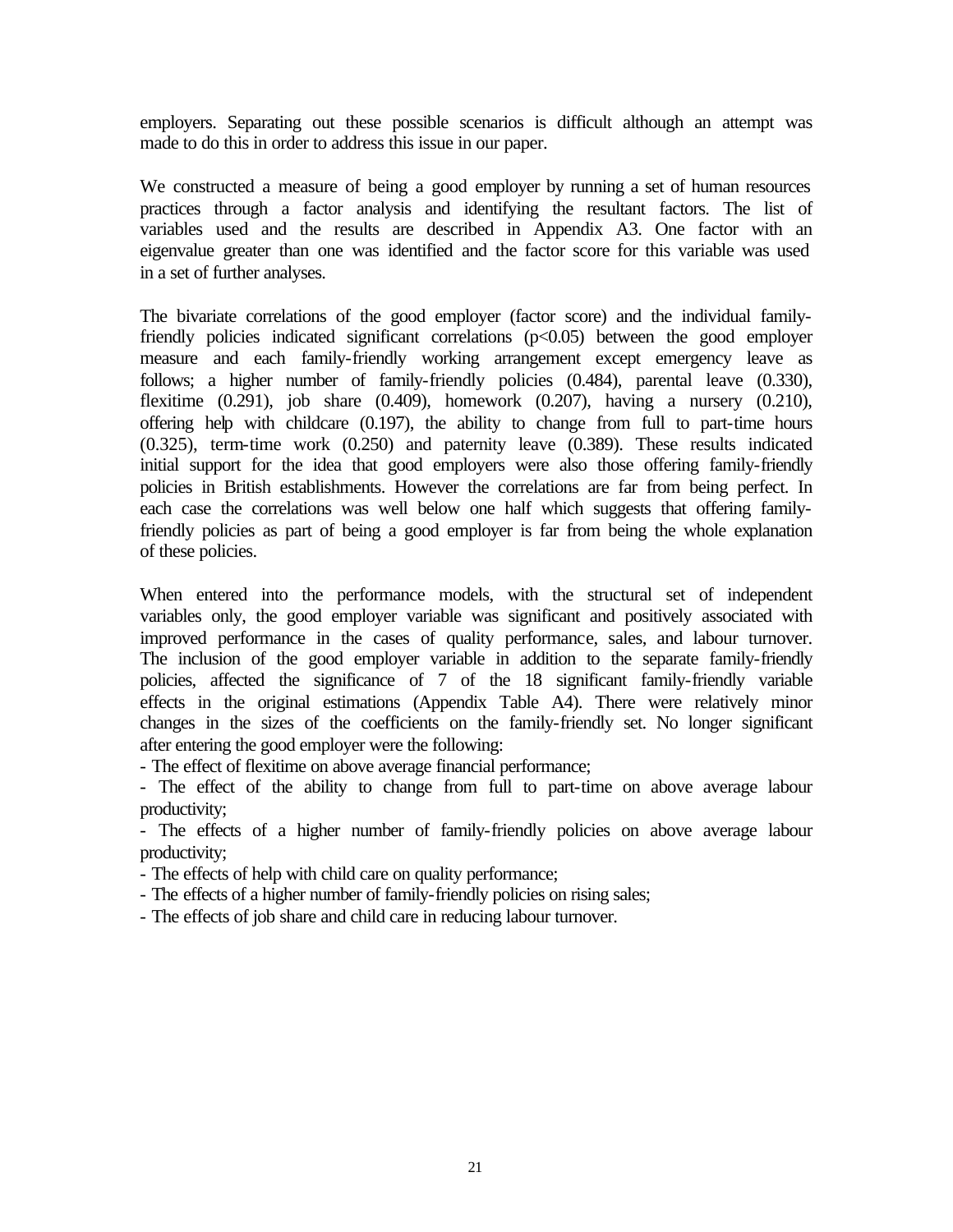employers. Separating out these possible scenarios is difficult although an attempt was made to do this in order to address this issue in our paper.

We constructed a measure of being a good employer by running a set of human resources practices through a factor analysis and identifying the resultant factors. The list of variables used and the results are described in Appendix A3. One factor with an eigenvalue greater than one was identified and the factor score for this variable was used in a set of further analyses.

The bivariate correlations of the good employer (factor score) and the individual family-friendly policies indicated significant correlations ($p<0.05$) between the good employer measure and each family-friendly working arrangement except emergency leave as follows; a higher number of family-friendly policies (0.484), parental leave (0.330), flexitime (0.291), job share (0.409), homework (0.207), having a nursery (0.210), offering help with childcare (0.197), the ability to change from full to part-time hours (0.325), term-time work (0.250) and paternity leave (0.389). These results indicated initial support for the idea that good employers were also those offering family-friendly policies in British establishments. However the correlations are far from being perfect. In each case the correlations was well below one half which suggests that offering family-friendly policies as part of being a good employer is far from being the whole explanation of these policies.

When entered into the performance models, with the structural set of independent variables only, the good employer variable was significant and positively associated with improved performance in the cases of quality performance, sales, and labour turnover. The inclusion of the good employer variable in addition to the separate family-friendly policies, affected the significance of 7 of the 18 significant family-friendly variable effects in the original estimations (Appendix Table A4). There were relatively minor changes in the sizes of the coefficients on the family-friendly set. No longer significant after entering the good employer were the following:

- The effect of flexitime on above average financial performance;
- The effect of the ability to change from full to part-time on above average labour productivity;
- The effects of a higher number of family-friendly policies on above average labour productivity;
- The effects of help with child care on quality performance;
- The effects of a higher number of family-friendly policies on rising sales;
- The effects of job share and child care in reducing labour turnover.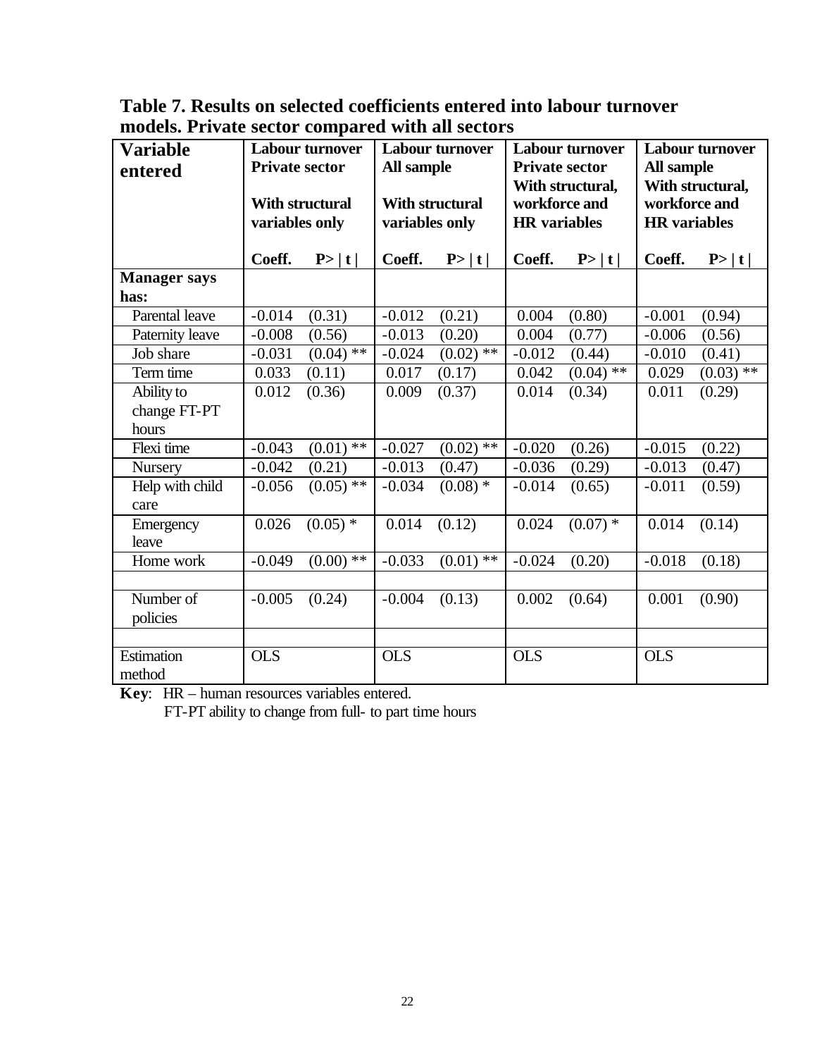**Table 7. Results on selected coefficients entered into labour turnover models. Private sector compared with all sectors**

| Variable entered | Labour turnover Private sector With structural variables only | | Labour turnover All sample With structural variables only | | Labour turnover Private sector With structural, workforce and HR variables | | Labour turnover All sample With structural, workforce and HR variables | |
|---|---|---|---|---|---|---|---|---|
| | **Coeff.** | **P> \| t \|** | **Coeff.** | **P> \| t \|** | **Coeff.** | **P> \| t \|** | **Coeff.** | **P> \| t \|** |
| **Manager says has:** | | | | | | | | |
| Parental leave | -0.014 | (0.31) | -0.012 | (0.21) | 0.004 | (0.80) | -0.001 | (0.94) |
| Paternity leave | -0.008 | (0.56) | -0.013 | (0.20) | 0.004 | (0.77) | -0.006 | (0.56) |
| Job share | -0.031 | (0.04) ** | -0.024 | (0.02) ** | -0.012 | (0.44) | -0.010 | (0.41) |
| Term time | 0.033 | (0.11) | 0.017 | (0.17) | 0.042 | (0.04) ** | 0.029 | (0.03) ** |
| Ability to change FT-PT hours | 0.012 | (0.36) | 0.009 | (0.37) | 0.014 | (0.34) | 0.011 | (0.29) |
| Flexi time | -0.043 | (0.01) ** | -0.027 | (0.02) ** | -0.020 | (0.26) | -0.015 | (0.22) |
| Nursery | -0.042 | (0.21) | -0.013 | (0.47) | -0.036 | (0.29) | -0.013 | (0.47) |
| Help with child care | -0.056 | (0.05) ** | -0.034 | (0.08) * | -0.014 | (0.65) | -0.011 | (0.59) |
| Emergency leave | 0.026 | (0.05) * | 0.014 | (0.12) | 0.024 | (0.07) * | 0.014 | (0.14) |
| Home work | -0.049 | (0.00) ** | -0.033 | (0.01) ** | -0.024 | (0.20) | -0.018 | (0.18) |
| | | | | | | | | |
| Number of policies | -0.005 | (0.24) | -0.004 | (0.13) | 0.002 | (0.64) | 0.001 | (0.90) |
| | | | | | | | | |
| Estimation method | OLS | | OLS | | OLS | | OLS | |

**Key**: HR – human resources variables entered.
FT-PT ability to change from full- to part time hours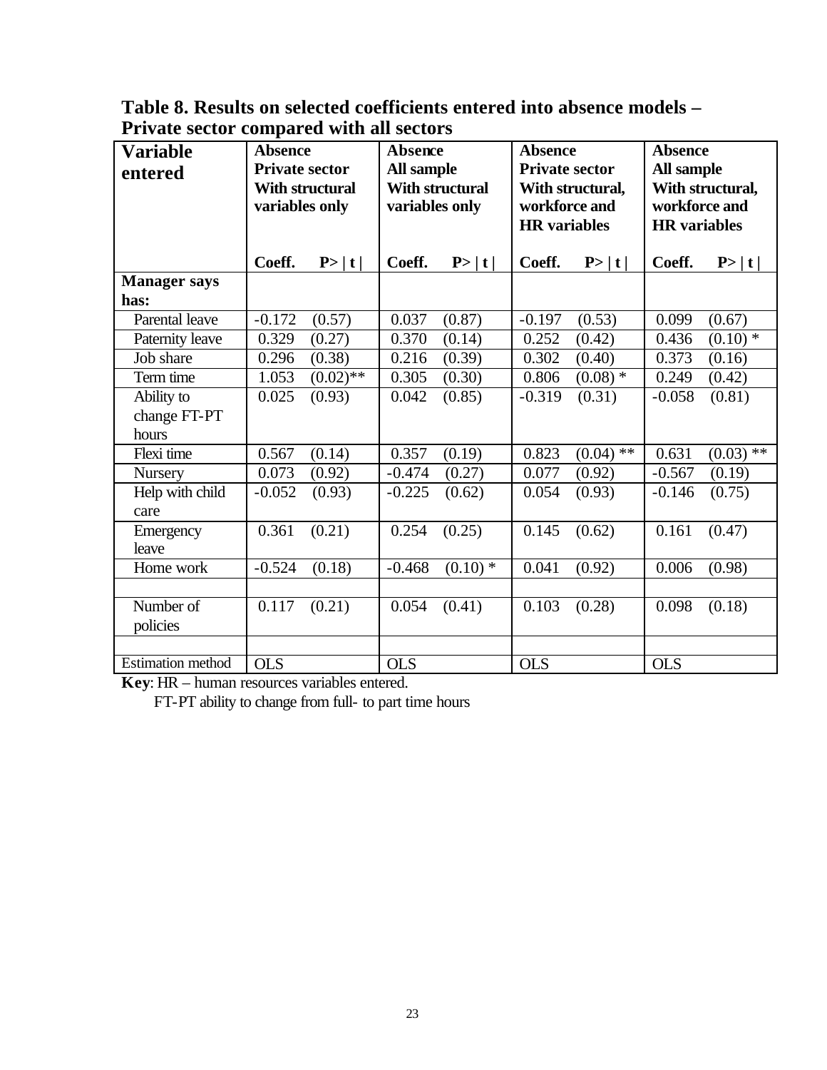**Table 8. Results on selected coefficients entered into absence models – Private sector compared with all sectors**

| Variable entered | Absence Private sector With structural variables only | | Absence All sample With structural variables only | | Absence Private sector With structural, workforce and HR variables | | Absence All sample With structural, workforce and HR variables | |
|---|---|---|---|---|---|---|---|---|
| | Coeff. | P> \| t \| | Coeff. | P> \| t \| | Coeff. | P> \| t \| | Coeff. | P> \| t \| |
| **Manager says has:** | | | | | | | | |
| Parental leave | -0.172 | (0.57) | 0.037 | (0.87) | -0.197 | (0.53) | 0.099 | (0.67) |
| Paternity leave | 0.329 | (0.27) | 0.370 | (0.14) | 0.252 | (0.42) | 0.436 | (0.10) * |
| Job share | 0.296 | (0.38) | 0.216 | (0.39) | 0.302 | (0.40) | 0.373 | (0.16) |
| Term time | 1.053 | (0.02)** | 0.305 | (0.30) | 0.806 | (0.08) * | 0.249 | (0.42) |
| Ability to change FT-PT hours | 0.025 | (0.93) | 0.042 | (0.85) | -0.319 | (0.31) | -0.058 | (0.81) |
| Flexi time | 0.567 | (0.14) | 0.357 | (0.19) | 0.823 | (0.04) ** | 0.631 | (0.03) ** |
| Nursery | 0.073 | (0.92) | -0.474 | (0.27) | 0.077 | (0.92) | -0.567 | (0.19) |
| Help with child care | -0.052 | (0.93) | -0.225 | (0.62) | 0.054 | (0.93) | -0.146 | (0.75) |
| Emergency leave | 0.361 | (0.21) | 0.254 | (0.25) | 0.145 | (0.62) | 0.161 | (0.47) |
| Home work | -0.524 | (0.18) | -0.468 | (0.10) * | 0.041 | (0.92) | 0.006 | (0.98) |
| | | | | | | | | |
| Number of policies | 0.117 | (0.21) | 0.054 | (0.41) | 0.103 | (0.28) | 0.098 | (0.18) |
| | | | | | | | | |
| Estimation method | OLS | | OLS | | OLS | | OLS | |

**Key**: HR – human resources variables entered.
FT-PT ability to change from full- to part time hours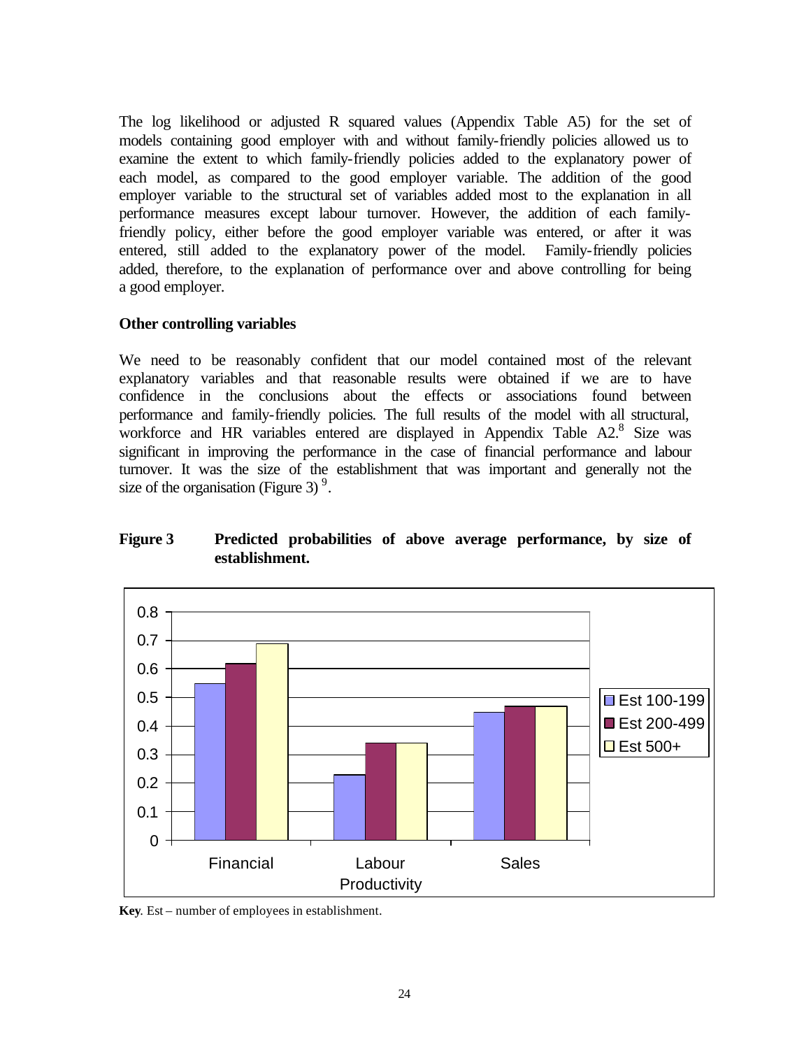The log likelihood or adjusted R squared values (Appendix Table A5) for the set of models containing good employer with and without family-friendly policies allowed us to examine the extent to which family-friendly policies added to the explanatory power of each model, as compared to the good employer variable. The addition of the good employer variable to the structural set of variables added most to the explanation in all performance measures except labour turnover. However, the addition of each family-friendly policy, either before the good employer variable was entered, or after it was entered, still added to the explanatory power of the model. Family-friendly policies added, therefore, to the explanation of performance over and above controlling for being a good employer.

### Other controlling variables

We need to be reasonably confident that our model contained most of the relevant explanatory variables and that reasonable results were obtained if we are to have confidence in the conclusions about the effects or associations found between performance and family-friendly policies. The full results of the model with all structural, workforce and HR variables entered are displayed in Appendix Table A2.[8] Size was significant in improving the performance in the case of financial performance and labour turnover. It was the size of the establishment that was important and generally not the size of the organisation (Figure 3) [9].

**Figure 3 Predicted probabilities of above average performance, by size of establishment.**

| | Est 100-199 | Est 200-499 | Est 500+ |
|---|---|---|---|
| Financial | 0.55 | 0.62 | 0.69 |
| Labour Productivity | 0.23 | 0.34 | 0.34 |
| Sales | 0.45 | 0.47 | 0.47 |

**Key**. Est – number of employees in establishment.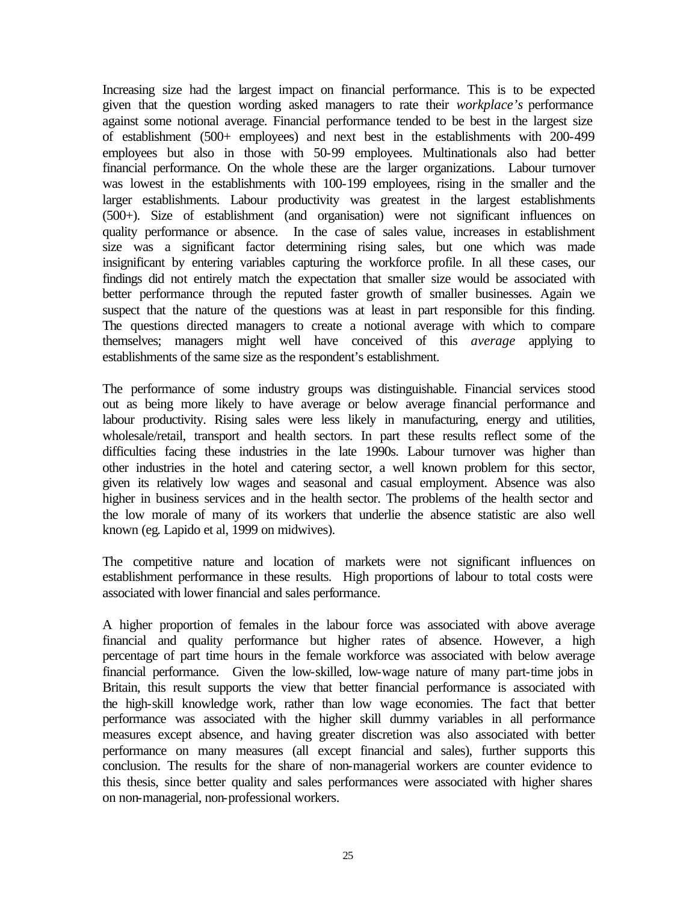Increasing size had the largest impact on financial performance. This is to be expected given that the question wording asked managers to rate their *workplace's* performance against some notional average. Financial performance tended to be best in the largest size of establishment (500+ employees) and next best in the establishments with 200-499 employees but also in those with 50-99 employees. Multinationals also had better financial performance. On the whole these are the larger organizations. Labour turnover was lowest in the establishments with 100-199 employees, rising in the smaller and the larger establishments. Labour productivity was greatest in the largest establishments (500+). Size of establishment (and organisation) were not significant influences on quality performance or absence. In the case of sales value, increases in establishment size was a significant factor determining rising sales, but one which was made insignificant by entering variables capturing the workforce profile. In all these cases, our findings did not entirely match the expectation that smaller size would be associated with better performance through the reputed faster growth of smaller businesses. Again we suspect that the nature of the questions was at least in part responsible for this finding. The questions directed managers to create a notional average with which to compare themselves; managers might well have conceived of this *average* applying to establishments of the same size as the respondent's establishment.

The performance of some industry groups was distinguishable. Financial services stood out as being more likely to have average or below average financial performance and labour productivity. Rising sales were less likely in manufacturing, energy and utilities, wholesale/retail, transport and health sectors. In part these results reflect some of the difficulties facing these industries in the late 1990s. Labour turnover was higher than other industries in the hotel and catering sector, a well known problem for this sector, given its relatively low wages and seasonal and casual employment. Absence was also higher in business services and in the health sector. The problems of the health sector and the low morale of many of its workers that underlie the absence statistic are also well known (eg. Lapido et al, 1999 on midwives).

The competitive nature and location of markets were not significant influences on establishment performance in these results. High proportions of labour to total costs were associated with lower financial and sales performance.

A higher proportion of females in the labour force was associated with above average financial and quality performance but higher rates of absence. However, a high percentage of part time hours in the female workforce was associated with below average financial performance. Given the low-skilled, low-wage nature of many part-time jobs in Britain, this result supports the view that better financial performance is associated with the high-skill knowledge work, rather than low wage economies. The fact that better performance was associated with the higher skill dummy variables in all performance measures except absence, and having greater discretion was also associated with better performance on many measures (all except financial and sales), further supports this conclusion. The results for the share of non-managerial workers are counter evidence to this thesis, since better quality and sales performances were associated with higher shares on non-managerial, non-professional workers.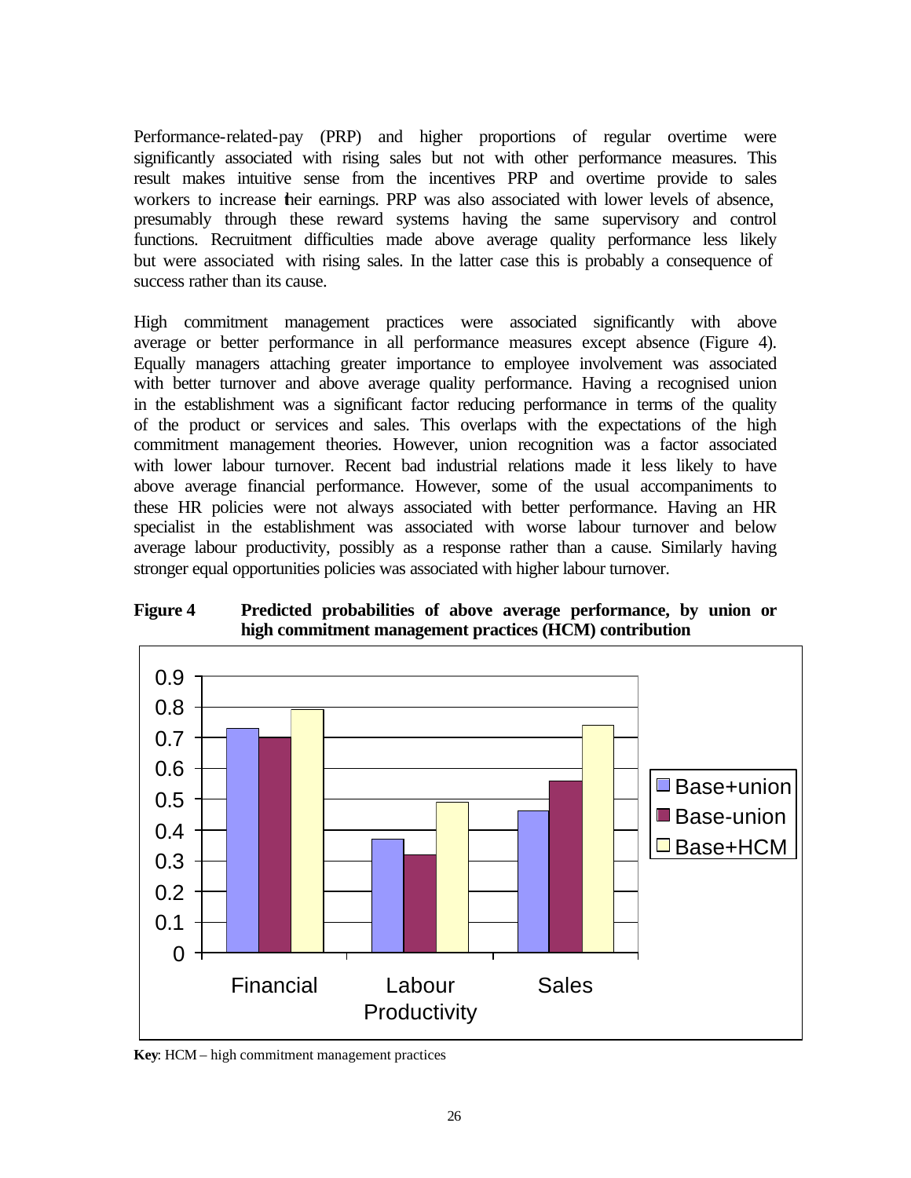Performance-related-pay (PRP) and higher proportions of regular overtime were significantly associated with rising sales but not with other performance measures. This result makes intuitive sense from the incentives PRP and overtime provide to sales workers to increase their earnings. PRP was also associated with lower levels of absence, presumably through these reward systems having the same supervisory and control functions. Recruitment difficulties made above average quality performance less likely but were associated with rising sales. In the latter case this is probably a consequence of success rather than its cause.

High commitment management practices were associated significantly with above average or better performance in all performance measures except absence (Figure 4). Equally managers attaching greater importance to employee involvement was associated with better turnover and above average quality performance. Having a recognised union in the establishment was a significant factor reducing performance in terms of the quality of the product or services and sales. This overlaps with the expectations of the high commitment management theories. However, union recognition was a factor associated with lower labour turnover. Recent bad industrial relations made it less likely to have above average financial performance. However, some of the usual accompaniments to these HR policies were not always associated with better performance. Having an HR specialist in the establishment was associated with worse labour turnover and below average labour productivity, possibly as a response rather than a cause. Similarly having stronger equal opportunities policies was associated with higher labour turnover.

**Figure 4 Predicted probabilities of above average performance, by union or high commitment management practices (HCM) contribution**

| | Base+union | Base-union | Base+HCM |
|---|---|---|---|
| Financial | 0.73 | 0.70 | 0.79 |
| Labour Productivity | 0.37 | 0.32 | 0.49 |
| Sales | 0.46 | 0.56 | 0.74 |

**Key**: HCM – high commitment management practices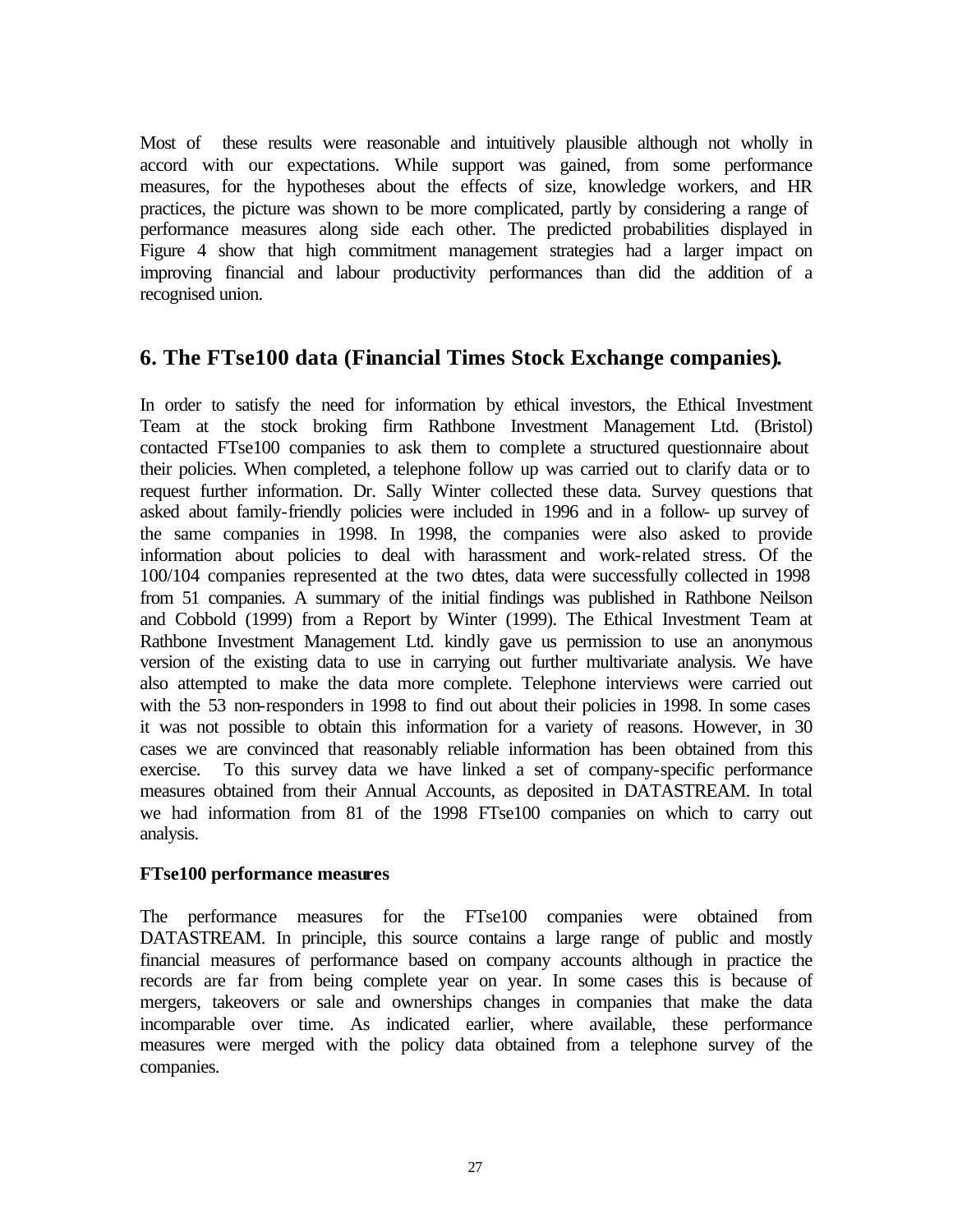Most of these results were reasonable and intuitively plausible although not wholly in accord with our expectations. While support was gained, from some performance measures, for the hypotheses about the effects of size, knowledge workers, and HR practices, the picture was shown to be more complicated, partly by considering a range of performance measures along side each other. The predicted probabilities displayed in Figure 4 show that high commitment management strategies had a larger impact on improving financial and labour productivity performances than did the addition of a recognised union.

## 6. The FTse100 data (Financial Times Stock Exchange companies).

In order to satisfy the need for information by ethical investors, the Ethical Investment Team at the stock broking firm Rathbone Investment Management Ltd. (Bristol) contacted FTse100 companies to ask them to complete a structured questionnaire about their policies. When completed, a telephone follow up was carried out to clarify data or to request further information. Dr. Sally Winter collected these data. Survey questions that asked about family-friendly policies were included in 1996 and in a follow- up survey of the same companies in 1998. In 1998, the companies were also asked to provide information about policies to deal with harassment and work-related stress. Of the 100/104 companies represented at the two dates, data were successfully collected in 1998 from 51 companies. A summary of the initial findings was published in Rathbone Neilson and Cobbold (1999) from a Report by Winter (1999). The Ethical Investment Team at Rathbone Investment Management Ltd. kindly gave us permission to use an anonymous version of the existing data to use in carrying out further multivariate analysis. We have also attempted to make the data more complete. Telephone interviews were carried out with the 53 non-responders in 1998 to find out about their policies in 1998. In some cases it was not possible to obtain this information for a variety of reasons. However, in 30 cases we are convinced that reasonably reliable information has been obtained from this exercise. To this survey data we have linked a set of company-specific performance measures obtained from their Annual Accounts, as deposited in DATASTREAM. In total we had information from 81 of the 1998 FTse100 companies on which to carry out analysis.

**FTse100 performance measures**

The performance measures for the FTse100 companies were obtained from DATASTREAM. In principle, this source contains a large range of public and mostly financial measures of performance based on company accounts although in practice the records are far from being complete year on year. In some cases this is because of mergers, takeovers or sale and ownerships changes in companies that make the data incomparable over time. As indicated earlier, where available, these performance measures were merged with the policy data obtained from a telephone survey of the companies.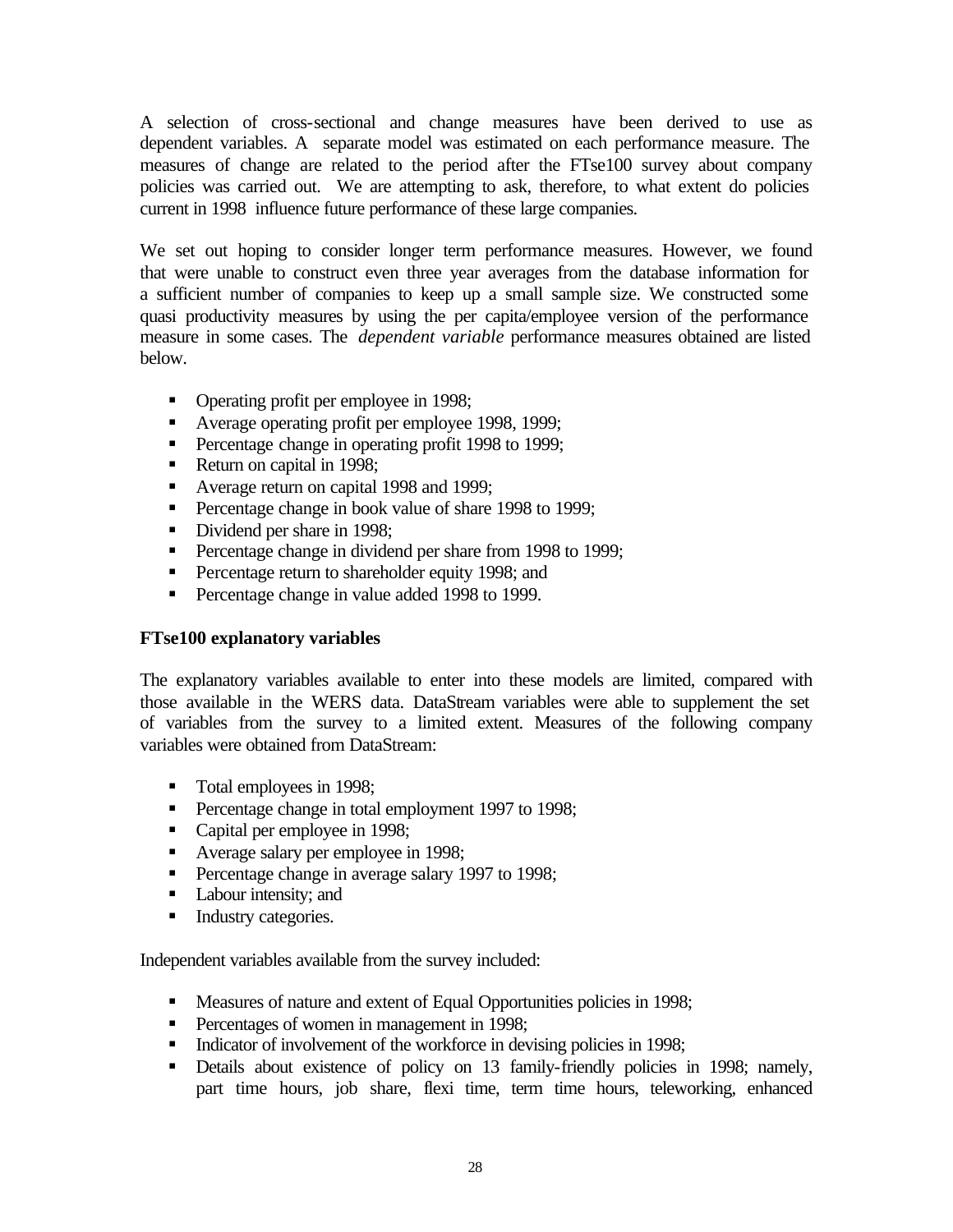A selection of cross-sectional and change measures have been derived to use as dependent variables. A separate model was estimated on each performance measure. The measures of change are related to the period after the FTse100 survey about company policies was carried out. We are attempting to ask, therefore, to what extent do policies current in 1998 influence future performance of these large companies.

We set out hoping to consider longer term performance measures. However, we found that were unable to construct even three year averages from the database information for a sufficient number of companies to keep up a small sample size. We constructed some quasi productivity measures by using the per capita/employee version of the performance measure in some cases. The *dependent variable* performance measures obtained are listed below.

- Operating profit per employee in 1998;
- Average operating profit per employee 1998, 1999;
- Percentage change in operating profit 1998 to 1999;
- Return on capital in 1998;
- Average return on capital 1998 and 1999;
- Percentage change in book value of share 1998 to 1999;
- Dividend per share in 1998;
- Percentage change in dividend per share from 1998 to 1999;
- Percentage return to shareholder equity 1998; and
- Percentage change in value added 1998 to 1999.

**FTse100 explanatory variables**

The explanatory variables available to enter into these models are limited, compared with those available in the WERS data. DataStream variables were able to supplement the set of variables from the survey to a limited extent. Measures of the following company variables were obtained from DataStream:

- Total employees in 1998;
- Percentage change in total employment 1997 to 1998;
- Capital per employee in 1998;
- Average salary per employee in 1998;
- Percentage change in average salary 1997 to 1998;
- Labour intensity; and
- Industry categories.

Independent variables available from the survey included:

- Measures of nature and extent of Equal Opportunities policies in 1998;
- Percentages of women in management in 1998;
- Indicator of involvement of the workforce in devising policies in 1998;
- Details about existence of policy on 13 family-friendly policies in 1998; namely, part time hours, job share, flexi time, term time hours, teleworking, enhanced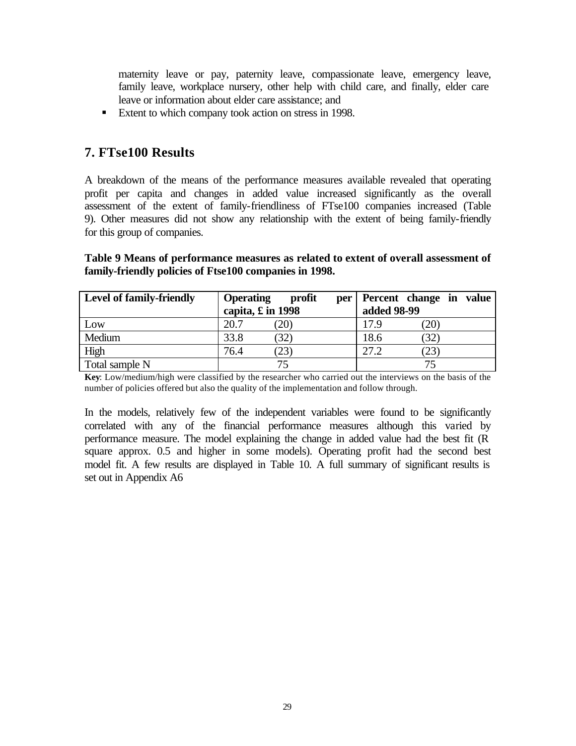maternity leave or pay, paternity leave, compassionate leave, emergency leave, family leave, workplace nursery, other help with child care, and finally, elder care leave or information about elder care assistance; and

- Extent to which company took action on stress in 1998.

## 7. FTse100 Results

A breakdown of the means of the performance measures available revealed that operating profit per capita and changes in added value increased significantly as the overall assessment of the extent of family-friendliness of FTse100 companies increased (Table 9). Other measures did not show any relationship with the extent of being family-friendly for this group of companies.

**Table 9 Means of performance measures as related to extent of overall assessment of family-friendly policies of Ftse100 companies in 1998.**

| Level of family-friendly | Operating profit per capita, £ in 1998 | Percent change in value added 98-99 |
|---|---|---|
| Low | 20.7 (20) | 17.9 (20) |
| Medium | 33.8 (32) | 18.6 (32) |
| High | 76.4 (23) | 27.2 (23) |
| Total sample N | 75 | 75 |

**Key**: Low/medium/high were classified by the researcher who carried out the interviews on the basis of the number of policies offered but also the quality of the implementation and follow through.

In the models, relatively few of the independent variables were found to be significantly correlated with any of the financial performance measures although this varied by performance measure. The model explaining the change in added value had the best fit (R square approx. 0.5 and higher in some models). Operating profit had the second best model fit. A few results are displayed in Table 10. A full summary of significant results is set out in Appendix A6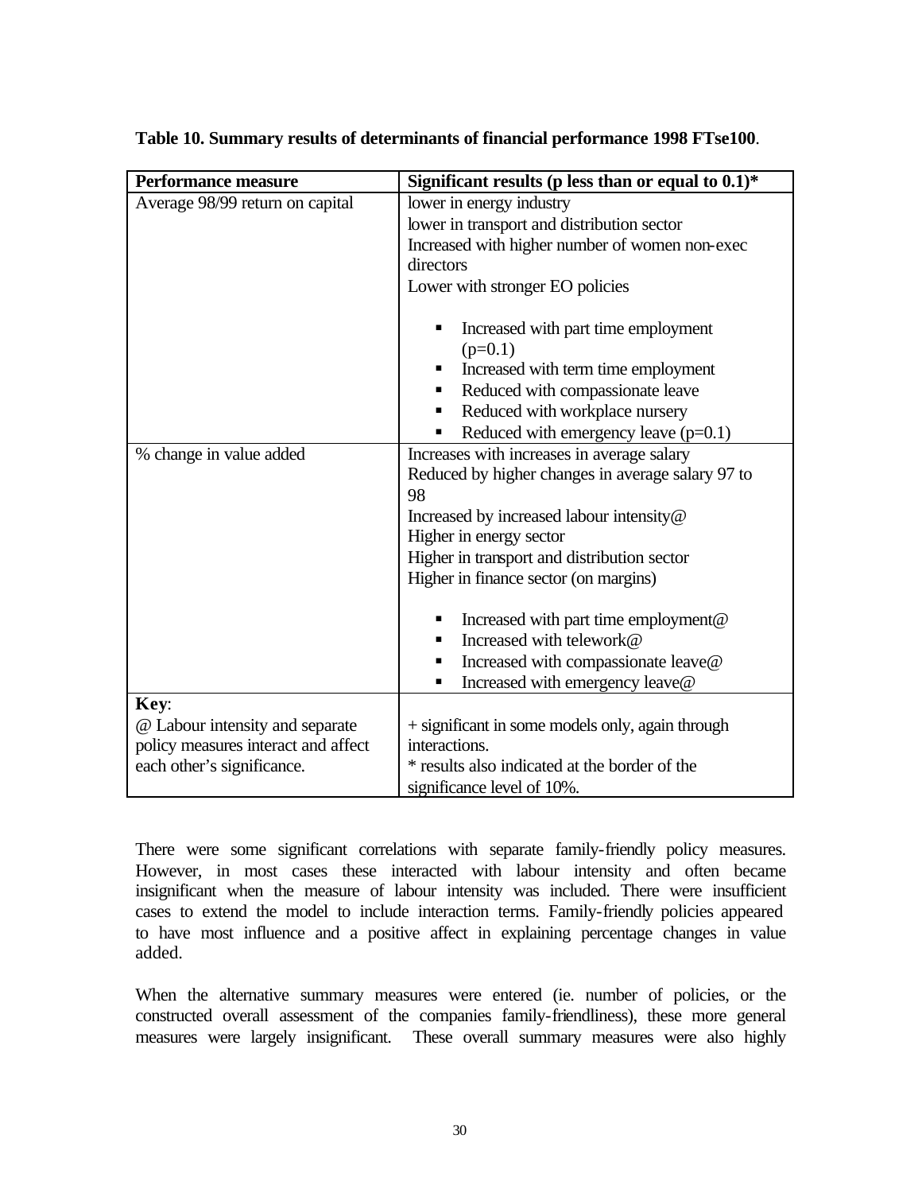**Table 10. Summary results of determinants of financial performance 1998 FTse100**.

| Performance measure | Significant results (p less than or equal to 0.1)* |
|---|---|
| Average 98/99 return on capital | lower in energy industry<br>lower in transport and distribution sector<br>Increased with higher number of women non-exec directors<br>Lower with stronger EO policies<br><br>▪ Increased with part time employment (p=0.1)<br>▪ Increased with term time employment<br>▪ Reduced with compassionate leave<br>▪ Reduced with workplace nursery<br>▪ Reduced with emergency leave (p=0.1) |
| % change in value added | Increases with increases in average salary<br>Reduced by higher changes in average salary 97 to 98<br>Increased by increased labour intensity@<br>Higher in energy sector<br>Higher in transport and distribution sector<br>Higher in finance sector (on margins)<br><br>▪ Increased with part time employment@<br>▪ Increased with telework@<br>▪ Increased with compassionate leave@<br>▪ Increased with emergency leave@ |
| **Key**:<br>@ Labour intensity and separate policy measures interact and affect each other's significance. | + significant in some models only, again through interactions.<br>* results also indicated at the border of the significance level of 10%. |

There were some significant correlations with separate family-friendly policy measures. However, in most cases these interacted with labour intensity and often became insignificant when the measure of labour intensity was included. There were insufficient cases to extend the model to include interaction terms. Family-friendly policies appeared to have most influence and a positive affect in explaining percentage changes in value added.

When the alternative summary measures were entered (ie. number of policies, or the constructed overall assessment of the companies family-friendliness), these more general measures were largely insignificant. These overall summary measures were also highly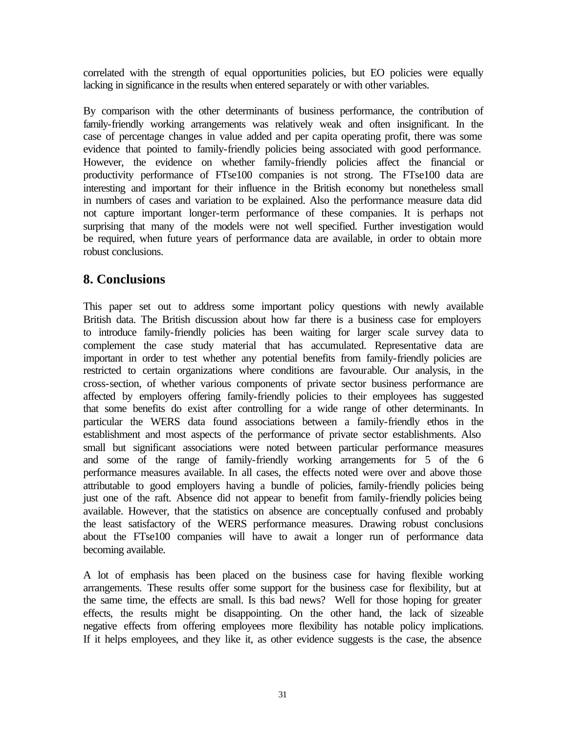correlated with the strength of equal opportunities policies, but EO policies were equally lacking in significance in the results when entered separately or with other variables.

By comparison with the other determinants of business performance, the contribution of family-friendly working arrangements was relatively weak and often insignificant. In the case of percentage changes in value added and per capita operating profit, there was some evidence that pointed to family-friendly policies being associated with good performance. However, the evidence on whether family-friendly policies affect the financial or productivity performance of FTse100 companies is not strong. The FTse100 data are interesting and important for their influence in the British economy but nonetheless small in numbers of cases and variation to be explained. Also the performance measure data did not capture important longer-term performance of these companies. It is perhaps not surprising that many of the models were not well specified. Further investigation would be required, when future years of performance data are available, in order to obtain more robust conclusions.

## 8. Conclusions

This paper set out to address some important policy questions with newly available British data. The British discussion about how far there is a business case for employers to introduce family-friendly policies has been waiting for larger scale survey data to complement the case study material that has accumulated. Representative data are important in order to test whether any potential benefits from family-friendly policies are restricted to certain organizations where conditions are favourable. Our analysis, in the cross-section, of whether various components of private sector business performance are affected by employers offering family-friendly policies to their employees has suggested that some benefits do exist after controlling for a wide range of other determinants. In particular the WERS data found associations between a family-friendly ethos in the establishment and most aspects of the performance of private sector establishments. Also small but significant associations were noted between particular performance measures and some of the range of family-friendly working arrangements for 5 of the 6 performance measures available. In all cases, the effects noted were over and above those attributable to good employers having a bundle of policies, family-friendly policies being just one of the raft. Absence did not appear to benefit from family-friendly policies being available. However, that the statistics on absence are conceptually confused and probably the least satisfactory of the WERS performance measures. Drawing robust conclusions about the FTse100 companies will have to await a longer run of performance data becoming available.

A lot of emphasis has been placed on the business case for having flexible working arrangements. These results offer some support for the business case for flexibility, but at the same time, the effects are small. Is this bad news? Well for those hoping for greater effects, the results might be disappointing. On the other hand, the lack of sizeable negative effects from offering employees more flexibility has notable policy implications. If it helps employees, and they like it, as other evidence suggests is the case, the absence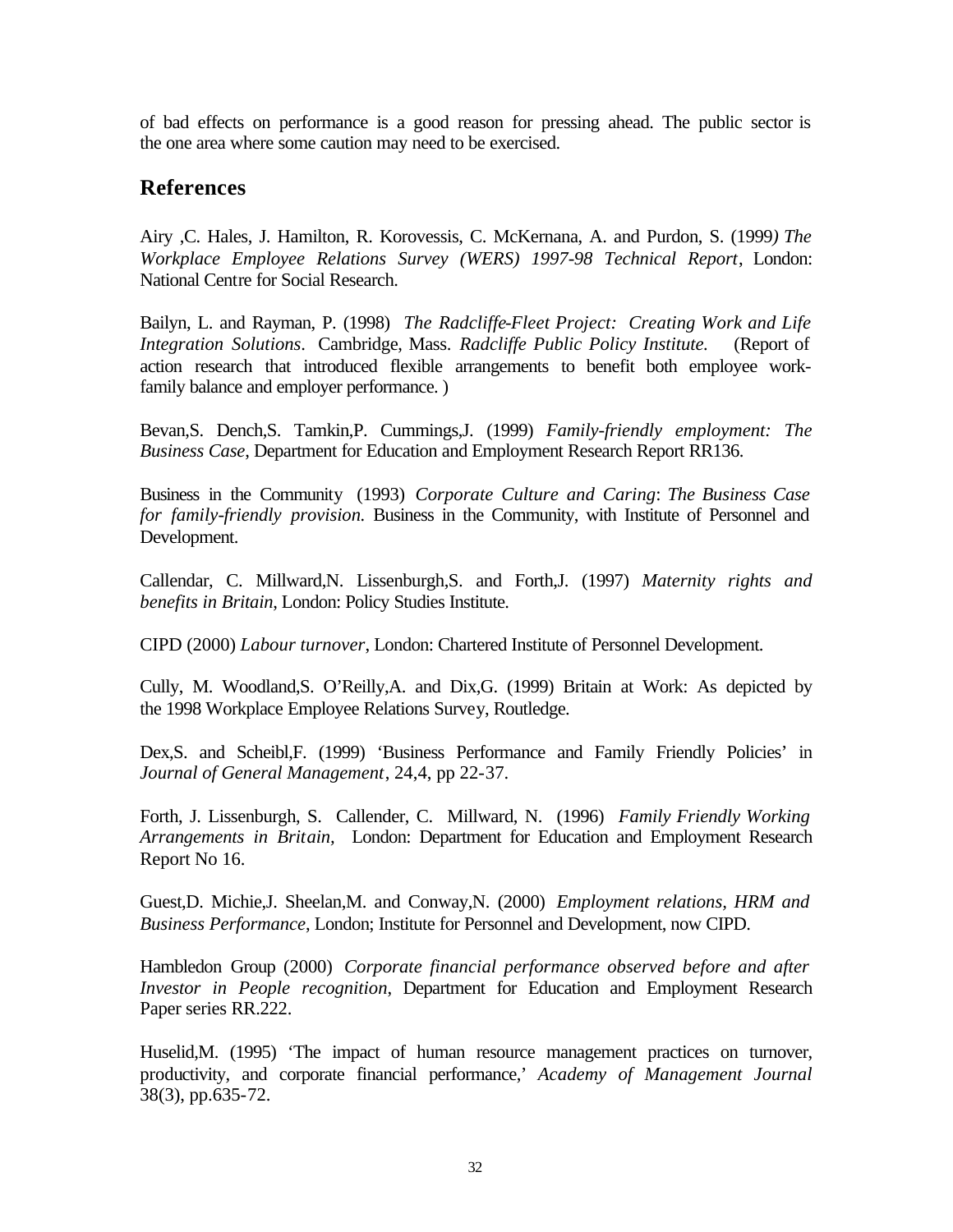of bad effects on performance is a good reason for pressing ahead. The public sector is the one area where some caution may need to be exercised.

## References

Airy ,C. Hales, J. Hamilton, R. Korovessis, C. McKernana, A. and Purdon, S. (1999*) The Workplace Employee Relations Survey (WERS) 1997-98 Technical Report*, London: National Centre for Social Research.

Bailyn, L. and Rayman, P. (1998) *The Radcliffe-Fleet Project: Creating Work and Life Integration Solutions*. Cambridge, Mass. *Radcliffe Public Policy Institute.* (Report of action research that introduced flexible arrangements to benefit both employee work-family balance and employer performance. )

Bevan,S. Dench,S. Tamkin,P. Cummings,J. (1999) *Family-friendly employment: The Business Case*, Department for Education and Employment Research Report RR136.

Business in the Community (1993) *Corporate Culture and Caring*: *The Business Case for family-friendly provision.* Business in the Community, with Institute of Personnel and Development.

Callendar, C. Millward,N. Lissenburgh,S. and Forth,J. (1997) *Maternity rights and benefits in Britain*, London: Policy Studies Institute.

CIPD (2000) *Labour turnover*, London: Chartered Institute of Personnel Development.

Cully, M. Woodland,S. O'Reilly,A. and Dix,G. (1999) Britain at Work: As depicted by the 1998 Workplace Employee Relations Survey, Routledge.

Dex,S. and Scheibl,F. (1999) 'Business Performance and Family Friendly Policies' in *Journal of General Management*, 24,4, pp 22-37.

Forth, J. Lissenburgh, S. Callender, C. Millward, N. (1996) *Family Friendly Working Arrangements in Britain,* London: Department for Education and Employment Research Report No 16.

Guest,D. Michie,J. Sheelan,M. and Conway,N. (2000) *Employment relations, HRM and Business Performance*, London; Institute for Personnel and Development, now CIPD.

Hambledon Group (2000) *Corporate financial performance observed before and after Investor in People recognition*, Department for Education and Employment Research Paper series RR.222.

Huselid,M. (1995) 'The impact of human resource management practices on turnover, productivity, and corporate financial performance,' *Academy of Management Journal* 38(3), pp.635-72.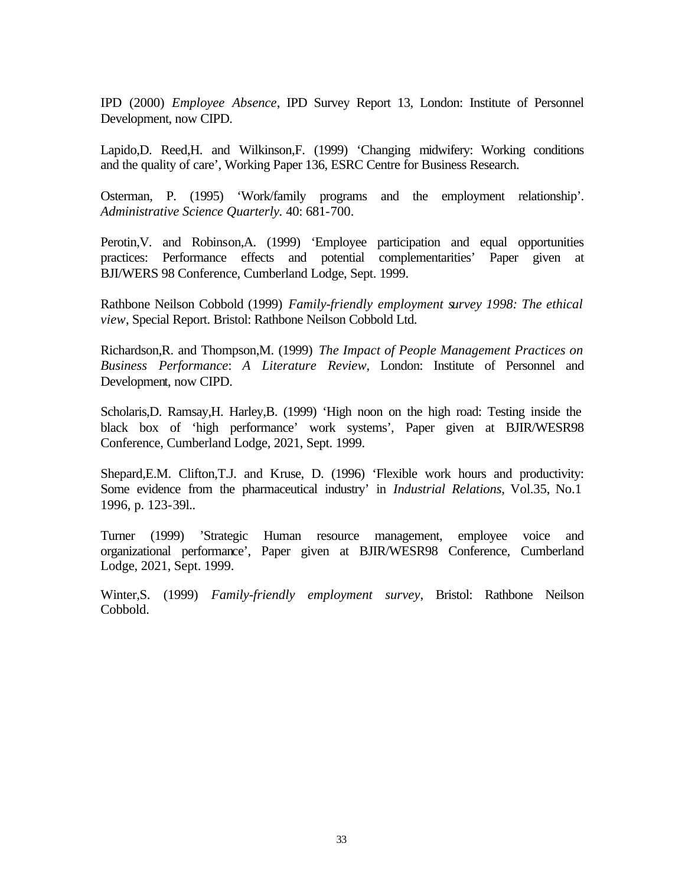IPD (2000) *Employee Absence*, IPD Survey Report 13, London: Institute of Personnel Development, now CIPD.

Lapido,D. Reed,H. and Wilkinson,F. (1999) 'Changing midwifery: Working conditions and the quality of care', Working Paper 136, ESRC Centre for Business Research.

Osterman, P. (1995) 'Work/family programs and the employment relationship'. *Administrative Science Quarterly*. 40: 681-700.

Perotin,V. and Robinson,A. (1999) 'Employee participation and equal opportunities practices: Performance effects and potential complementarities' Paper given at BJI/WERS 98 Conference, Cumberland Lodge, Sept. 1999.

Rathbone Neilson Cobbold (1999) *Family-friendly employment survey 1998: The ethical view*, Special Report. Bristol: Rathbone Neilson Cobbold Ltd.

Richardson,R. and Thompson,M. (1999) *The Impact of People Management Practices on Business Performance*: *A Literature Review*, London: Institute of Personnel and Development, now CIPD.

Scholaris,D. Ramsay,H. Harley,B. (1999) 'High noon on the high road: Testing inside the black box of 'high performance' work systems', Paper given at BJIR/WESR98 Conference, Cumberland Lodge, 2021, Sept. 1999.

Shepard,E.M. Clifton,T.J. and Kruse, D. (1996) 'Flexible work hours and productivity: Some evidence from the pharmaceutical industry' in *Industrial Relations*, Vol.35, No.1 1996, p. 123-39l..

Turner (1999) 'Strategic Human resource management, employee voice and organizational performance', Paper given at BJIR/WESR98 Conference, Cumberland Lodge, 2021, Sept. 1999.

Winter,S. (1999) *Family-friendly employment survey*, Bristol: Rathbone Neilson Cobbold.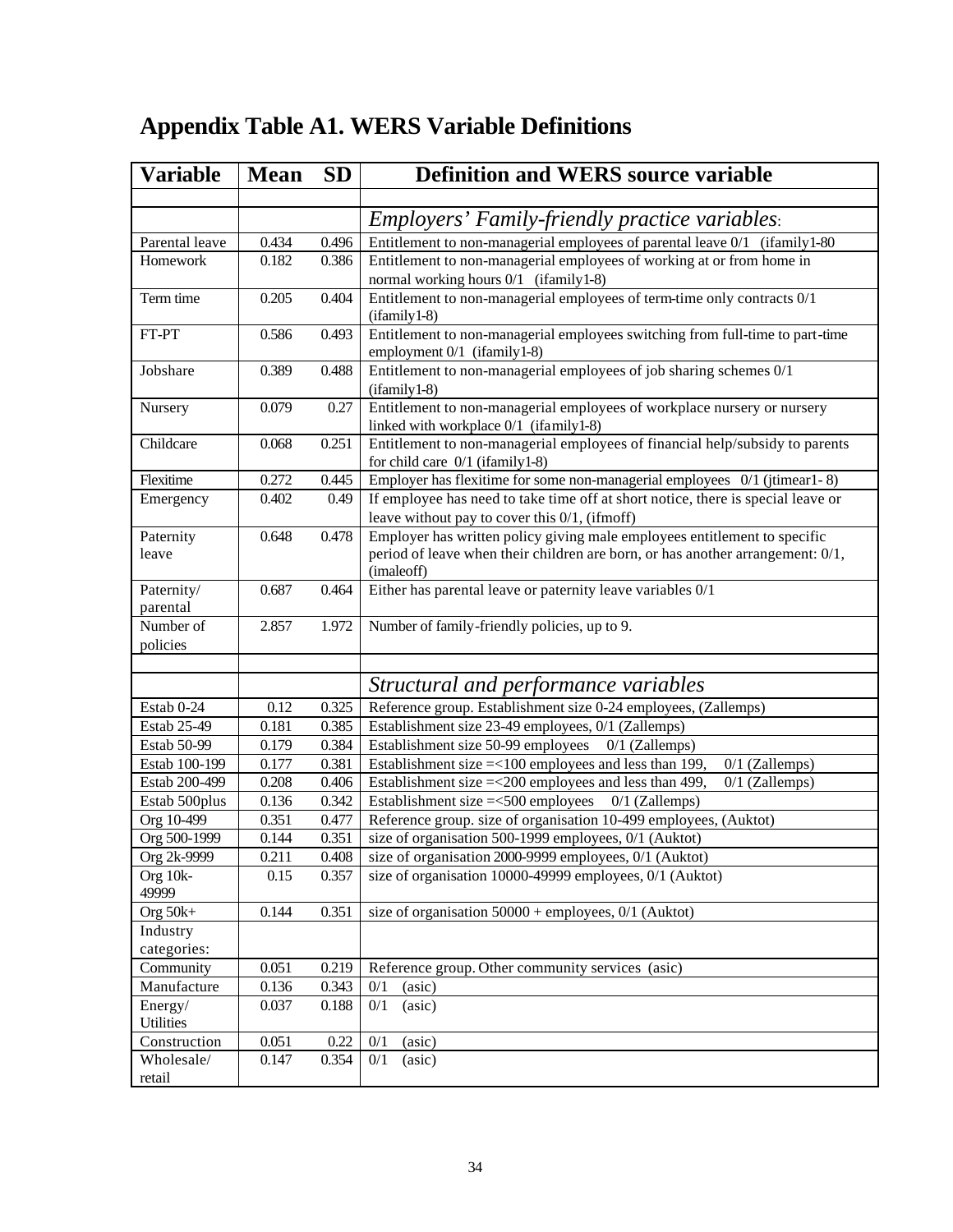# Appendix Table A1. WERS Variable Definitions

| Variable | Mean | SD | Definition and WERS source variable |
|---|---|---|---|
| | | | |
| | | | *Employers' Family-friendly practice variables*: |
| Parental leave | 0.434 | 0.496 | Entitlement to non-managerial employees of parental leave 0/1 (ifamily1-80 |
| Homework | 0.182 | 0.386 | Entitlement to non-managerial employees of working at or from home in normal working hours 0/1 (ifamily1-8) |
| Term time | 0.205 | 0.404 | Entitlement to non-managerial employees of term-time only contracts 0/1 (ifamily1-8) |
| FT-PT | 0.586 | 0.493 | Entitlement to non-managerial employees switching from full-time to part-time employment 0/1 (ifamily1-8) |
| Jobshare | 0.389 | 0.488 | Entitlement to non-managerial employees of job sharing schemes 0/1 (ifamily1-8) |
| Nursery | 0.079 | 0.27 | Entitlement to non-managerial employees of workplace nursery or nursery linked with workplace 0/1 (ifamily1-8) |
| Childcare | 0.068 | 0.251 | Entitlement to non-managerial employees of financial help/subsidy to parents for child care 0/1 (ifamily1-8) |
| Flexitime | 0.272 | 0.445 | Employer has flexitime for some non-managerial employees 0/1 (jtimear1- 8) |
| Emergency | 0.402 | 0.49 | If employee has need to take time off at short notice, there is special leave or leave without pay to cover this 0/1, (ifmoff) |
| Paternity leave | 0.648 | 0.478 | Employer has written policy giving male employees entitlement to specific period of leave when their children are born, or has another arrangement: 0/1, (imaleoff) |
| Paternity/ parental | 0.687 | 0.464 | Either has parental leave or paternity leave variables 0/1 |
| Number of policies | 2.857 | 1.972 | Number of family-friendly policies, up to 9. |
| | | | |
| | | | *Structural and performance variables* |
| Estab 0-24 | 0.12 | 0.325 | Reference group. Establishment size 0-24 employees, (Zallemps) |
| Estab 25-49 | 0.181 | 0.385 | Establishment size 23-49 employees, 0/1 (Zallemps) |
| Estab 50-99 | 0.179 | 0.384 | Establishment size 50-99 employees 0/1 (Zallemps) |
| Estab 100-199 | 0.177 | 0.381 | Establishment size =<100 employees and less than 199, 0/1 (Zallemps) |
| Estab 200-499 | 0.208 | 0.406 | Establishment size =<200 employees and less than 499, 0/1 (Zallemps) |
| Estab 500plus | 0.136 | 0.342 | Establishment size =<500 employees 0/1 (Zallemps) |
| Org 10-499 | 0.351 | 0.477 | Reference group. size of organisation 10-499 employees, (Auktot) |
| Org 500-1999 | 0.144 | 0.351 | size of organisation 500-1999 employees, 0/1 (Auktot) |
| Org 2k-9999 | 0.211 | 0.408 | size of organisation 2000-9999 employees, 0/1 (Auktot) |
| Org 10k-49999 | 0.15 | 0.357 | size of organisation 10000-49999 employees, 0/1 (Auktot) |
| Org 50k+ | 0.144 | 0.351 | size of organisation 50000 + employees, 0/1 (Auktot) |
| Industry categories: | | | |
| Community | 0.051 | 0.219 | Reference group. Other community services (asic) |
| Manufacture | 0.136 | 0.343 | 0/1 (asic) |
| Energy/ Utilities | 0.037 | 0.188 | 0/1 (asic) |
| Construction | 0.051 | 0.22 | 0/1 (asic) |
| Wholesale/ retail | 0.147 | 0.354 | 0/1 (asic) |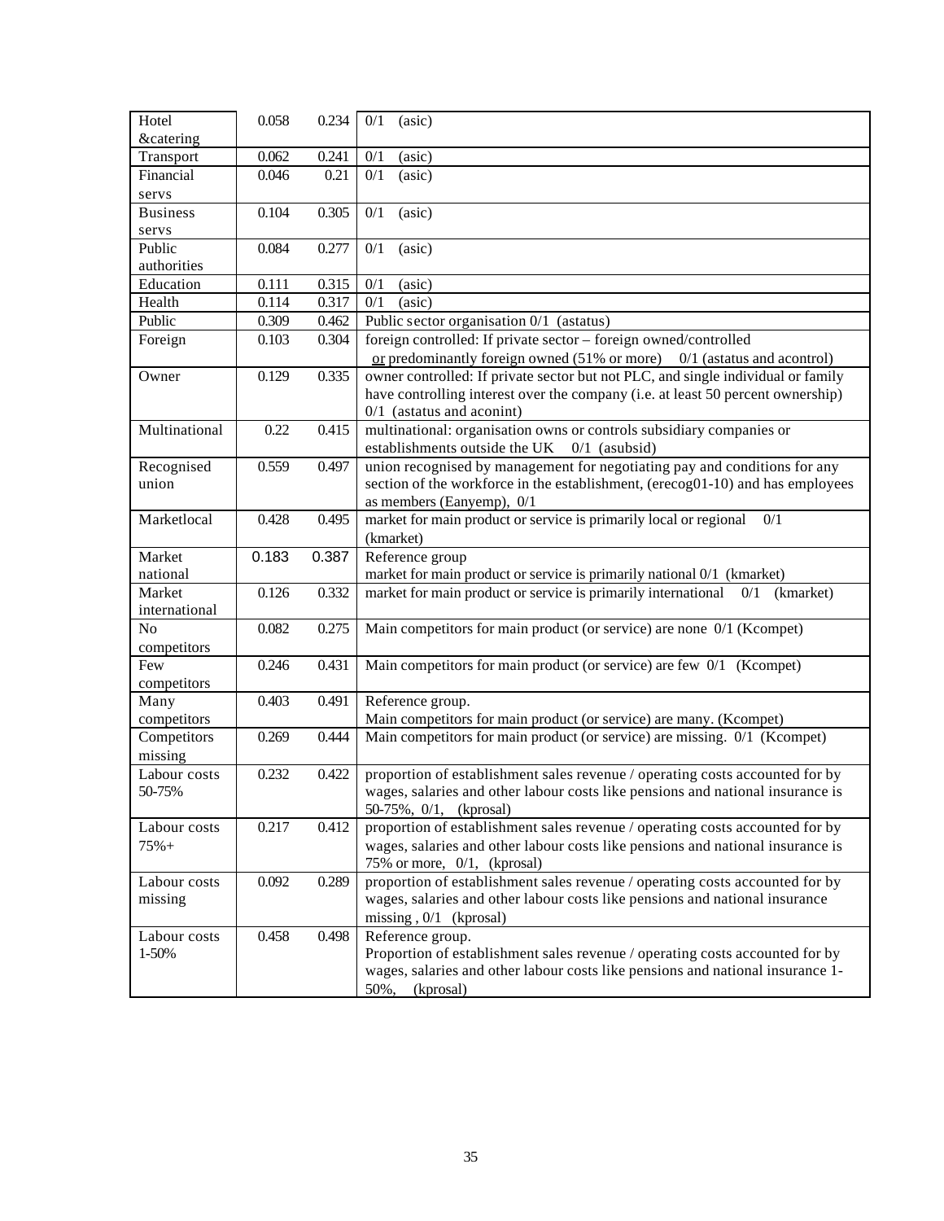| Hotel &catering | 0.058 | 0.234 | 0/1 (asic) |
|---|---|---|---|
| Transport | 0.062 | 0.241 | 0/1 (asic) |
| Financial servs | 0.046 | 0.21 | 0/1 (asic) |
| Business servs | 0.104 | 0.305 | 0/1 (asic) |
| Public authorities | 0.084 | 0.277 | 0/1 (asic) |
| Education | 0.111 | 0.315 | 0/1 (asic) |
| Health | 0.114 | 0.317 | 0/1 (asic) |
| Public | 0.309 | 0.462 | Public sector organisation 0/1 (astatus) |
| Foreign | 0.103 | 0.304 | foreign controlled: If private sector – foreign owned/controlled or predominantly foreign owned (51% or more) 0/1 (astatus and acontrol) |
| Owner | 0.129 | 0.335 | owner controlled: If private sector but not PLC, and single individual or family have controlling interest over the company (i.e. at least 50 percent ownership) 0/1 (astatus and aconint) |
| Multinational | 0.22 | 0.415 | multinational: organisation owns or controls subsidiary companies or establishments outside the UK 0/1 (asubsid) |
| Recognised union | 0.559 | 0.497 | union recognised by management for negotiating pay and conditions for any section of the workforce in the establishment, (erecog01-10) and has employees as members (Eanyemp), 0/1 |
| Marketlocal | 0.428 | 0.495 | market for main product or service is primarily local or regional 0/1 (kmarket) |
| Market national | 0.183 | 0.387 | Reference group<br>market for main product or service is primarily national 0/1 (kmarket) |
| Market international | 0.126 | 0.332 | market for main product or service is primarily international 0/1 (kmarket) |
| No competitors | 0.082 | 0.275 | Main competitors for main product (or service) are none 0/1 (Kcompet) |
| Few competitors | 0.246 | 0.431 | Main competitors for main product (or service) are few 0/1 (Kcompet) |
| Many competitors | 0.403 | 0.491 | Reference group.<br>Main competitors for main product (or service) are many. (Kcompet) |
| Competitors missing | 0.269 | 0.444 | Main competitors for main product (or service) are missing. 0/1 (Kcompet) |
| Labour costs 50-75% | 0.232 | 0.422 | proportion of establishment sales revenue / operating costs accounted for by wages, salaries and other labour costs like pensions and national insurance is 50-75%, 0/1, (kprosal) |
| Labour costs 75%+ | 0.217 | 0.412 | proportion of establishment sales revenue / operating costs accounted for by wages, salaries and other labour costs like pensions and national insurance is 75% or more, 0/1, (kprosal) |
| Labour costs missing | 0.092 | 0.289 | proportion of establishment sales revenue / operating costs accounted for by wages, salaries and other labour costs like pensions and national insurance missing , 0/1 (kprosal) |
| Labour costs 1-50% | 0.458 | 0.498 | Reference group.<br>Proportion of establishment sales revenue / operating costs accounted for by wages, salaries and other labour costs like pensions and national insurance 1-50%, (kprosal) |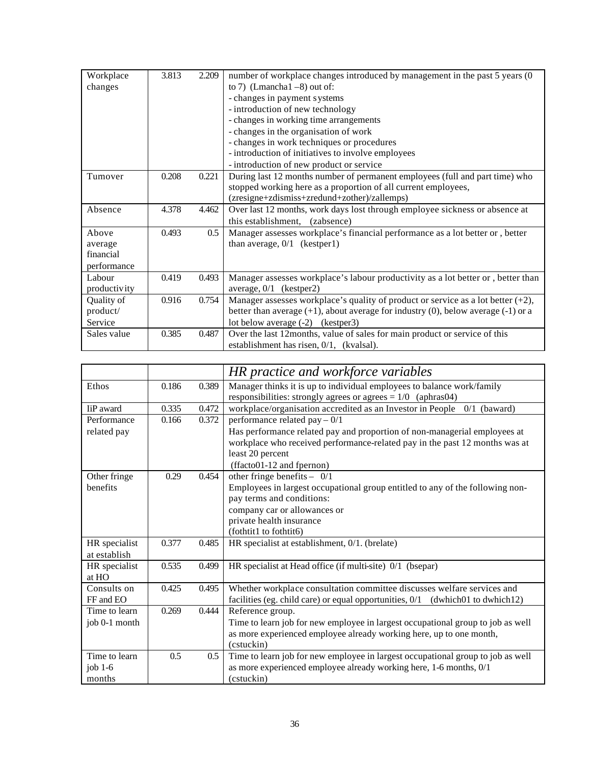| | | | |
|---|---|---|---|
| Workplace changes | 3.813 | 2.209 | number of workplace changes introduced by management in the past 5 years (0 to 7) (Lmancha1 –8) out of:<br>- changes in payment systems<br>- introduction of new technology<br>- changes in working time arrangements<br>- changes in the organisation of work<br>- changes in work techniques or procedures<br>- introduction of initiatives to involve employees<br>- introduction of new product or service |
| Turnover | 0.208 | 0.221 | During last 12 months number of permanent employees (full and part time) who stopped working here as a proportion of all current employees, (zresigne+zdismiss+zredund+zother)/zallemps) |
| Absence | 4.378 | 4.462 | Over last 12 months, work days lost through employee sickness or absence at this establishment, (zabsence) |
| Above average financial performance | 0.493 | 0.5 | Manager assesses workplace's financial performance as a lot better or , better than average, 0/1 (kestper1) |
| Labour productivity | 0.419 | 0.493 | Manager assesses workplace's labour productivity as a lot better or , better than average, 0/1 (kestper2) |
| Quality of product/ Service | 0.916 | 0.754 | Manager assesses workplace's quality of product or service as a lot better (+2), better than average (+1), about average for industry (0), below average (-1) or a lot below average (-2) (kestper3) |
| Sales value | 0.385 | 0.487 | Over the last 12months, value of sales for main product or service of this establishment has risen, 0/1, (kvalsal). |

| | | | *HR practice and workforce variables* |
|---|---|---|---|
| Ethos | 0.186 | 0.389 | Manager thinks it is up to individual employees to balance work/family responsibilities: strongly agrees or agrees = 1/0 (aphras04) |
| IiP award | 0.335 | 0.472 | workplace/organisation accredited as an Investor in People 0/1 (baward) |
| Performance related pay | 0.166 | 0.372 | performance related pay – 0/1<br>Has performance related pay and proportion of non-managerial employees at workplace who received performance-related pay in the past 12 months was at least 20 percent<br>(ffacto01-12 and fpernon) |
| Other fringe benefits | 0.29 | 0.454 | other fringe benefits – 0/1<br>Employees in largest occupational group entitled to any of the following non-pay terms and conditions:<br>company car or allowances or<br>private health insurance<br>(fothtit1 to fothtit6) |
| HR specialist at establish | 0.377 | 0.485 | HR specialist at establishment, 0/1. (brelate) |
| HR specialist at HO | 0.535 | 0.499 | HR specialist at Head office (if multi-site) 0/1 (bsepar) |
| Consults on FF and EO | 0.425 | 0.495 | Whether workplace consultation committee discusses welfare services and facilities (eg. child care) or equal opportunities, 0/1 (dwhich01 to dwhich12) |
| Time to learn job 0-1 month | 0.269 | 0.444 | Reference group.<br>Time to learn job for new employee in largest occupational group to job as well as more experienced employee already working here, up to one month, (cstuckin) |
| Time to learn job 1-6 months | 0.5 | 0.5 | Time to learn job for new employee in largest occupational group to job as well as more experienced employee already working here, 1-6 months, 0/1 (cstuckin) |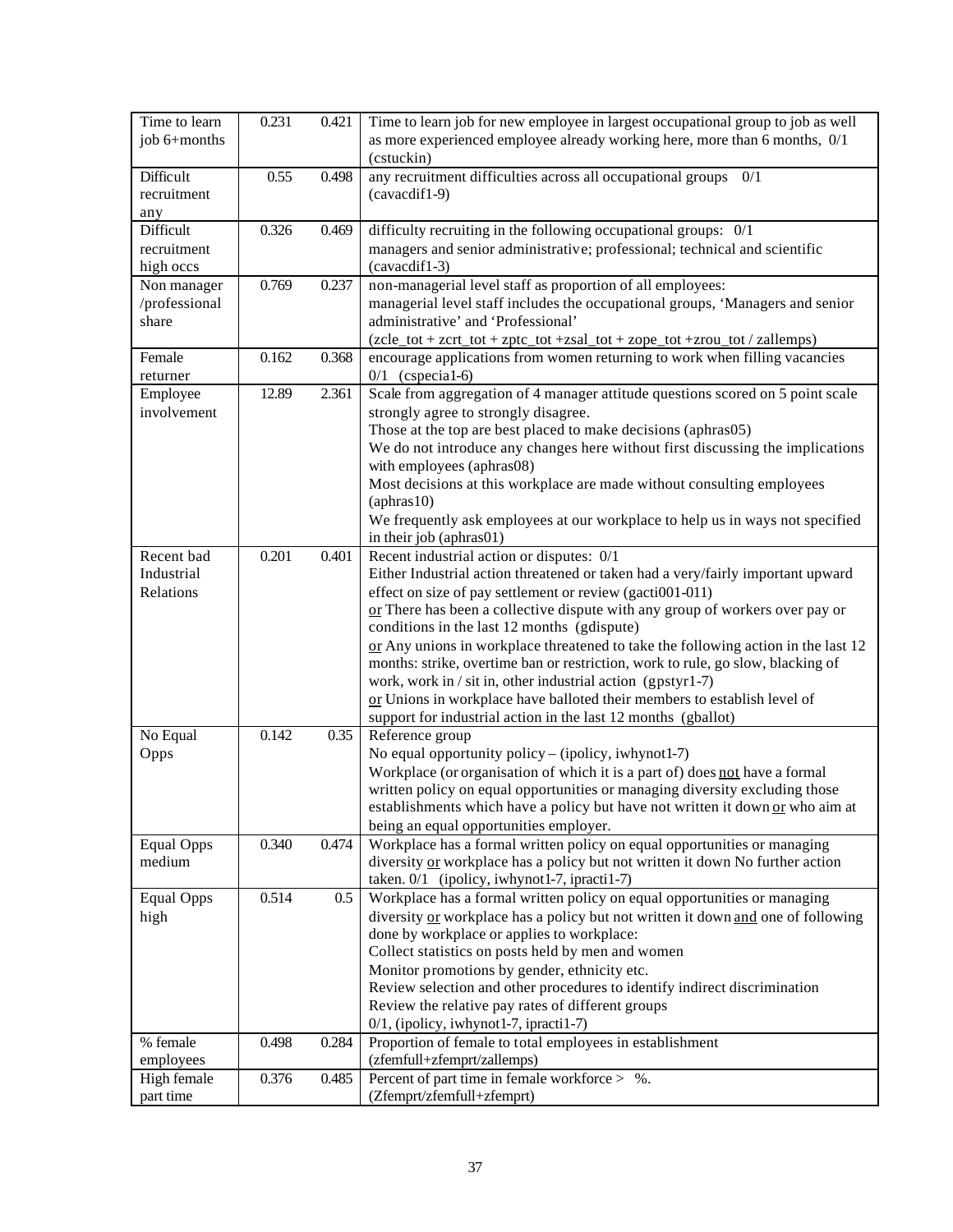| Time to learn job 6+months | 0.231 | 0.421 | Time to learn job for new employee in largest occupational group to job as well as more experienced employee already working here, more than 6 months, 0/1 (cstuckin) |
|---|---|---|---|
| Difficult recruitment any | 0.55 | 0.498 | any recruitment difficulties across all occupational groups 0/1 (cavacdif1-9) |
| Difficult recruitment high occs | 0.326 | 0.469 | difficulty recruiting in the following occupational groups: 0/1<br>managers and senior administrative; professional; technical and scientific (cavacdif1-3) |
| Non manager /professional share | 0.769 | 0.237 | non-managerial level staff as proportion of all employees:<br>managerial level staff includes the occupational groups, 'Managers and senior administrative' and 'Professional'<br>(zcle_tot + zcrt_tot + zptc_tot +zsal_tot + zope_tot +zrou_tot / zallemps) |
| Female returner | 0.162 | 0.368 | encourage applications from women returning to work when filling vacancies<br>0/1 (cspecia1-6) |
| Employee involvement | 12.89 | 2.361 | Scale from aggregation of 4 manager attitude questions scored on 5 point scale strongly agree to strongly disagree.<br>Those at the top are best placed to make decisions (aphras05)<br>We do not introduce any changes here without first discussing the implications with employees (aphras08)<br>Most decisions at this workplace are made without consulting employees (aphras10)<br>We frequently ask employees at our workplace to help us in ways not specified in their job (aphras01) |
| Recent bad Industrial Relations | 0.201 | 0.401 | Recent industrial action or disputes: 0/1<br>Either Industrial action threatened or taken had a very/fairly important upward effect on size of pay settlement or review (gacti001-011)<br>or There has been a collective dispute with any group of workers over pay or conditions in the last 12 months (gdispute)<br>or Any unions in workplace threatened to take the following action in the last 12 months: strike, overtime ban or restriction, work to rule, go slow, blacking of work, work in / sit in, other industrial action (gpstyr1-7)<br>or Unions in workplace have balloted their members to establish level of support for industrial action in the last 12 months (gballot) |
| No Equal Opps | 0.142 | 0.35 | Reference group<br>No equal opportunity policy – (ipolicy, iwhynot1-7)<br>Workplace (or organisation of which it is a part of) does not have a formal written policy on equal opportunities or managing diversity excluding those establishments which have a policy but have not written it down or who aim at being an equal opportunities employer. |
| Equal Opps medium | 0.340 | 0.474 | Workplace has a formal written policy on equal opportunities or managing diversity or workplace has a policy but not written it down No further action taken. 0/1 (ipolicy, iwhynot1-7, ipracti1-7) |
| Equal Opps high | 0.514 | 0.5 | Workplace has a formal written policy on equal opportunities or managing diversity or workplace has a policy but not written it down and one of following done by workplace or applies to workplace:<br>Collect statistics on posts held by men and women<br>Monitor promotions by gender, ethnicity etc.<br>Review selection and other procedures to identify indirect discrimination<br>Review the relative pay rates of different groups<br>0/1, (ipolicy, iwhynot1-7, ipracti1-7) |
| % female employees | 0.498 | 0.284 | Proportion of female to total employees in establishment (zfemfull+zfemprt/zallemps) |
| High female part time | 0.376 | 0.485 | Percent of part time in female workforce > %.<br>(Zfemprt/zfemfull+zfemprt) |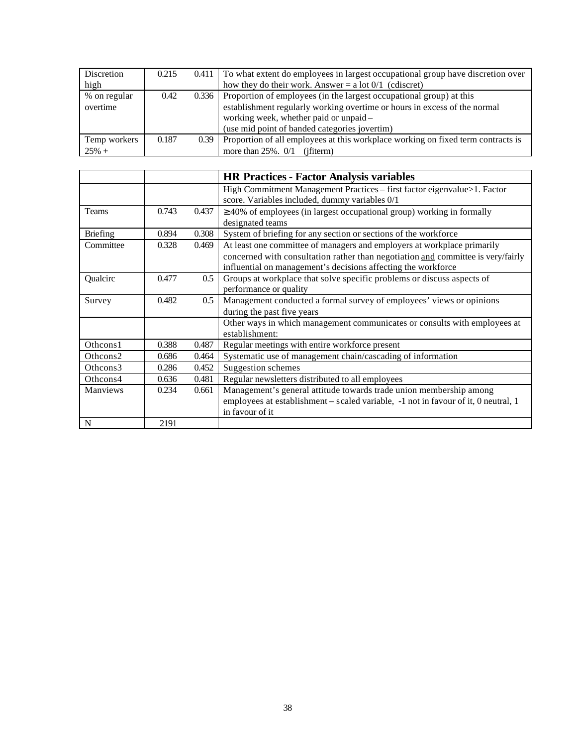| | | | |
|---|---|---|---|
| Discretion high | 0.215 | 0.411 | To what extent do employees in largest occupational group have discretion over how they do their work. Answer = a lot 0/1 (cdiscret) |
| % on regular overtime | 0.42 | 0.336 | Proportion of employees (in the largest occupational group) at this establishment regularly working overtime or hours in excess of the normal working week, whether paid or unpaid – (use mid point of banded categories jovertim) |
| Temp workers 25% + | 0.187 | 0.39 | Proportion of all employees at this workplace working on fixed term contracts is more than 25%. 0/1 (jfiterm) |

| | | | **HR Practices - Factor Analysis variables** |
|---|---|---|---|
| | | | High Commitment Management Practices – first factor eigenvalue>1. Factor score. Variables included, dummy variables 0/1 |
| Teams | 0.743 | 0.437 | ≥ 40% of employees (in largest occupational group) working in formally designated teams |
| Briefing | 0.894 | 0.308 | System of briefing for any section or sections of the workforce |
| Committee | 0.328 | 0.469 | At least one committee of managers and employers at workplace primarily concerned with consultation rather than negotiation and committee is very/fairly influential on management's decisions affecting the workforce |
| Qualcirc | 0.477 | 0.5 | Groups at workplace that solve specific problems or discuss aspects of performance or quality |
| Survey | 0.482 | 0.5 | Management conducted a formal survey of employees' views or opinions during the past five years |
| | | | Other ways in which management communicates or consults with employees at establishment: |
| Othcons1 | 0.388 | 0.487 | Regular meetings with entire workforce present |
| Othcons2 | 0.686 | 0.464 | Systematic use of management chain/cascading of information |
| Othcons3 | 0.286 | 0.452 | Suggestion schemes |
| Othcons4 | 0.636 | 0.481 | Regular newsletters distributed to all employees |
| Manviews | 0.234 | 0.661 | Management's general attitude towards trade union membership among employees at establishment – scaled variable, -1 not in favour of it, 0 neutral, 1 in favour of it |
| N | 2191 | | |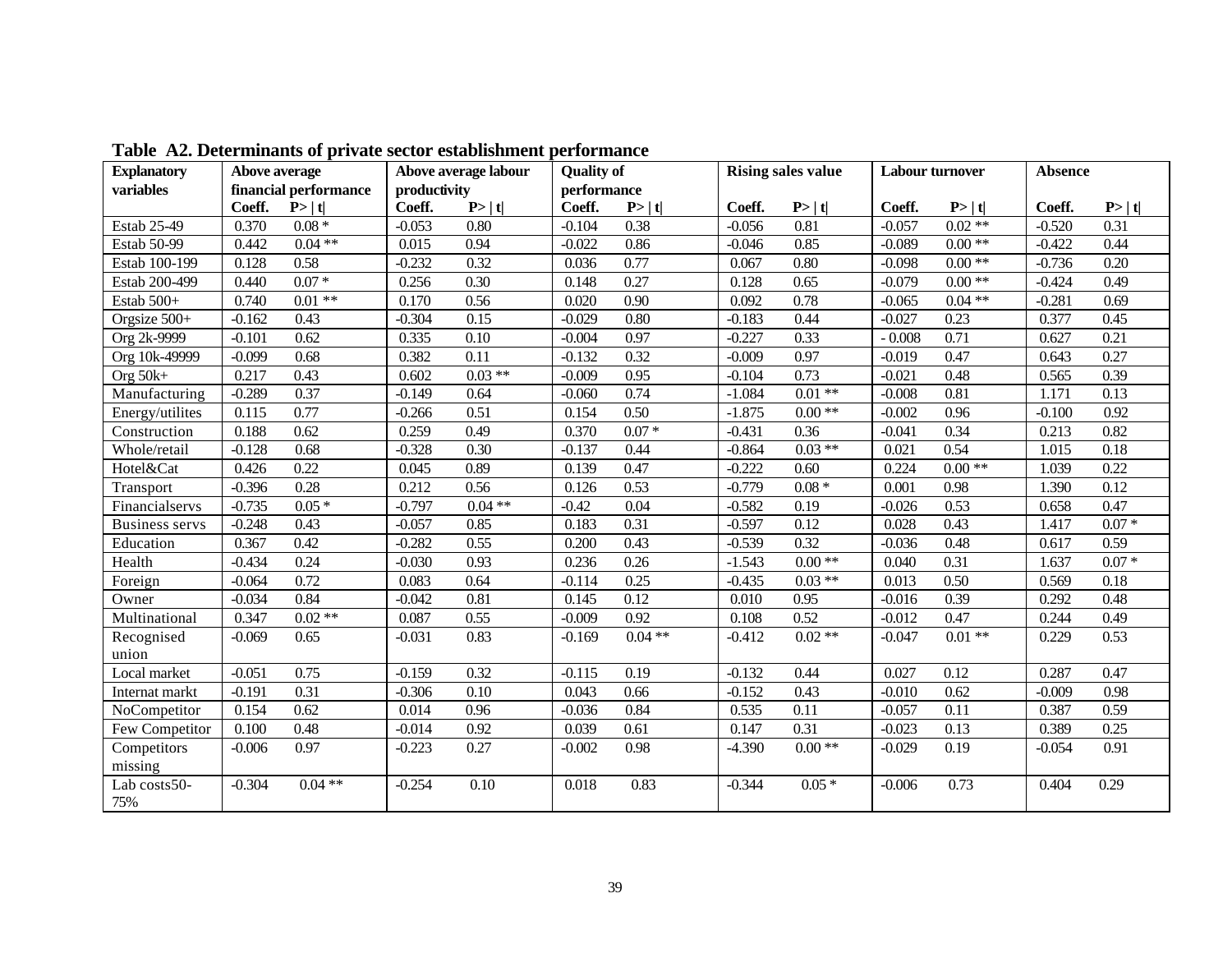**Table A2. Determinants of private sector establishment performance**

| Explanatory variables | Above average financial performance | | Above average labour productivity | | Quality of performance | | Rising sales value | | Labour turnover | | Absence | |
|---|---|---|---|---|---|---|---|---|---|---|---|---|
| | Coeff. | P> \| t\| | Coeff. | P> \| t\| | Coeff. | P> \| t\| | Coeff. | P> \| t\| | Coeff. | P> \| t\| | Coeff. | P> \| t\| |
| Estab 25-49 | 0.370 | 0.08 * | -0.053 | 0.80 | -0.104 | 0.38 | -0.056 | 0.81 | -0.057 | 0.02 ** | -0.520 | 0.31 |
| Estab 50-99 | 0.442 | 0.04 ** | 0.015 | 0.94 | -0.022 | 0.86 | -0.046 | 0.85 | -0.089 | 0.00 ** | -0.422 | 0.44 |
| Estab 100-199 | 0.128 | 0.58 | -0.232 | 0.32 | 0.036 | 0.77 | 0.067 | 0.80 | -0.098 | 0.00 ** | -0.736 | 0.20 |
| Estab 200-499 | 0.440 | 0.07 * | 0.256 | 0.30 | 0.148 | 0.27 | 0.128 | 0.65 | -0.079 | 0.00 ** | -0.424 | 0.49 |
| Estab 500+ | 0.740 | 0.01 ** | 0.170 | 0.56 | 0.020 | 0.90 | 0.092 | 0.78 | -0.065 | 0.04 ** | -0.281 | 0.69 |
| Orgsize 500+ | -0.162 | 0.43 | -0.304 | 0.15 | -0.029 | 0.80 | -0.183 | 0.44 | -0.027 | 0.23 | 0.377 | 0.45 |
| Org 2k-9999 | -0.101 | 0.62 | 0.335 | 0.10 | -0.004 | 0.97 | -0.227 | 0.33 | - 0.008 | 0.71 | 0.627 | 0.21 |
| Org 10k-49999 | -0.099 | 0.68 | 0.382 | 0.11 | -0.132 | 0.32 | -0.009 | 0.97 | -0.019 | 0.47 | 0.643 | 0.27 |
| Org 50k+ | 0.217 | 0.43 | 0.602 | 0.03 ** | -0.009 | 0.95 | -0.104 | 0.73 | -0.021 | 0.48 | 0.565 | 0.39 |
| Manufacturing | -0.289 | 0.37 | -0.149 | 0.64 | -0.060 | 0.74 | -1.084 | 0.01 ** | -0.008 | 0.81 | 1.171 | 0.13 |
| Energy/utilites | 0.115 | 0.77 | -0.266 | 0.51 | 0.154 | 0.50 | -1.875 | 0.00 ** | -0.002 | 0.96 | -0.100 | 0.92 |
| Construction | 0.188 | 0.62 | 0.259 | 0.49 | 0.370 | 0.07 * | -0.431 | 0.36 | -0.041 | 0.34 | 0.213 | 0.82 |
| Whole/retail | -0.128 | 0.68 | -0.328 | 0.30 | -0.137 | 0.44 | -0.864 | 0.03 ** | 0.021 | 0.54 | 1.015 | 0.18 |
| Hotel&Cat | 0.426 | 0.22 | 0.045 | 0.89 | 0.139 | 0.47 | -0.222 | 0.60 | 0.224 | 0.00 ** | 1.039 | 0.22 |
| Transport | -0.396 | 0.28 | 0.212 | 0.56 | 0.126 | 0.53 | -0.779 | 0.08 * | 0.001 | 0.98 | 1.390 | 0.12 |
| Financialservs | -0.735 | 0.05 * | -0.797 | 0.04 ** | -0.42 | 0.04 | -0.582 | 0.19 | -0.026 | 0.53 | 0.658 | 0.47 |
| Business servs | -0.248 | 0.43 | -0.057 | 0.85 | 0.183 | 0.31 | -0.597 | 0.12 | 0.028 | 0.43 | 1.417 | 0.07 * |
| Education | 0.367 | 0.42 | -0.282 | 0.55 | 0.200 | 0.43 | -0.539 | 0.32 | -0.036 | 0.48 | 0.617 | 0.59 |
| Health | -0.434 | 0.24 | -0.030 | 0.93 | 0.236 | 0.26 | -1.543 | 0.00 ** | 0.040 | 0.31 | 1.637 | 0.07 * |
| Foreign | -0.064 | 0.72 | 0.083 | 0.64 | -0.114 | 0.25 | -0.435 | 0.03 ** | 0.013 | 0.50 | 0.569 | 0.18 |
| Owner | -0.034 | 0.84 | -0.042 | 0.81 | 0.145 | 0.12 | 0.010 | 0.95 | -0.016 | 0.39 | 0.292 | 0.48 |
| Multinational | 0.347 | 0.02 ** | 0.087 | 0.55 | -0.009 | 0.92 | 0.108 | 0.52 | -0.012 | 0.47 | 0.244 | 0.49 |
| Recognised union | -0.069 | 0.65 | -0.031 | 0.83 | -0.169 | 0.04 ** | -0.412 | 0.02 ** | -0.047 | 0.01 ** | 0.229 | 0.53 |
| Local market | -0.051 | 0.75 | -0.159 | 0.32 | -0.115 | 0.19 | -0.132 | 0.44 | 0.027 | 0.12 | 0.287 | 0.47 |
| Internat markt | -0.191 | 0.31 | -0.306 | 0.10 | 0.043 | 0.66 | -0.152 | 0.43 | -0.010 | 0.62 | -0.009 | 0.98 |
| NoCompetitor | 0.154 | 0.62 | 0.014 | 0.96 | -0.036 | 0.84 | 0.535 | 0.11 | -0.057 | 0.11 | 0.387 | 0.59 |
| Few Competitor | 0.100 | 0.48 | -0.014 | 0.92 | 0.039 | 0.61 | 0.147 | 0.31 | -0.023 | 0.13 | 0.389 | 0.25 |
| Competitors missing | -0.006 | 0.97 | -0.223 | 0.27 | -0.002 | 0.98 | -4.390 | 0.00 ** | -0.029 | 0.19 | -0.054 | 0.91 |
| Lab costs50-75% | -0.304 | 0.04 ** | -0.254 | 0.10 | 0.018 | 0.83 | -0.344 | 0.05 * | -0.006 | 0.73 | 0.404 | 0.29 |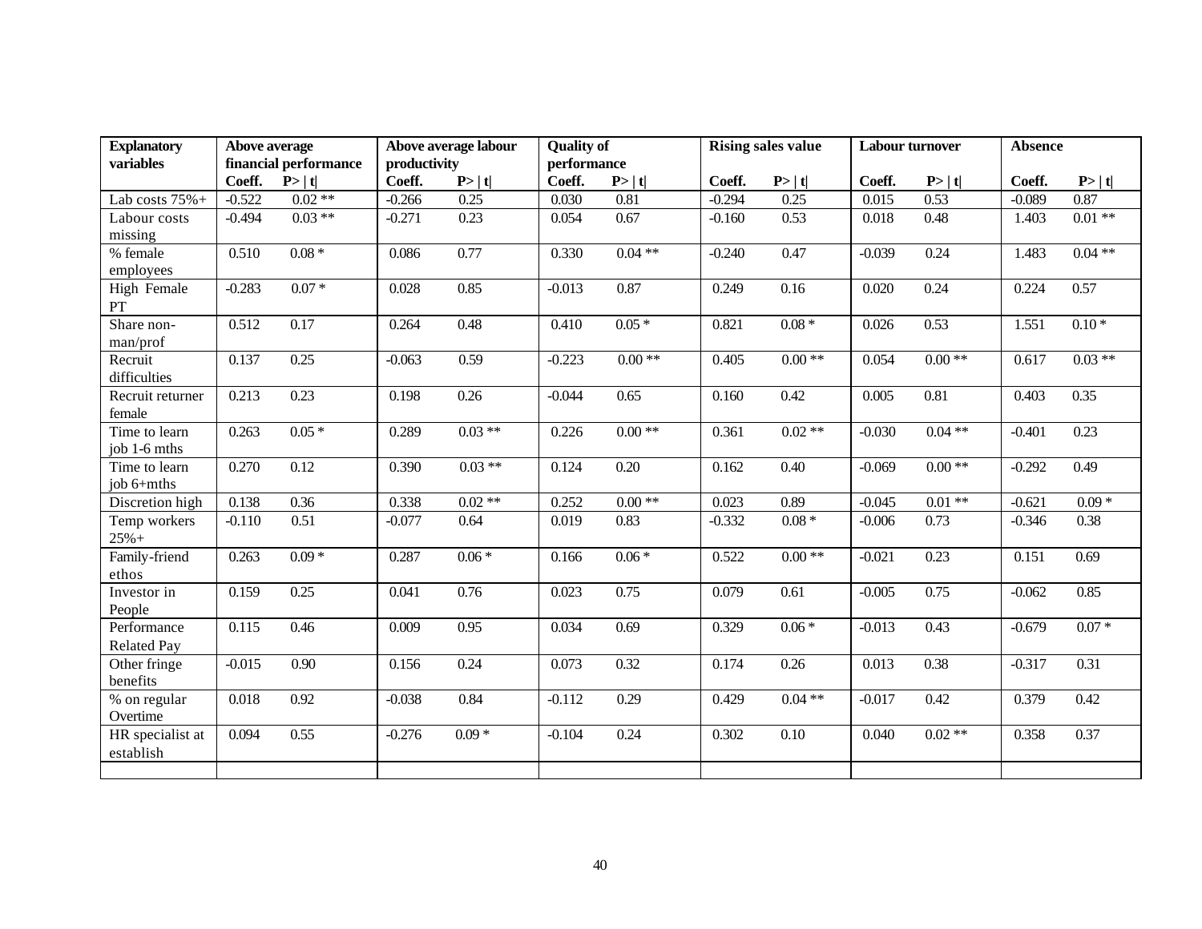| Explanatory variables | Above average financial performance | | Above average labour productivity | | Quality of performance | | Rising sales value | | Labour turnover | | Absence | |
|---|---|---|---|---|---|---|---|---|---|---|---|---|
| | Coeff. | P> \| t\| | Coeff. | P> \| t\| | Coeff. | P> \| t\| | Coeff. | P> \| t\| | Coeff. | P> \| t\| | Coeff. | P> \| t\| |
| Lab costs 75%+ | -0.522 | 0.02 ** | -0.266 | 0.25 | 0.030 | 0.81 | -0.294 | 0.25 | 0.015 | 0.53 | -0.089 | 0.87 |
| Labour costs missing | -0.494 | 0.03 ** | -0.271 | 0.23 | 0.054 | 0.67 | -0.160 | 0.53 | 0.018 | 0.48 | 1.403 | 0.01 ** |
| % female employees | 0.510 | 0.08 * | 0.086 | 0.77 | 0.330 | 0.04 ** | -0.240 | 0.47 | -0.039 | 0.24 | 1.483 | 0.04 ** |
| High Female PT | -0.283 | 0.07 * | 0.028 | 0.85 | -0.013 | 0.87 | 0.249 | 0.16 | 0.020 | 0.24 | 0.224 | 0.57 |
| Share non-man/prof | 0.512 | 0.17 | 0.264 | 0.48 | 0.410 | 0.05 * | 0.821 | 0.08 * | 0.026 | 0.53 | 1.551 | 0.10 * |
| Recruit difficulties | 0.137 | 0.25 | -0.063 | 0.59 | -0.223 | 0.00 ** | 0.405 | 0.00 ** | 0.054 | 0.00 ** | 0.617 | 0.03 ** |
| Recruit returner female | 0.213 | 0.23 | 0.198 | 0.26 | -0.044 | 0.65 | 0.160 | 0.42 | 0.005 | 0.81 | 0.403 | 0.35 |
| Time to learn job 1-6 mths | 0.263 | 0.05 * | 0.289 | 0.03 ** | 0.226 | 0.00 ** | 0.361 | 0.02 ** | -0.030 | 0.04 ** | -0.401 | 0.23 |
| Time to learn job 6+mths | 0.270 | 0.12 | 0.390 | 0.03 ** | 0.124 | 0.20 | 0.162 | 0.40 | -0.069 | 0.00 ** | -0.292 | 0.49 |
| Discretion high | 0.138 | 0.36 | 0.338 | 0.02 ** | 0.252 | 0.00 ** | 0.023 | 0.89 | -0.045 | 0.01 ** | -0.621 | 0.09 * |
| Temp workers 25%+ | -0.110 | 0.51 | -0.077 | 0.64 | 0.019 | 0.83 | -0.332 | 0.08 * | -0.006 | 0.73 | -0.346 | 0.38 |
| Family-friend ethos | 0.263 | 0.09 * | 0.287 | 0.06 * | 0.166 | 0.06 * | 0.522 | 0.00 ** | -0.021 | 0.23 | 0.151 | 0.69 |
| Investor in People | 0.159 | 0.25 | 0.041 | 0.76 | 0.023 | 0.75 | 0.079 | 0.61 | -0.005 | 0.75 | -0.062 | 0.85 |
| Performance Related Pay | 0.115 | 0.46 | 0.009 | 0.95 | 0.034 | 0.69 | 0.329 | 0.06 * | -0.013 | 0.43 | -0.679 | 0.07 * |
| Other fringe benefits | -0.015 | 0.90 | 0.156 | 0.24 | 0.073 | 0.32 | 0.174 | 0.26 | 0.013 | 0.38 | -0.317 | 0.31 |
| % on regular Overtime | 0.018 | 0.92 | -0.038 | 0.84 | -0.112 | 0.29 | 0.429 | 0.04 ** | -0.017 | 0.42 | 0.379 | 0.42 |
| HR specialist at establish | 0.094 | 0.55 | -0.276 | 0.09 * | -0.104 | 0.24 | 0.302 | 0.10 | 0.040 | 0.02 ** | 0.358 | 0.37 |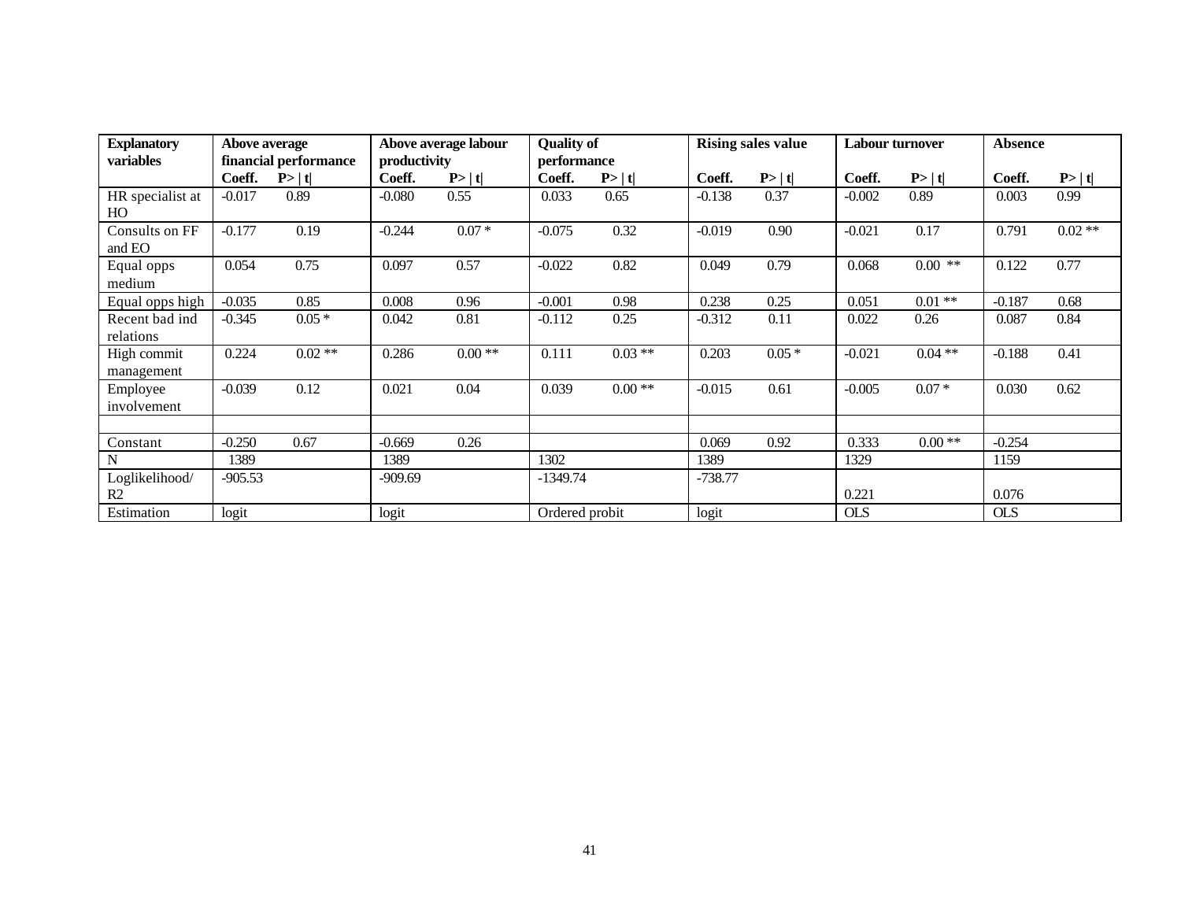| Explanatory variables | Above average financial performance | | Above average labour productivity | | Quality of performance | | Rising sales value | | Labour turnover | | Absence | |
|---|---|---|---|---|---|---|---|---|---|---|---|---|
| | Coeff. | P> \| t\| | Coeff. | P> \| t\| | Coeff. | P> \| t\| | Coeff. | P> \| t\| | Coeff. | P> \| t\| | Coeff. | P> \| t\| |
| HR specialist at HO | -0.017 | 0.89 | -0.080 | 0.55 | 0.033 | 0.65 | -0.138 | 0.37 | -0.002 | 0.89 | 0.003 | 0.99 |
| Consults on FF and EO | -0.177 | 0.19 | -0.244 | 0.07 * | -0.075 | 0.32 | -0.019 | 0.90 | -0.021 | 0.17 | 0.791 | 0.02 ** |
| Equal opps medium | 0.054 | 0.75 | 0.097 | 0.57 | -0.022 | 0.82 | 0.049 | 0.79 | 0.068 | 0.00 ** | 0.122 | 0.77 |
| Equal opps high | -0.035 | 0.85 | 0.008 | 0.96 | -0.001 | 0.98 | 0.238 | 0.25 | 0.051 | 0.01 ** | -0.187 | 0.68 |
| Recent bad ind relations | -0.345 | 0.05 * | 0.042 | 0.81 | -0.112 | 0.25 | -0.312 | 0.11 | 0.022 | 0.26 | 0.087 | 0.84 |
| High commit management | 0.224 | 0.02 ** | 0.286 | 0.00 ** | 0.111 | 0.03 ** | 0.203 | 0.05 * | -0.021 | 0.04 ** | -0.188 | 0.41 |
| Employee involvement | -0.039 | 0.12 | 0.021 | 0.04 | 0.039 | 0.00 ** | -0.015 | 0.61 | -0.005 | 0.07 * | 0.030 | 0.62 |
| | | | | | | | | | | | | |
| Constant | -0.250 | 0.67 | -0.669 | 0.26 | | | 0.069 | 0.92 | 0.333 | 0.00 ** | -0.254 | |
| N | 1389 | | 1389 | | 1302 | | 1389 | | 1329 | | 1159 | |
| Loglikelihood/ R2 | -905.53 | | -909.69 | | -1349.74 | | -738.77 | | 0.221 | | 0.076 | |
| Estimation | logit | | logit | | Ordered probit | | logit | | OLS | | OLS | |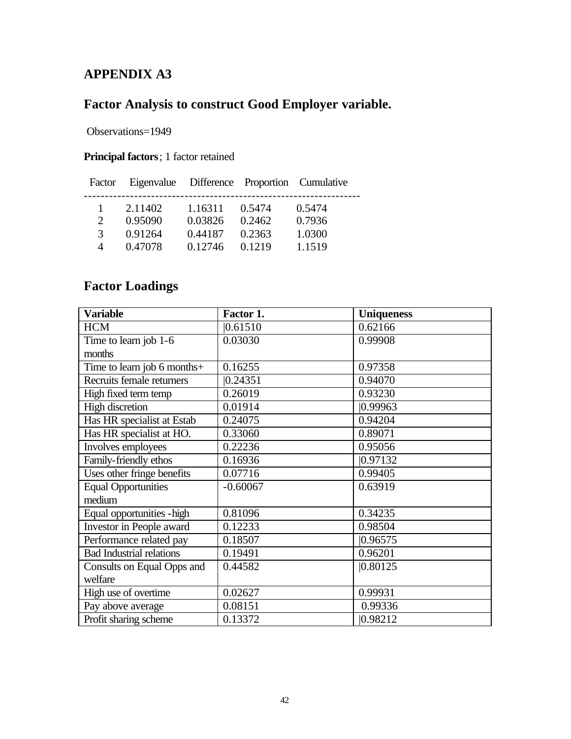# APPENDIX A3

## Factor Analysis to construct Good Employer variable.

Observations=1949

**Principal factors**; 1 factor retained

| Factor | Eigenvalue | Difference | Proportion | Cumulative |
|---|---|---|---|---|
| 1 | 2.11402 | 1.16311 | 0.5474 | 0.5474 |
| 2 | 0.95090 | 0.03826 | 0.2462 | 0.7936 |
| 3 | 0.91264 | 0.44187 | 0.2363 | 1.0300 |
| 4 | 0.47078 | 0.12746 | 0.1219 | 1.1519 |

## Factor Loadings

| Variable | Factor 1. | Uniqueness |
|---|---|---|
| HCM | 0.61510 | 0.62166 |
| Time to learn job 1-6 months | 0.03030 | 0.99908 |
| Time to learn job 6 months+ | 0.16255 | 0.97358 |
| Recruits female returners | 0.24351 | 0.94070 |
| High fixed term temp | 0.26019 | 0.93230 |
| High discretion | 0.01914 | 0.99963 |
| Has HR specialist at Estab | 0.24075 | 0.94204 |
| Has HR specialist at HO. | 0.33060 | 0.89071 |
| Involves employees | 0.22236 | 0.95056 |
| Family-friendly ethos | 0.16936 | 0.97132 |
| Uses other fringe benefits | 0.07716 | 0.99405 |
| Equal Opportunities medium | -0.60067 | 0.63919 |
| Equal opportunities -high | 0.81096 | 0.34235 |
| Investor in People award | 0.12233 | 0.98504 |
| Performance related pay | 0.18507 | 0.96575 |
| Bad Industrial relations | 0.19491 | 0.96201 |
| Consults on Equal Opps and welfare | 0.44582 | 0.80125 |
| High use of overtime | 0.02627 | 0.99931 |
| Pay above average | 0.08151 | 0.99336 |
| Profit sharing scheme | 0.13372 | 0.98212 |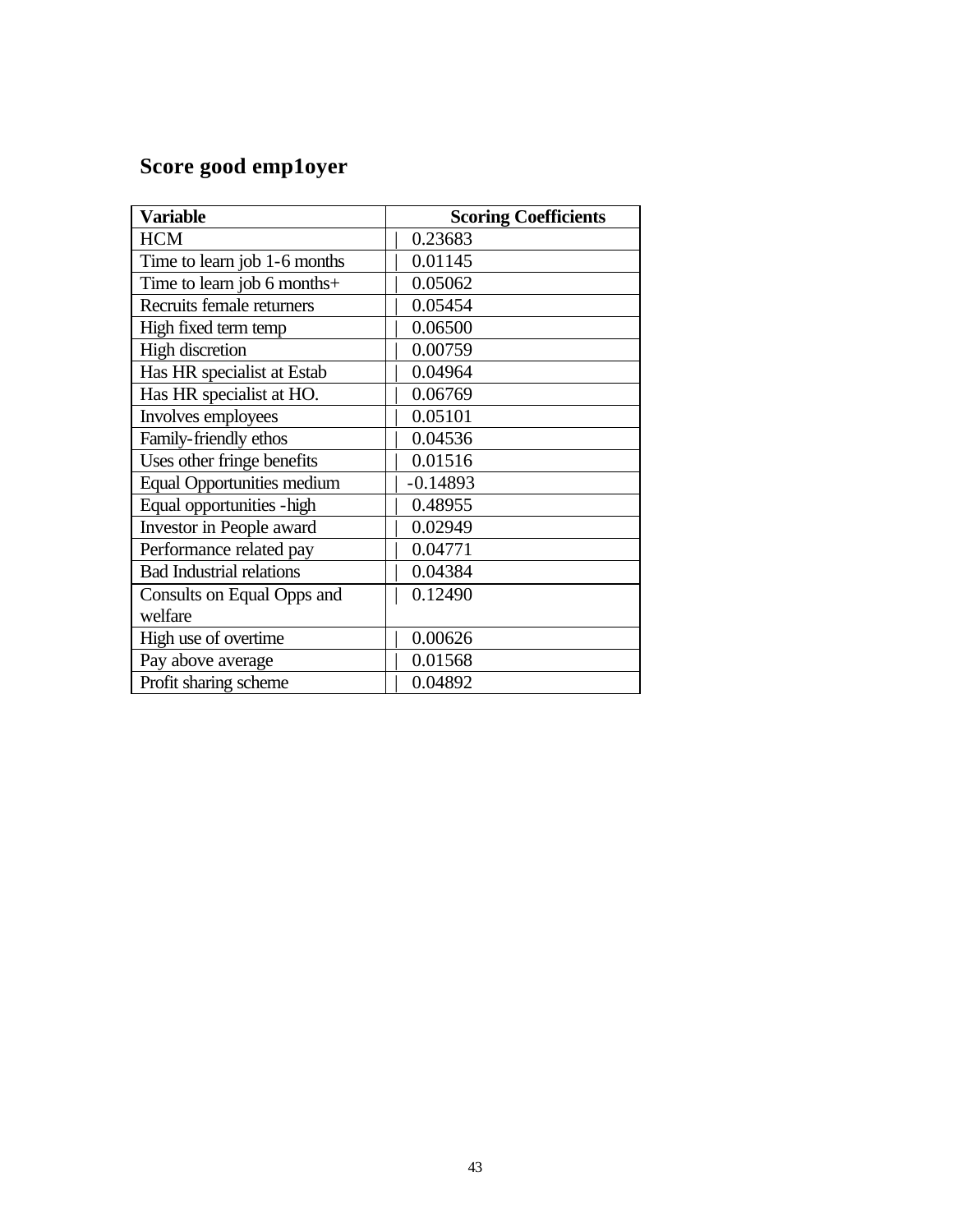## Score good emp1oyer

| Variable | Scoring Coefficients |
|---|---|
| HCM | 0.23683 |
| Time to learn job 1-6 months | 0.01145 |
| Time to learn job 6 months+ | 0.05062 |
| Recruits female returners | 0.05454 |
| High fixed term temp | 0.06500 |
| High discretion | 0.00759 |
| Has HR specialist at Estab | 0.04964 |
| Has HR specialist at HO. | 0.06769 |
| Involves employees | 0.05101 |
| Family-friendly ethos | 0.04536 |
| Uses other fringe benefits | 0.01516 |
| Equal Opportunities medium | -0.14893 |
| Equal opportunities -high | 0.48955 |
| Investor in People award | 0.02949 |
| Performance related pay | 0.04771 |
| Bad Industrial relations | 0.04384 |
| Consults on Equal Opps and welfare | 0.12490 |
| High use of overtime | 0.00626 |
| Pay above average | 0.01568 |
| Profit sharing scheme | 0.04892 |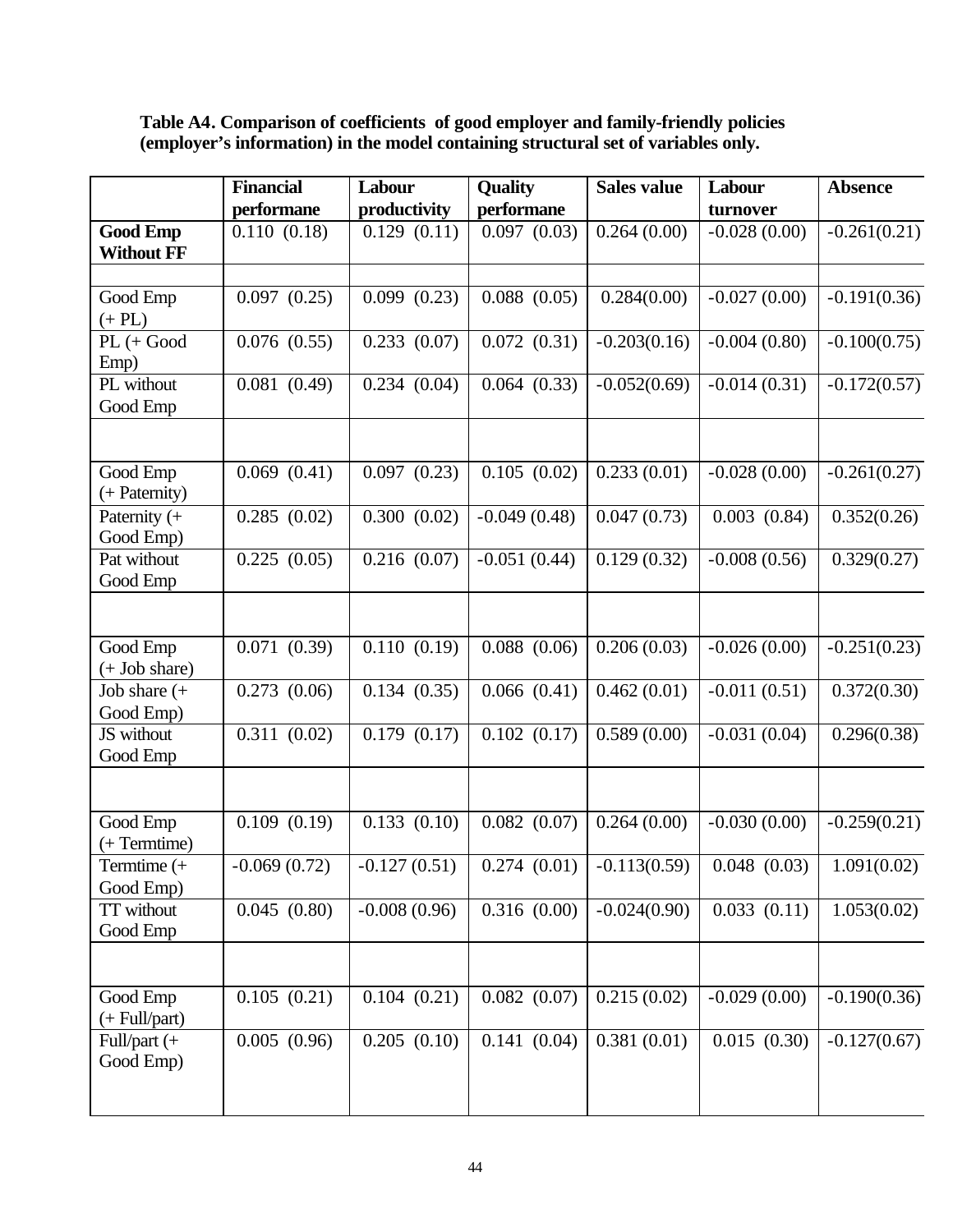**Table A4. Comparison of coefficients of good employer and family-friendly policies (employer's information) in the model containing structural set of variables only.**

| | Financial performane | Labour productivity | Quality performane | Sales value | Labour turnover | Absence |
|---|---|---|---|---|---|---|
| **Good Emp Without FF** | 0.110 (0.18) | 0.129 (0.11) | 0.097 (0.03) | 0.264 (0.00) | -0.028 (0.00) | -0.261(0.21) |
| | | | | | | |
| Good Emp (+ PL) | 0.097 (0.25) | 0.099 (0.23) | 0.088 (0.05) | 0.284(0.00) | -0.027 (0.00) | -0.191(0.36) |
| PL (+ Good Emp) | 0.076 (0.55) | 0.233 (0.07) | 0.072 (0.31) | -0.203(0.16) | -0.004 (0.80) | -0.100(0.75) |
| PL without Good Emp | 0.081 (0.49) | 0.234 (0.04) | 0.064 (0.33) | -0.052(0.69) | -0.014 (0.31) | -0.172(0.57) |
| | | | | | | |
| Good Emp (+ Paternity) | 0.069 (0.41) | 0.097 (0.23) | 0.105 (0.02) | 0.233 (0.01) | -0.028 (0.00) | -0.261(0.27) |
| Paternity (+ Good Emp) | 0.285 (0.02) | 0.300 (0.02) | -0.049 (0.48) | 0.047 (0.73) | 0.003 (0.84) | 0.352(0.26) |
| Pat without Good Emp | 0.225 (0.05) | 0.216 (0.07) | -0.051 (0.44) | 0.129 (0.32) | -0.008 (0.56) | 0.329(0.27) |
| | | | | | | |
| Good Emp (+ Job share) | 0.071 (0.39) | 0.110 (0.19) | 0.088 (0.06) | 0.206 (0.03) | -0.026 (0.00) | -0.251(0.23) |
| Job share (+ Good Emp) | 0.273 (0.06) | 0.134 (0.35) | 0.066 (0.41) | 0.462 (0.01) | -0.011 (0.51) | 0.372(0.30) |
| JS without Good Emp | 0.311 (0.02) | 0.179 (0.17) | 0.102 (0.17) | 0.589 (0.00) | -0.031 (0.04) | 0.296(0.38) |
| | | | | | | |
| Good Emp (+ Termtime) | 0.109 (0.19) | 0.133 (0.10) | 0.082 (0.07) | 0.264 (0.00) | -0.030 (0.00) | -0.259(0.21) |
| Termtime (+ Good Emp) | -0.069 (0.72) | -0.127 (0.51) | 0.274 (0.01) | -0.113(0.59) | 0.048 (0.03) | 1.091(0.02) |
| TT without Good Emp | 0.045 (0.80) | -0.008 (0.96) | 0.316 (0.00) | -0.024(0.90) | 0.033 (0.11) | 1.053(0.02) |
| | | | | | | |
| Good Emp (+ Full/part) | 0.105 (0.21) | 0.104 (0.21) | 0.082 (0.07) | 0.215 (0.02) | -0.029 (0.00) | -0.190(0.36) |
| Full/part (+ Good Emp) | 0.005 (0.96) | 0.205 (0.10) | 0.141 (0.04) | 0.381 (0.01) | 0.015 (0.30) | -0.127(0.67) |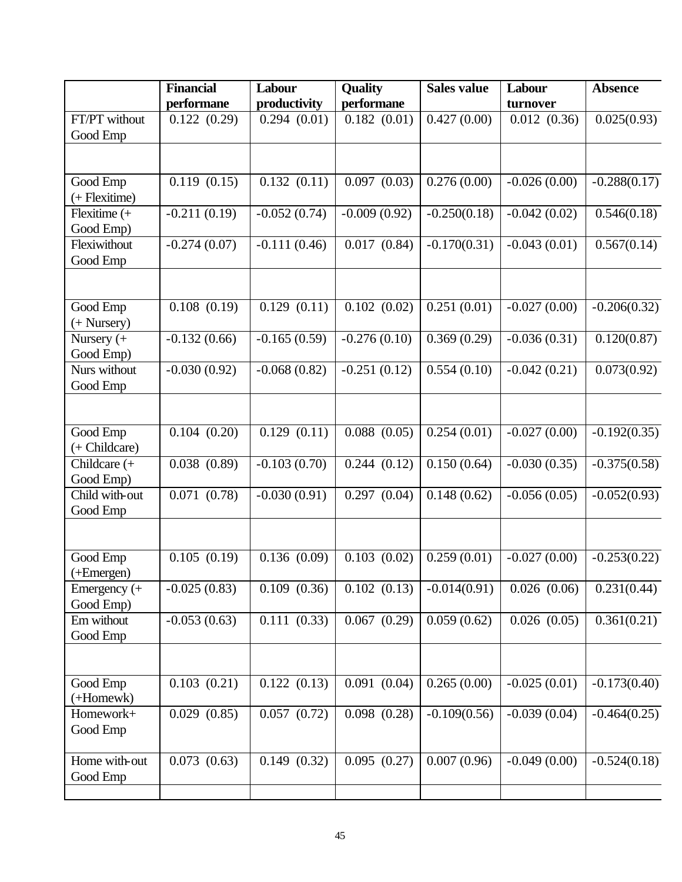| | Financial performane | Labour productivity | Quality performane | Sales value | Labour turnover | Absence |
|---|---|---|---|---|---|---|
| FT/PT without Good Emp | 0.122 (0.29) | 0.294 (0.01) | 0.182 (0.01) | 0.427 (0.00) | 0.012 (0.36) | 0.025(0.93) |
| | | | | | | |
| Good Emp (+ Flexitime) | 0.119 (0.15) | 0.132 (0.11) | 0.097 (0.03) | 0.276 (0.00) | -0.026 (0.00) | -0.288(0.17) |
| Flexitime (+ Good Emp) | -0.211 (0.19) | -0.052 (0.74) | -0.009 (0.92) | -0.250(0.18) | -0.042 (0.02) | 0.546(0.18) |
| Flexiwithout Good Emp | -0.274 (0.07) | -0.111 (0.46) | 0.017 (0.84) | -0.170(0.31) | -0.043 (0.01) | 0.567(0.14) |
| | | | | | | |
| Good Emp (+ Nursery) | 0.108 (0.19) | 0.129 (0.11) | 0.102 (0.02) | 0.251 (0.01) | -0.027 (0.00) | -0.206(0.32) |
| Nursery (+ Good Emp) | -0.132 (0.66) | -0.165 (0.59) | -0.276 (0.10) | 0.369 (0.29) | -0.036 (0.31) | 0.120(0.87) |
| Nurs without Good Emp | -0.030 (0.92) | -0.068 (0.82) | -0.251 (0.12) | 0.554 (0.10) | -0.042 (0.21) | 0.073(0.92) |
| | | | | | | |
| Good Emp (+ Childcare) | 0.104 (0.20) | 0.129 (0.11) | 0.088 (0.05) | 0.254 (0.01) | -0.027 (0.00) | -0.192(0.35) |
| Childcare (+ Good Emp) | 0.038 (0.89) | -0.103 (0.70) | 0.244 (0.12) | 0.150 (0.64) | -0.030 (0.35) | -0.375(0.58) |
| Child with-out Good Emp | 0.071 (0.78) | -0.030 (0.91) | 0.297 (0.04) | 0.148 (0.62) | -0.056 (0.05) | -0.052(0.93) |
| | | | | | | |
| Good Emp (+Emergen) | 0.105 (0.19) | 0.136 (0.09) | 0.103 (0.02) | 0.259 (0.01) | -0.027 (0.00) | -0.253(0.22) |
| Emergency (+ Good Emp) | -0.025 (0.83) | 0.109 (0.36) | 0.102 (0.13) | -0.014(0.91) | 0.026 (0.06) | 0.231(0.44) |
| Em without Good Emp | -0.053 (0.63) | 0.111 (0.33) | 0.067 (0.29) | 0.059 (0.62) | 0.026 (0.05) | 0.361(0.21) |
| | | | | | | |
| Good Emp (+Homewk) | 0.103 (0.21) | 0.122 (0.13) | 0.091 (0.04) | 0.265 (0.00) | -0.025 (0.01) | -0.173(0.40) |
| Homework+ Good Emp | 0.029 (0.85) | 0.057 (0.72) | 0.098 (0.28) | -0.109(0.56) | -0.039 (0.04) | -0.464(0.25) |
| Home with-out Good Emp | 0.073 (0.63) | 0.149 (0.32) | 0.095 (0.27) | 0.007 (0.96) | -0.049 (0.00) | -0.524(0.18) |
| | | | | | | |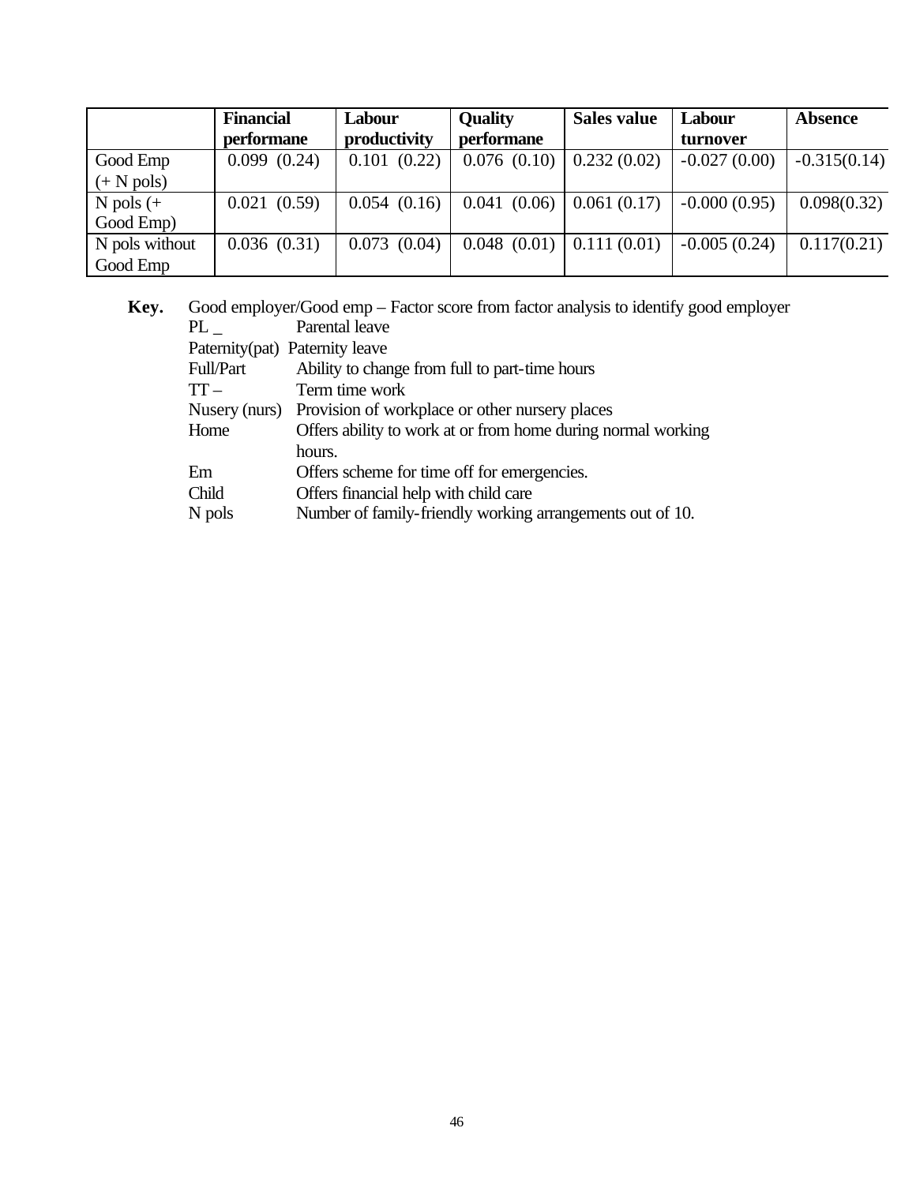| | **Financial performane** | **Labour productivity** | **Quality performane** | **Sales value** | **Labour turnover** | **Absence** |
|---|---|---|---|---|---|---|
| Good Emp (+ N pols) | 0.099 (0.24) | 0.101 (0.22) | 0.076 (0.10) | 0.232 (0.02) | -0.027 (0.00) | -0.315(0.14) |
| N pols (+ Good Emp) | 0.021 (0.59) | 0.054 (0.16) | 0.041 (0.06) | 0.061 (0.17) | -0.000 (0.95) | 0.098(0.32) |
| N pols without Good Emp | 0.036 (0.31) | 0.073 (0.04) | 0.048 (0.01) | 0.111 (0.01) | -0.005 (0.24) | 0.117(0.21) |

**Key.** Good employer/Good emp – Factor score from factor analysis to identify good employer

| | |
|---|---|
| PL _ | Parental leave |
| Paternity(pat) | Paternity leave |
| Full/Part | Ability to change from full to part-time hours |
| TT – | Term time work |
| Nusery (nurs) | Provision of workplace or other nursery places |
| Home | Offers ability to work at or from home during normal working hours. |
| Em | Offers scheme for time off for emergencies. |
| Child | Offers financial help with child care |
| N pols | Number of family-friendly working arrangements out of 10. |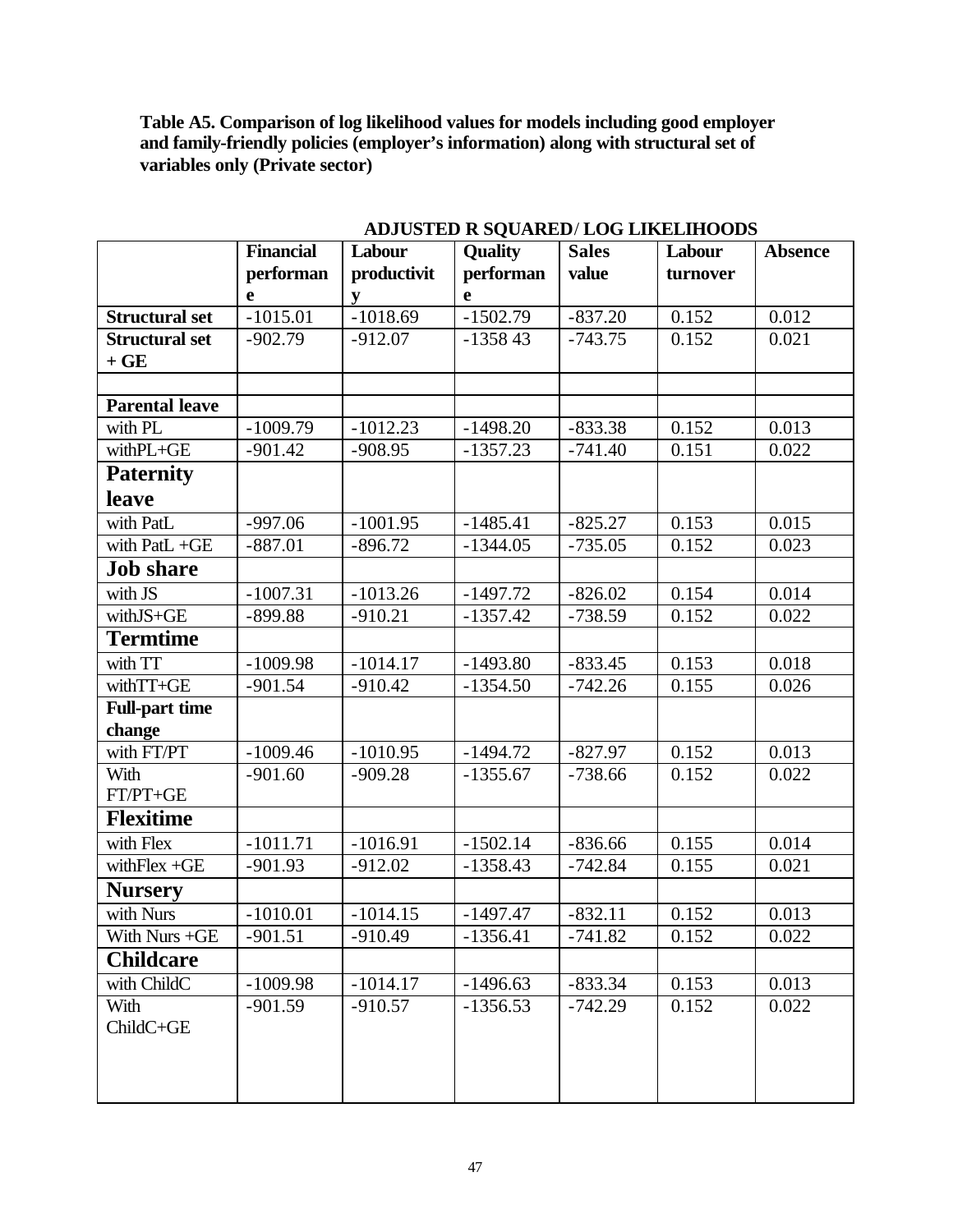**Table A5. Comparison of log likelihood values for models including good employer and family-friendly policies (employer's information) along with structural set of variables only (Private sector)**

| | ADJUSTED R SQUARED/ LOG LIKELIHOODS | | | | | |
|---|---|---|---|---|---|---|
| | **Financial performance** | **Labour productivity** | **Quality performance** | **Sales value** | **Labour turnover** | **Absence** |
| **Structural set** | -1015.01 | -1018.69 | -1502.79 | -837.20 | 0.152 | 0.012 |
| **Structural set + GE** | -902.79 | -912.07 | -1358 43 | -743.75 | 0.152 | 0.021 |
| | | | | | | |
| **Parental leave** | | | | | | |
| with PL | -1009.79 | -1012.23 | -1498.20 | -833.38 | 0.152 | 0.013 |
| withPL+GE | -901.42 | -908.95 | -1357.23 | -741.40 | 0.151 | 0.022 |
| **Paternity leave** | | | | | | |
| with PatL | -997.06 | -1001.95 | -1485.41 | -825.27 | 0.153 | 0.015 |
| with PatL +GE | -887.01 | -896.72 | -1344.05 | -735.05 | 0.152 | 0.023 |
| **Job share** | | | | | | |
| with JS | -1007.31 | -1013.26 | -1497.72 | -826.02 | 0.154 | 0.014 |
| withJS+GE | -899.88 | -910.21 | -1357.42 | -738.59 | 0.152 | 0.022 |
| **Termtime** | | | | | | |
| with TT | -1009.98 | -1014.17 | -1493.80 | -833.45 | 0.153 | 0.018 |
| withTT+GE | -901.54 | -910.42 | -1354.50 | -742.26 | 0.155 | 0.026 |
| **Full-part time change** | | | | | | |
| with FT/PT | -1009.46 | -1010.95 | -1494.72 | -827.97 | 0.152 | 0.013 |
| With FT/PT+GE | -901.60 | -909.28 | -1355.67 | -738.66 | 0.152 | 0.022 |
| **Flexitime** | | | | | | |
| with Flex | -1011.71 | -1016.91 | -1502.14 | -836.66 | 0.155 | 0.014 |
| withFlex +GE | -901.93 | -912.02 | -1358.43 | -742.84 | 0.155 | 0.021 |
| **Nursery** | | | | | | |
| with Nurs | -1010.01 | -1014.15 | -1497.47 | -832.11 | 0.152 | 0.013 |
| With Nurs +GE | -901.51 | -910.49 | -1356.41 | -741.82 | 0.152 | 0.022 |
| **Childcare** | | | | | | |
| with ChildC | -1009.98 | -1014.17 | -1496.63 | -833.34 | 0.153 | 0.013 |
| With ChildC+GE | -901.59 | -910.57 | -1356.53 | -742.29 | 0.152 | 0.022 |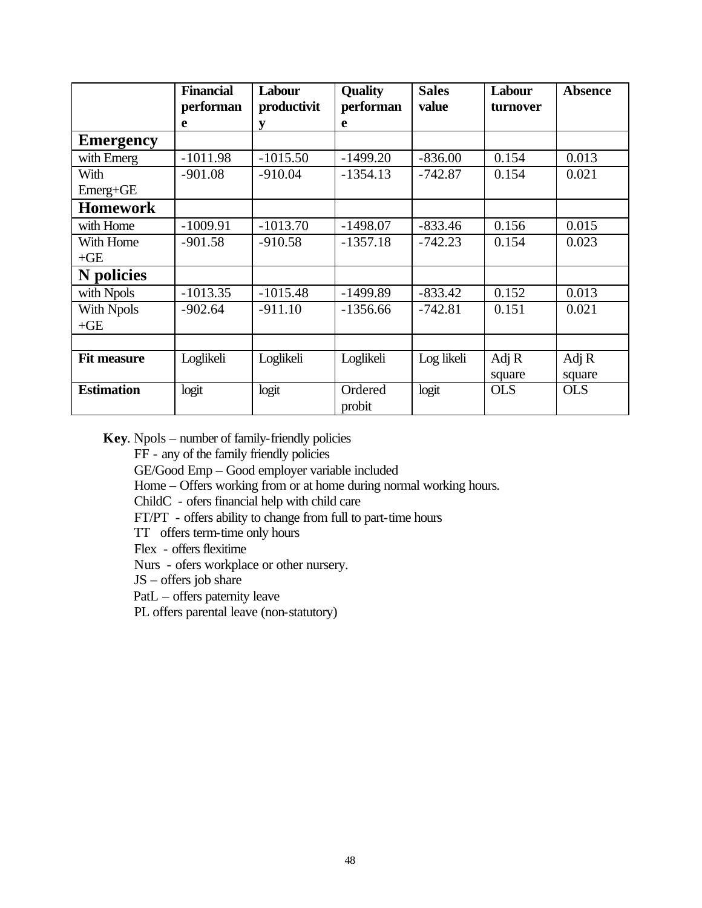|  | **Financial performance** | **Labour productivity** | **Quality performance** | **Sales value** | **Labour turnover** | **Absence** |
|---|---|---|---|---|---|---|
| **Emergency** |  |  |  |  |  |  |
| with Emerg | -1011.98 | -1015.50 | -1499.20 | -836.00 | 0.154 | 0.013 |
| With Emerg+GE | -901.08 | -910.04 | -1354.13 | -742.87 | 0.154 | 0.021 |
| **Homework** |  |  |  |  |  |  |
| with Home | -1009.91 | -1013.70 | -1498.07 | -833.46 | 0.156 | 0.015 |
| With Home +GE | -901.58 | -910.58 | -1357.18 | -742.23 | 0.154 | 0.023 |
| **N policies** |  |  |  |  |  |  |
| with Npols | -1013.35 | -1015.48 | -1499.89 | -833.42 | 0.152 | 0.013 |
| With Npols +GE | -902.64 | -911.10 | -1356.66 | -742.81 | 0.151 | 0.021 |
|  |  |  |  |  |  |  |
| **Fit measure** | Loglikeli | Loglikeli | Loglikeli | Log likeli | Adj R square | Adj R square |
| **Estimation** | logit | logit | Ordered probit | logit | OLS | OLS |

**Key**. Npols – number of family-friendly policies

FF - any of the family friendly policies

GE/Good Emp – Good employer variable included

Home – Offers working from or at home during normal working hours.

ChildC - ofers financial help with child care

FT/PT - offers ability to change from full to part-time hours

TT offers term-time only hours

Flex - offers flexitime

Nurs - ofers workplace or other nursery.

JS – offers job share

PatL – offers paternity leave

PL offers parental leave (non-statutory)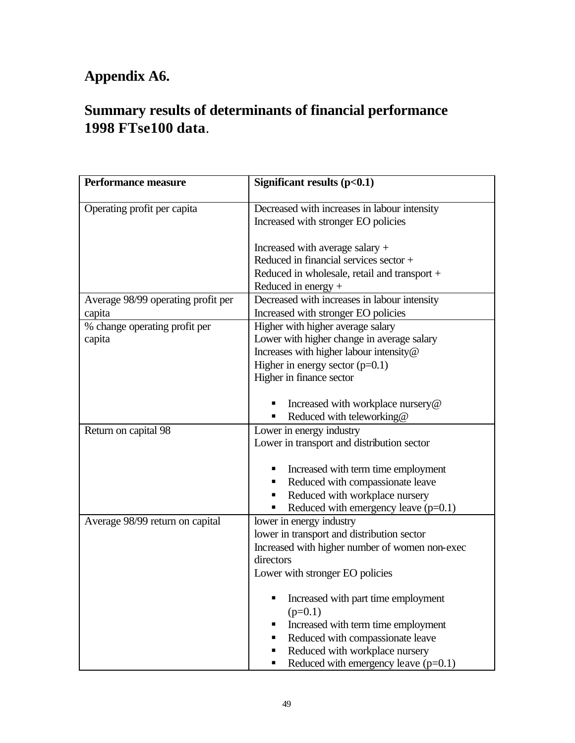# Appendix A6.

## Summary results of determinants of financial performance 1998 FTse100 data.

| Performance measure | Significant results (p<0.1) |
|---|---|
| Operating profit per capita | Decreased with increases in labour intensity<br>Increased with stronger EO policies<br><br>Increased with average salary +<br>Reduced in financial services sector +<br>Reduced in wholesale, retail and transport +<br>Reduced in energy + |
| Average 98/99 operating profit per capita | Decreased with increases in labour intensity<br>Increased with stronger EO policies |
| % change operating profit per capita | Higher with higher average salary<br>Lower with higher change in average salary<br>Increases with higher labour intensity@<br>Higher in energy sector (p=0.1)<br>Higher in finance sector<br><br>▪ Increased with workplace nursery@<br>▪ Reduced with teleworking@ |
| Return on capital 98 | Lower in energy industry<br>Lower in transport and distribution sector<br><br>▪ Increased with term time employment<br>▪ Reduced with compassionate leave<br>▪ Reduced with workplace nursery<br>▪ Reduced with emergency leave (p=0.1) |
| Average 98/99 return on capital | lower in energy industry<br>lower in transport and distribution sector<br>Increased with higher number of women non-exec directors<br>Lower with stronger EO policies<br><br>▪ Increased with part time employment (p=0.1)<br>▪ Increased with term time employment<br>▪ Reduced with compassionate leave<br>▪ Reduced with workplace nursery<br>▪ Reduced with emergency leave (p=0.1) |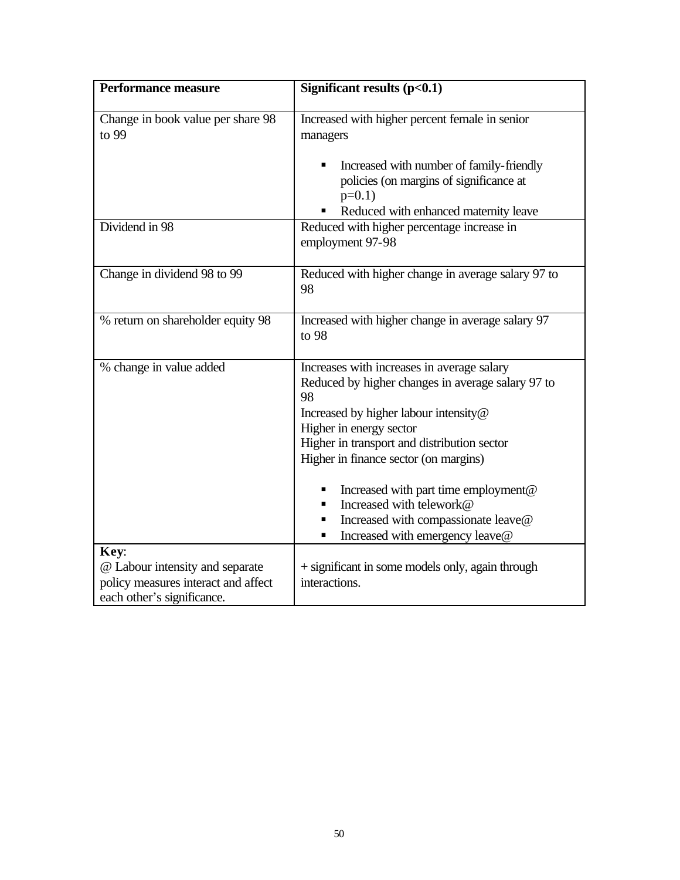| **Performance measure** | **Significant results ($p<0.1$)** |
|---|---|
| Change in book value per share 98 to 99 | Increased with higher percent female in senior managers<br><br>▪ Increased with number of family-friendly policies (on margins of significance at $p=0.1$)<br>▪ Reduced with enhanced maternity leave |
| Dividend in 98 | Reduced with higher percentage increase in employment 97-98 |
| Change in dividend 98 to 99 | Reduced with higher change in average salary 97 to 98 |
| % return on shareholder equity 98 | Increased with higher change in average salary 97 to 98 |
| % change in value added | Increases with increases in average salary<br>Reduced by higher changes in average salary 97 to 98<br>Increased by higher labour intensity@<br>Higher in energy sector<br>Higher in transport and distribution sector<br>Higher in finance sector (on margins)<br><br>▪ Increased with part time employment@<br>▪ Increased with telework@<br>▪ Increased with compassionate leave@<br>▪ Increased with emergency leave@ |
| **Key**:<br>@ Labour intensity and separate policy measures interact and affect each other's significance. | + significant in some models only, again through interactions. |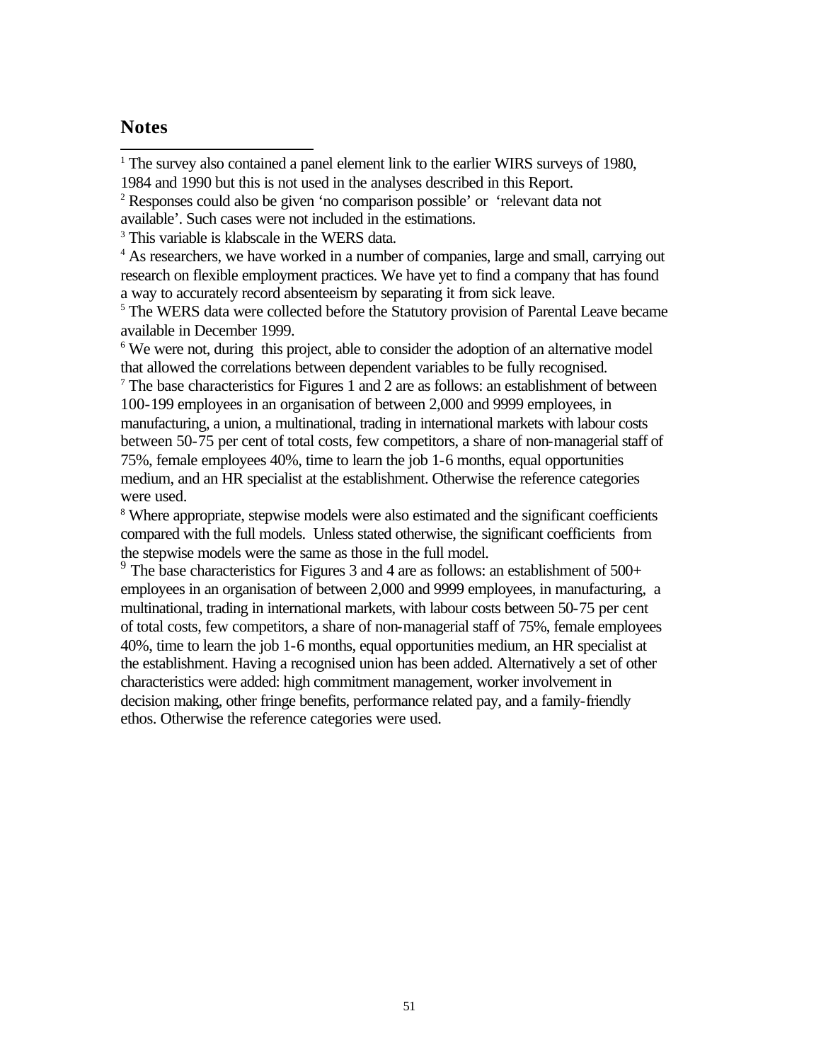## Notes

[1] The survey also contained a panel element link to the earlier WIRS surveys of 1980, 1984 and 1990 but this is not used in the analyses described in this Report.

[2] Responses could also be given 'no comparison possible' or 'relevant data not available'. Such cases were not included in the estimations.

[3] This variable is klabscale in the WERS data.

[4] As researchers, we have worked in a number of companies, large and small, carrying out research on flexible employment practices. We have yet to find a company that has found a way to accurately record absenteeism by separating it from sick leave.

[5] The WERS data were collected before the Statutory provision of Parental Leave became available in December 1999.

[6] We were not, during this project, able to consider the adoption of an alternative model that allowed the correlations between dependent variables to be fully recognised.

[7] The base characteristics for Figures 1 and 2 are as follows: an establishment of between 100-199 employees in an organisation of between 2,000 and 9999 employees, in manufacturing, a union, a multinational, trading in international markets with labour costs between 50-75 per cent of total costs, few competitors, a share of non-managerial staff of 75%, female employees 40%, time to learn the job 1-6 months, equal opportunities medium, and an HR specialist at the establishment. Otherwise the reference categories were used.

[8] Where appropriate, stepwise models were also estimated and the significant coefficients compared with the full models. Unless stated otherwise, the significant coefficients from the stepwise models were the same as those in the full model.

[9] The base characteristics for Figures 3 and 4 are as follows: an establishment of 500+ employees in an organisation of between 2,000 and 9999 employees, in manufacturing, a multinational, trading in international markets, with labour costs between 50-75 per cent of total costs, few competitors, a share of non-managerial staff of 75%, female employees 40%, time to learn the job 1-6 months, equal opportunities medium, an HR specialist at the establishment. Having a recognised union has been added. Alternatively a set of other characteristics were added: high commitment management, worker involvement in decision making, other fringe benefits, performance related pay, and a family-friendly ethos. Otherwise the reference categories were used.